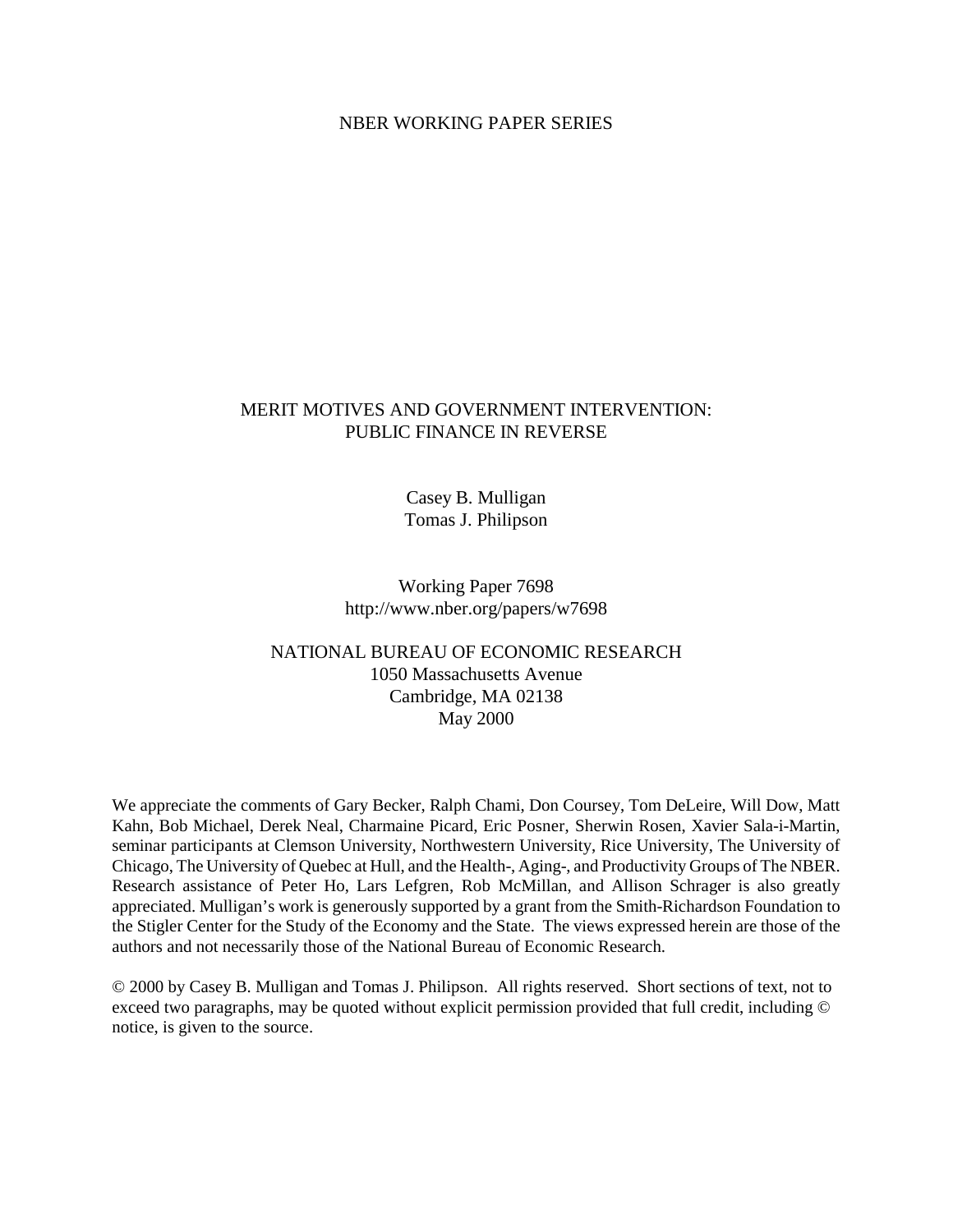NBER WORKING PAPER SERIES

# MERIT MOTIVES AND GOVERNMENT INTERVENTION: PUBLIC FINANCE IN REVERSE

Casey B. Mulligan
Tomas J. Philipson

Working Paper 7698
http://www.nber.org/papers/w7698

NATIONAL BUREAU OF ECONOMIC RESEARCH
1050 Massachusetts Avenue
Cambridge, MA 02138
May 2000

We appreciate the comments of Gary Becker, Ralph Chami, Don Coursey, Tom DeLeire, Will Dow, Matt Kahn, Bob Michael, Derek Neal, Charmaine Picard, Eric Posner, Sherwin Rosen, Xavier Sala-i-Martin, seminar participants at Clemson University, Northwestern University, Rice University, The University of Chicago, The University of Quebec at Hull, and the Health-, Aging-, and Productivity Groups of The NBER. Research assistance of Peter Ho, Lars Lefgren, Rob McMillan, and Allison Schrager is also greatly appreciated. Mulligan's work is generously supported by a grant from the Smith-Richardson Foundation to the Stigler Center for the Study of the Economy and the State. The views expressed herein are those of the authors and not necessarily those of the National Bureau of Economic Research.

© 2000 by Casey B. Mulligan and Tomas J. Philipson. All rights reserved. Short sections of text, not to exceed two paragraphs, may be quoted without explicit permission provided that full credit, including © notice, is given to the source.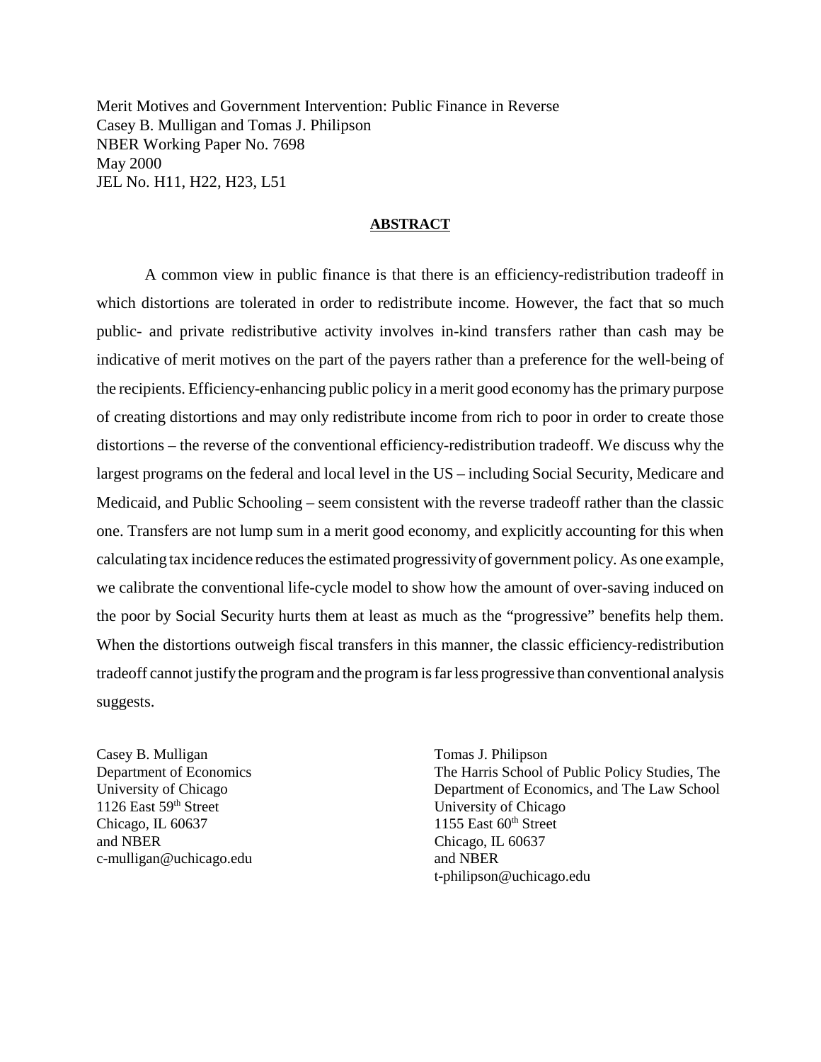Merit Motives and Government Intervention: Public Finance in Reverse
Casey B. Mulligan and Tomas J. Philipson
NBER Working Paper No. 7698
May 2000
JEL No. H11, H22, H23, L51

## ABSTRACT

A common view in public finance is that there is an efficiency-redistribution tradeoff in which distortions are tolerated in order to redistribute income. However, the fact that so much public- and private redistributive activity involves in-kind transfers rather than cash may be indicative of merit motives on the part of the payers rather than a preference for the well-being of the recipients. Efficiency-enhancing public policy in a merit good economy has the primary purpose of creating distortions and may only redistribute income from rich to poor in order to create those distortions – the reverse of the conventional efficiency-redistribution tradeoff. We discuss why the largest programs on the federal and local level in the US – including Social Security, Medicare and Medicaid, and Public Schooling – seem consistent with the reverse tradeoff rather than the classic one. Transfers are not lump sum in a merit good economy, and explicitly accounting for this when calculating tax incidence reduces the estimated progressivity of government policy. As one example, we calibrate the conventional life-cycle model to show how the amount of over-saving induced on the poor by Social Security hurts them at least as much as the "progressive" benefits help them. When the distortions outweigh fiscal transfers in this manner, the classic efficiency-redistribution tradeoff cannot justify the program and the program is far less progressive than conventional analysis suggests.

Casey B. Mulligan
Department of Economics
University of Chicago
1126 East 59th Street
Chicago, IL 60637
and NBER
c-mulligan@uchicago.edu

Tomas J. Philipson
The Harris School of Public Policy Studies, The Department of Economics, and The Law School
University of Chicago
1155 East 60th Street
Chicago, IL 60637
and NBER
t-philipson@uchicago.edu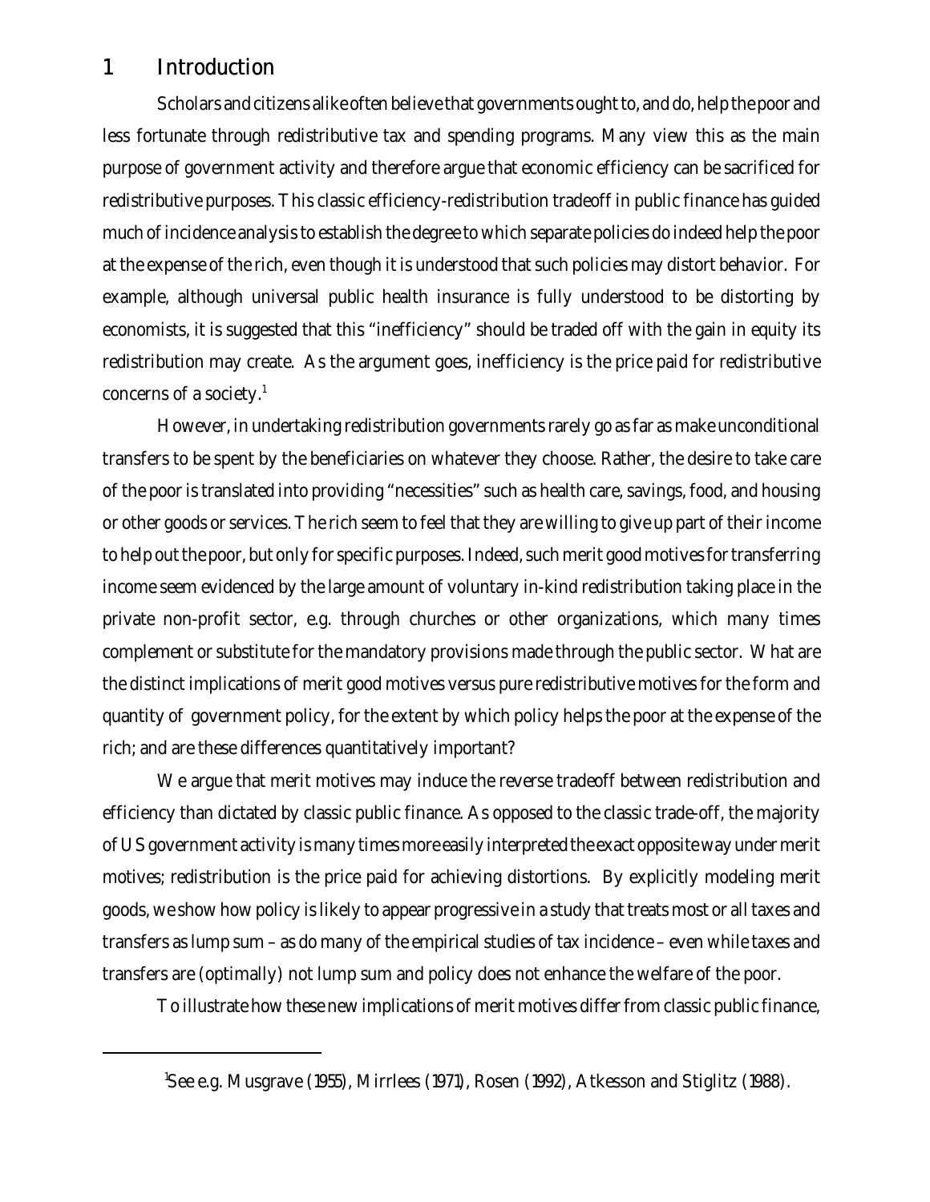## 1 Introduction

Scholars and citizens alike often believe that governments ought to, and do, help the poor and less fortunate through redistributive tax and spending programs. Many view this as the main purpose of government activity and therefore argue that economic efficiency can be sacrificed for redistributive purposes. This classic efficiency-redistribution tradeoff in public finance has guided much of incidence analysis to establish the degree to which separate policies do indeed help the poor at the expense of the rich, even though it is understood that such policies may distort behavior. For example, although universal public health insurance is fully understood to be distorting by economists, it is suggested that this "inefficiency" should be traded off with the gain in equity its redistribution may create. As the argument goes, inefficiency is the price paid for redistributive concerns of a society.[1]

However, in undertaking redistribution governments rarely go as far as make unconditional transfers to be spent by the beneficiaries on whatever they choose. Rather, the desire to take care of the poor is translated into providing "necessities" such as health care, savings, food, and housing or other goods or services. The rich seem to feel that they are willing to give up part of their income to help out the poor, but only for specific purposes. Indeed, such merit good motives for transferring income seem evidenced by the large amount of voluntary in-kind redistribution taking place in the private non-profit sector, e.g. through churches or other organizations, which many times complement or substitute for the mandatory provisions made through the public sector. What are the distinct implications of merit good motives versus pure redistributive motives for the form and quantity of government policy, for the extent by which policy helps the poor at the expense of the rich; and are these differences quantitatively important?

We argue that merit motives may induce the reverse tradeoff between redistribution and efficiency than dictated by classic public finance. As opposed to the classic trade-off, the majority of US government activity is many times more easily interpreted the exact opposite way under merit motives; redistribution is the price paid for achieving distortions. By explicitly modeling merit goods, we show how policy is likely to appear progressive in a study that treats most or all taxes and transfers as lump sum – as do many of the empirical studies of tax incidence – even while taxes and transfers are (optimally) not lump sum and policy does not enhance the welfare of the poor.

To illustrate how these new implications of merit motives differ from classic public finance,

[1] See e.g. Musgrave (1955), Mirrlees (1971), Rosen (1992), Atkesson and Stiglitz (1988).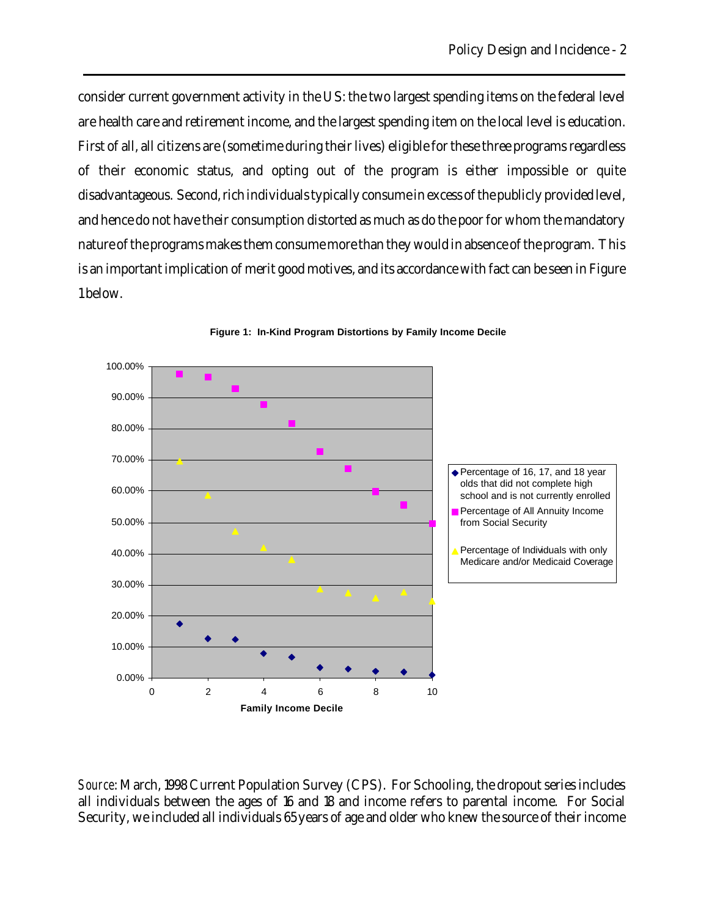consider current government activity in the US: the two largest spending items on the federal level are health care and retirement income, and the largest spending item on the local level is education. First of all, all citizens are (sometime during their lives) eligible for these three programs regardless of their economic status, and opting out of the program is either impossible or quite disadvantageous. Second, rich individuals typically consume in excess of the publicly provided level, and hence do not have their consumption distorted as much as do the poor for whom the mandatory nature of the programs makes them consume more than they would in absence of the program. This is an important implication of merit good motives, and its accordance with fact can be seen in Figure 1 below.

**Figure 1: In-Kind Program Distortions by Family Income Decile**

*Source*: March, 1998 Current Population Survey (CPS). For Schooling, the dropout series includes all individuals between the ages of 16 and 18 and income refers to parental income. For Social Security, we included all individuals 65 years of age and older who knew the source of their income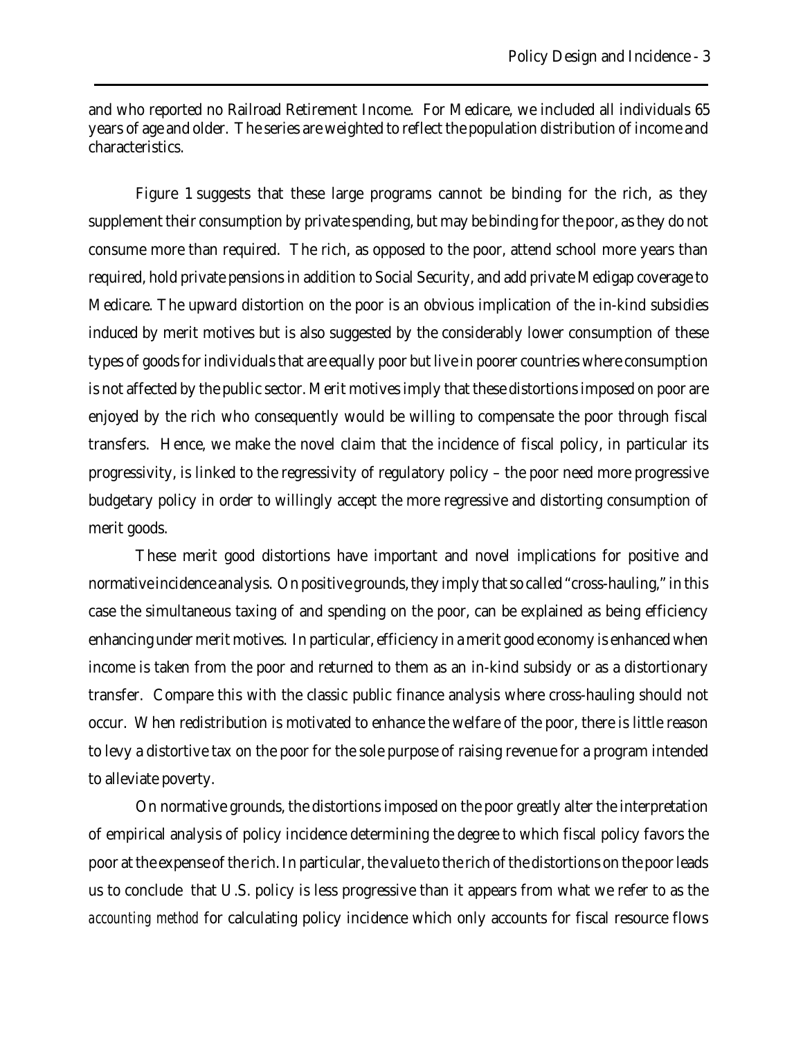and who reported no Railroad Retirement Income. For Medicare, we included all individuals 65 years of age and older. The series are weighted to reflect the population distribution of income and characteristics.

Figure 1 suggests that these large programs cannot be binding for the rich, as they supplement their consumption by private spending, but may be binding for the poor, as they do not consume more than required. The rich, as opposed to the poor, attend school more years than required, hold private pensions in addition to Social Security, and add private Medigap coverage to Medicare. The upward distortion on the poor is an obvious implication of the in-kind subsidies induced by merit motives but is also suggested by the considerably lower consumption of these types of goods for individuals that are equally poor but live in poorer countries where consumption is not affected by the public sector. Merit motives imply that these distortions imposed on poor are enjoyed by the rich who consequently would be willing to compensate the poor through fiscal transfers. Hence, we make the novel claim that the incidence of fiscal policy, in particular its progressivity, is linked to the regressivity of regulatory policy – the poor need more progressive budgetary policy in order to willingly accept the more regressive and distorting consumption of merit goods.

These merit good distortions have important and novel implications for positive and normative incidence analysis. On positive grounds, they imply that so called "cross-hauling," in this case the simultaneous taxing of and spending on the poor, can be explained as being efficiency enhancing under merit motives. In particular, efficiency in a merit good economy is enhanced when income is taken from the poor and returned to them as an in-kind subsidy or as a distortionary transfer. Compare this with the classic public finance analysis where cross-hauling should not occur. When redistribution is motivated to enhance the welfare of the poor, there is little reason to levy a distortive tax on the poor for the sole purpose of raising revenue for a program intended to alleviate poverty.

On normative grounds, the distortions imposed on the poor greatly alter the interpretation of empirical analysis of policy incidence determining the degree to which fiscal policy favors the poor at the expense of the rich. In particular, the value to the rich of the distortions on the poor leads us to conclude that U.S. policy is less progressive than it appears from what we refer to as the *accounting method* for calculating policy incidence which only accounts for fiscal resource flows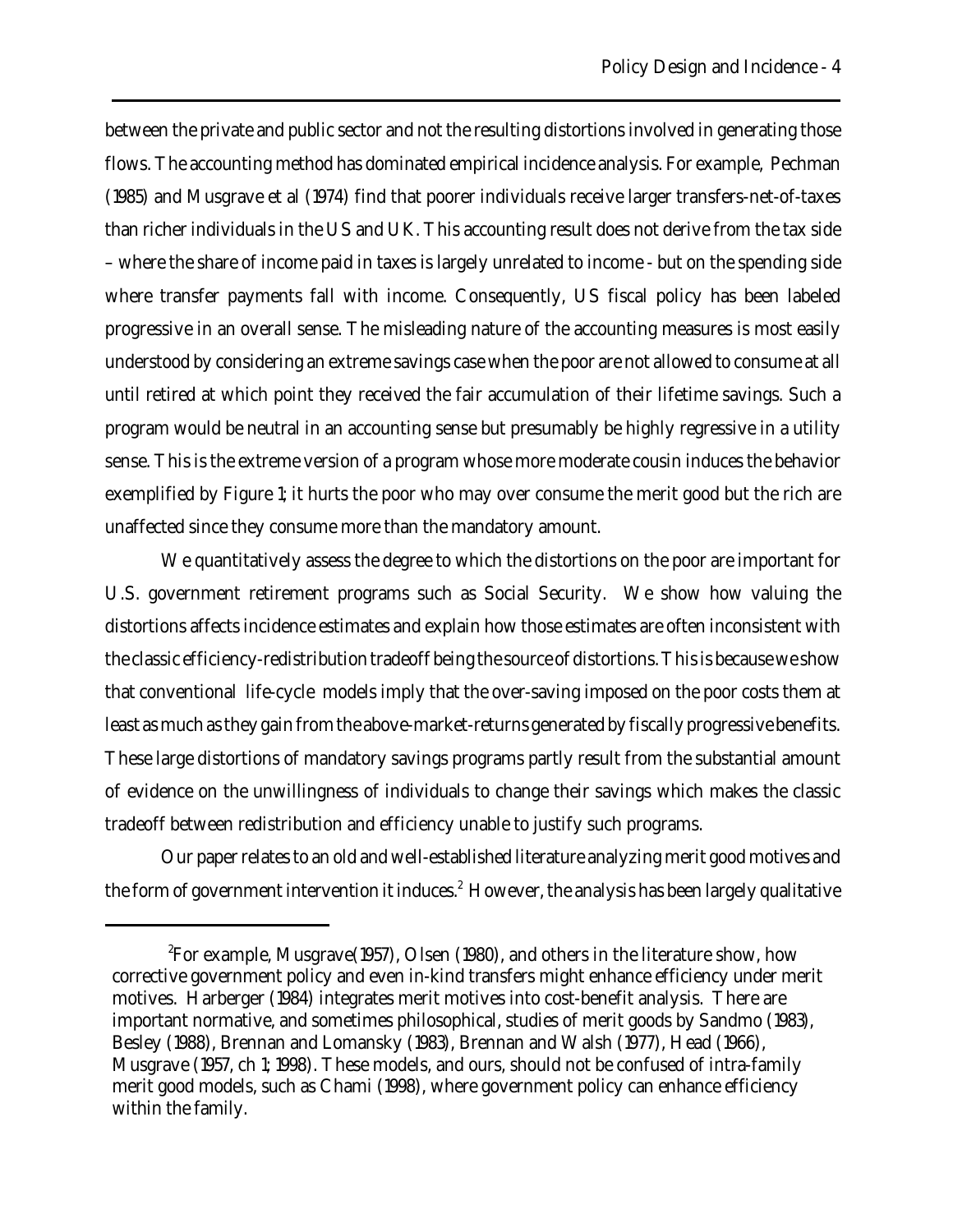between the private and public sector and not the resulting distortions involved in generating those flows. The accounting method has dominated empirical incidence analysis. For example, Pechman (1985) and Musgrave et al (1974) find that poorer individuals receive larger transfers-net-of-taxes than richer individuals in the US and UK. This accounting result does not derive from the tax side – where the share of income paid in taxes is largely unrelated to income - but on the spending side where transfer payments fall with income. Consequently, US fiscal policy has been labeled progressive in an overall sense. The misleading nature of the accounting measures is most easily understood by considering an extreme savings case when the poor are not allowed to consume at all until retired at which point they received the fair accumulation of their lifetime savings. Such a program would be neutral in an accounting sense but presumably be highly regressive in a utility sense. This is the extreme version of a program whose more moderate cousin induces the behavior exemplified by Figure 1; it hurts the poor who may over consume the merit good but the rich are unaffected since they consume more than the mandatory amount.

We quantitatively assess the degree to which the distortions on the poor are important for U.S. government retirement programs such as Social Security. We show how valuing the distortions affects incidence estimates and explain how those estimates are often inconsistent with the classic efficiency-redistribution tradeoff being the source of distortions. This is because we show that conventional life-cycle models imply that the over-saving imposed on the poor costs them at least as much as they gain from the above-market-returns generated by fiscally progressive benefits. These large distortions of mandatory savings programs partly result from the substantial amount of evidence on the unwillingness of individuals to change their savings which makes the classic tradeoff between redistribution and efficiency unable to justify such programs.

Our paper relates to an old and well-established literature analyzing merit good motives and the form of government intervention it induces.[2] However, the analysis has been largely qualitative

[2] For example, Musgrave(1957), Olsen (1980), and others in the literature show, how corrective government policy and even in-kind transfers might enhance efficiency under merit motives. Harberger (1984) integrates merit motives into cost-benefit analysis. There are important normative, and sometimes philosophical, studies of merit goods by Sandmo (1983), Besley (1988), Brennan and Lomansky (1983), Brennan and Walsh (1977), Head (1966), Musgrave (1957, ch 1; 1998). These models, and ours, should not be confused of intra-family merit good models, such as Chami (1998), where government policy can enhance efficiency within the family.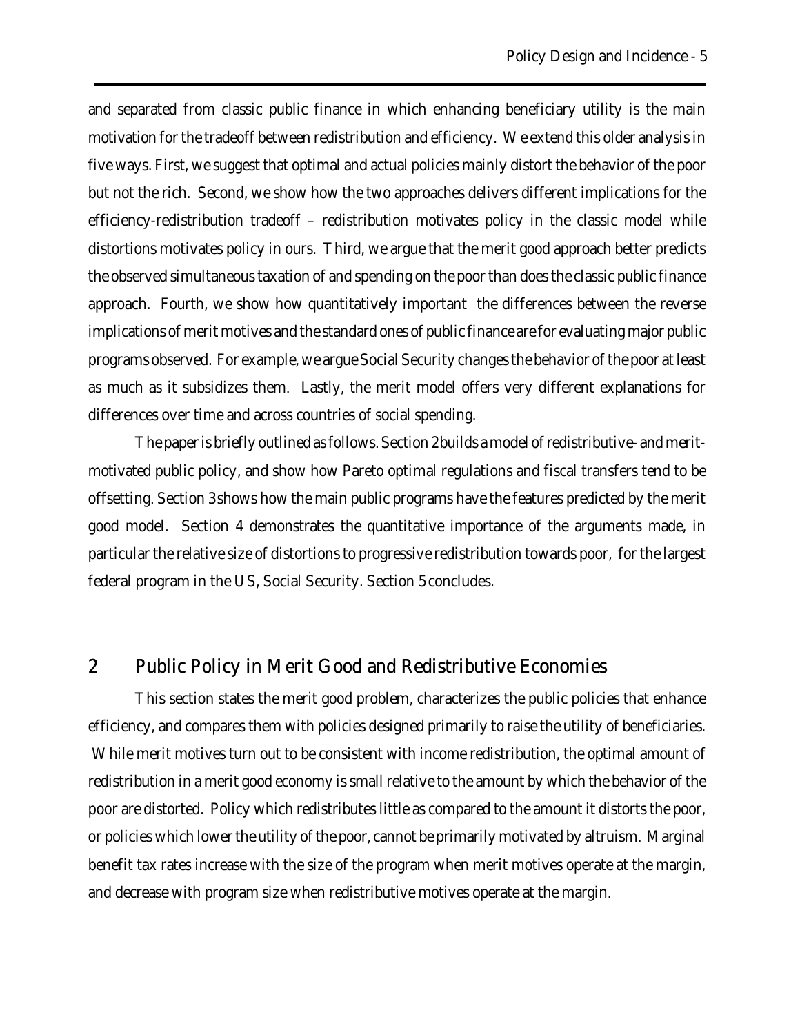and separated from classic public finance in which enhancing beneficiary utility is the main motivation for the tradeoff between redistribution and efficiency. We extend this older analysis in five ways. First, we suggest that optimal and actual policies mainly distort the behavior of the poor but not the rich. Second, we show how the two approaches delivers different implications for the efficiency-redistribution tradeoff – redistribution motivates policy in the classic model while distortions motivates policy in ours. Third, we argue that the merit good approach better predicts the observed simultaneous taxation of and spending on the poor than does the classic public finance approach. Fourth, we show how quantitatively important the differences between the reverse implications of merit motives and the standard ones of public finance are for evaluating major public programs observed. For example, we argue Social Security changes the behavior of the poor at least as much as it subsidizes them. Lastly, the merit model offers very different explanations for differences over time and across countries of social spending.

The paper is briefly outlined as follows. Section 2 builds a model of redistributive- and merit-motivated public policy, and show how Pareto optimal regulations and fiscal transfers tend to be offsetting. Section 3 shows how the main public programs have the features predicted by the merit good model. Section 4 demonstrates the quantitative importance of the arguments made, in particular the relative size of distortions to progressive redistribution towards poor, for the largest federal program in the US, Social Security. Section 5 concludes.

## 2 Public Policy in Merit Good and Redistributive Economies

This section states the merit good problem, characterizes the public policies that enhance efficiency, and compares them with policies designed primarily to raise the utility of beneficiaries. While merit motives turn out to be consistent with income redistribution, the optimal amount of redistribution in a merit good economy is small relative to the amount by which the behavior of the poor are distorted. Policy which redistributes little as compared to the amount it distorts the poor, or policies which lower the utility of the poor, cannot be primarily motivated by altruism. Marginal benefit tax rates increase with the size of the program when merit motives operate at the margin, and decrease with program size when redistributive motives operate at the margin.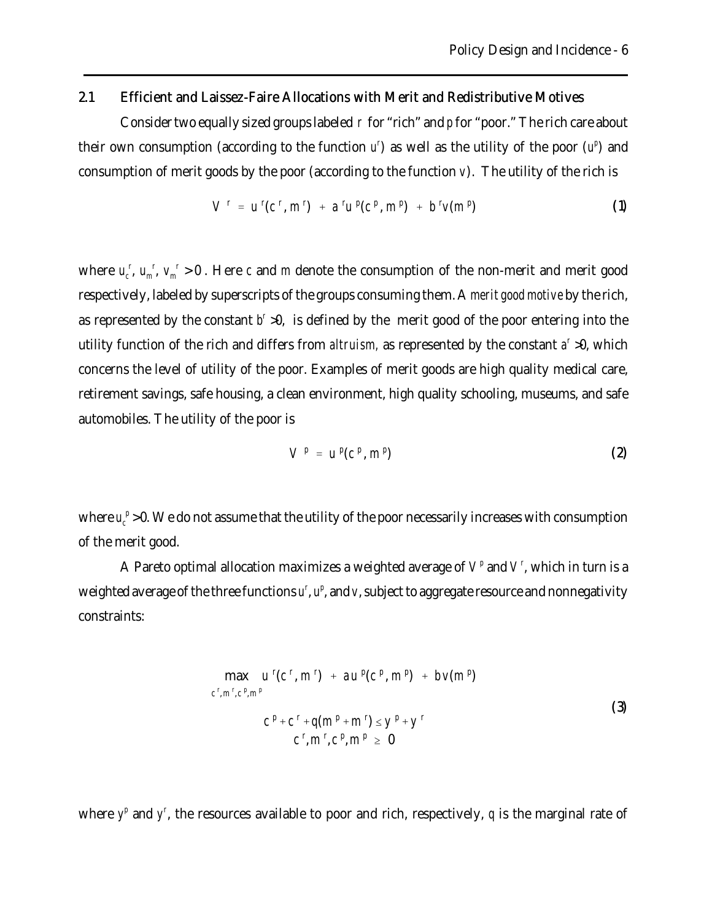### 2.1 Efficient and Laissez-Faire Allocations with Merit and Redistributive Motives

Consider two equally sized groups labeled $r$ for "rich" and $p$ for "poor." The rich care about their own consumption (according to the function $u^r$) as well as the utility of the poor ($u^p$) and consumption of merit goods by the poor (according to the function $v$). The utility of the rich is

$$V^r = u^r(c^r, m^r) + a^r u^p(c^p, m^p) + b^r v(m^p) \tag{1}$$

where $u_c^r$, $u_m^r$, $v_m^r > 0$. Here $c$ and $m$ denote the consumption of the non-merit and merit good respectively, labeled by superscripts of the groups consuming them. A *merit good motive* by the rich, as represented by the constant $b^r > 0$, is defined by the merit good of the poor entering into the utility function of the rich and differs from *altruism*, as represented by the constant $a^r > 0$, which concerns the level of utility of the poor. Examples of merit goods are high quality medical care, retirement savings, safe housing, a clean environment, high quality schooling, museums, and safe automobiles. The utility of the poor is

$$V^p = u^p(c^p, m^p) \tag{2}$$

where $u_c^p > 0$. We do not assume that the utility of the poor necessarily increases with consumption of the merit good.

A Pareto optimal allocation maximizes a weighted average of $V^p$ and $V^r$, which in turn is a weighted average of the three functions $u^r$, $u^p$, and $v$, subject to aggregate resource and nonnegativity constraints:

$$\begin{gathered} \max_{c^r, m^r, c^p, m^p} \; u^r(c^r, m^r) + a u^p(c^p, m^p) + b v(m^p) \\ c^p + c^r + q(m^p + m^r) \leq y^p + y^r \\ c^r, m^r, c^p, m^p \geq 0 \end{gathered} \tag{3}$$

where $y^p$ and $y^r$, the resources available to poor and rich, respectively, $q$ is the marginal rate of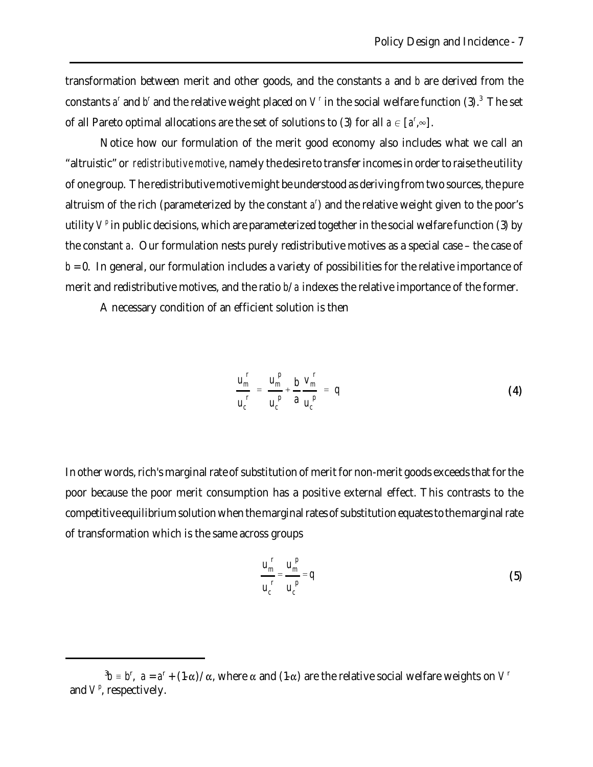transformation between merit and other goods, and the constants $a$ and $b$ are derived from the constants $a^r$ and $b^r$ and the relative weight placed on $V^r$ in the social welfare function (3).[3] The set of all Pareto optimal allocations are the set of solutions to (3) for all $a \in [a^r, \infty]$.

Notice how our formulation of the merit good economy also includes what we call an "altruistic" or *redistributive motive*, namely the desire to transfer incomes in order to raise the utility of one group. The redistributive motive might be understood as deriving from two sources, the pure altruism of the rich (parameterized by the constant $a^r$) and the relative weight given to the poor's utility $V^p$ in public decisions, which are parameterized together in the social welfare function (3) by the constant $a$. Our formulation nests purely redistributive motives as a special case – the case of $b = 0$. In general, our formulation includes a variety of possibilities for the relative importance of merit and redistributive motives, and the ratio $b/a$ indexes the relative importance of the former.

A necessary condition of an efficient solution is then

$$\frac{u_m^r}{u_c^r} = \frac{u_m^p}{u_c^p} + \frac{b}{a}\frac{v_m^r}{u_c^p} = q \tag{4}$$

In other words, rich's marginal rate of substitution of merit for non-merit goods exceeds that for the poor because the poor merit consumption has a positive external effect. This contrasts to the competitive equilibrium solution when the marginal rates of substitution equates to the marginal rate of transformation which is the same across groups

$$\frac{u_m^r}{u_c^r} = \frac{u_m^p}{u_c^p} = q \tag{5}$$

---

[3] $b \equiv b^r$, $a = a^r + (1-\alpha)/\alpha$, where $\alpha$ and $(1-\alpha)$ are the relative social welfare weights on $V^r$ and $V^p$, respectively.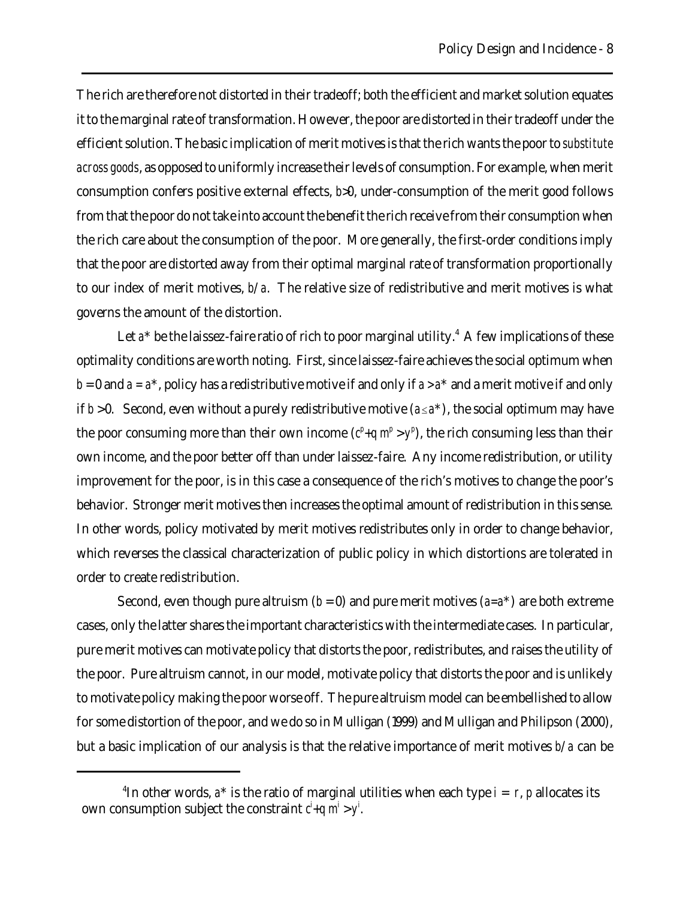The rich are therefore not distorted in their tradeoff; both the efficient and market solution equates it to the marginal rate of transformation. However, the poor are distorted in their tradeoff under the efficient solution. The basic implication of merit motives is that the rich wants the poor to *substitute across goods*, as opposed to uniformly increase their levels of consumption. For example, when merit consumption confers positive external effects, $b>0$, under-consumption of the merit good follows from that the poor do not take into account the benefit the rich receive from their consumption when the rich care about the consumption of the poor. More generally, the first-order conditions imply that the poor are distorted away from their optimal marginal rate of transformation proportionally to our index of merit motives, $b/a$. The relative size of redistributive and merit motives is what governs the amount of the distortion.

Let $a^*$ be the laissez-faire ratio of rich to poor marginal utility.[4] A few implications of these optimality conditions are worth noting. First, since laissez-faire achieves the social optimum when $b = 0$ and $a = a^*$, policy has a redistributive motive if and only if $a > a^*$ and a merit motive if and only if $b > 0$. Second, even without a purely redistributive motive ($a \leq a^*$), the social optimum may have the poor consuming more than their own income ($c^p+q\,m^p > y^p$), the rich consuming less than their own income, and the poor better off than under laissez-faire. Any income redistribution, or utility improvement for the poor, is in this case a consequence of the rich's motives to change the poor's behavior. Stronger merit motives then increases the optimal amount of redistribution in this sense. In other words, policy motivated by merit motives redistributes only in order to change behavior, which reverses the classical characterization of public policy in which distortions are tolerated in order to create redistribution.

Second, even though pure altruism ($b = 0$) and pure merit motives ($a=a^*$) are both extreme cases, only the latter shares the important characteristics with the intermediate cases. In particular, pure merit motives can motivate policy that distorts the poor, redistributes, and raises the utility of the poor. Pure altruism cannot, in our model, motivate policy that distorts the poor and is unlikely to motivate policy making the poor worse off. The pure altruism model can be embellished to allow for some distortion of the poor, and we do so in Mulligan (1999) and Mulligan and Philipson (2000), but a basic implication of our analysis is that the relative importance of merit motives $b/a$ can be

---

[4] In other words, $a^*$ is the ratio of marginal utilities when each type $i = r, p$ allocates its own consumption subject the constraint $c^i+q\,m^i > y^i$.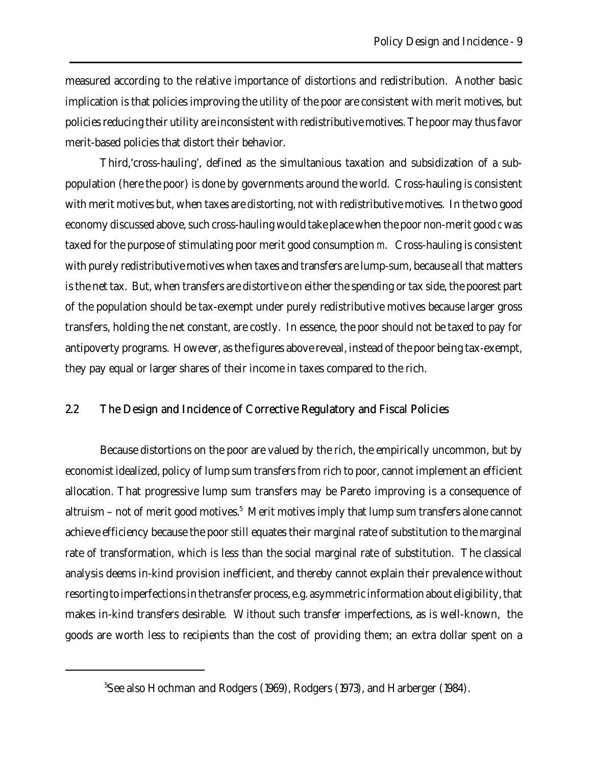measured according to the relative importance of distortions and redistribution. Another basic implication is that policies improving the utility of the poor are consistent with merit motives, but policies reducing their utility are inconsistent with redistributive motives. The poor may thus favor merit-based policies that distort their behavior.

Third,'cross-hauling', defined as the simultanious taxation and subsidization of a sub-population (here the poor) is done by governments around the world. Cross-hauling is consistent with merit motives but, when taxes are distorting, not with redistributive motives. In the two good economy discussed above, such cross-hauling would take place when the poor non-merit good $c$ was taxed for the purpose of stimulating poor merit good consumption $m$. Cross-hauling is consistent with purely redistributive motives when taxes and transfers are lump-sum, because all that matters is the net tax. But, when transfers are distortive on either the spending or tax side, the poorest part of the population should be tax-exempt under purely redistributive motives because larger gross transfers, holding the net constant, are costly. In essence, the poor should not be taxed to pay for antipoverty programs. However, as the figures above reveal, instead of the poor being tax-exempt, they pay equal or larger shares of their income in taxes compared to the rich.

## 2.2 The Design and Incidence of Corrective Regulatory and Fiscal Policies

Because distortions on the poor are valued by the rich, the empirically uncommon, but by economist idealized, policy of lump sum transfers from rich to poor, cannot implement an efficient allocation. That progressive lump sum transfers may be Pareto improving is a consequence of altruism – not of merit good motives.[5] Merit motives imply that lump sum transfers alone cannot achieve efficiency because the poor still equates their marginal rate of substitution to the marginal rate of transformation, which is less than the social marginal rate of substitution. The classical analysis deems in-kind provision inefficient, and thereby cannot explain their prevalence without resorting to imperfections in the transfer process, e.g. asymmetric information about eligibility, that makes in-kind transfers desirable. Without such transfer imperfections, as is well-known, the goods are worth less to recipients than the cost of providing them; an extra dollar spent on a

[5]See also Hochman and Rodgers (1969), Rodgers (1973), and Harberger (1984).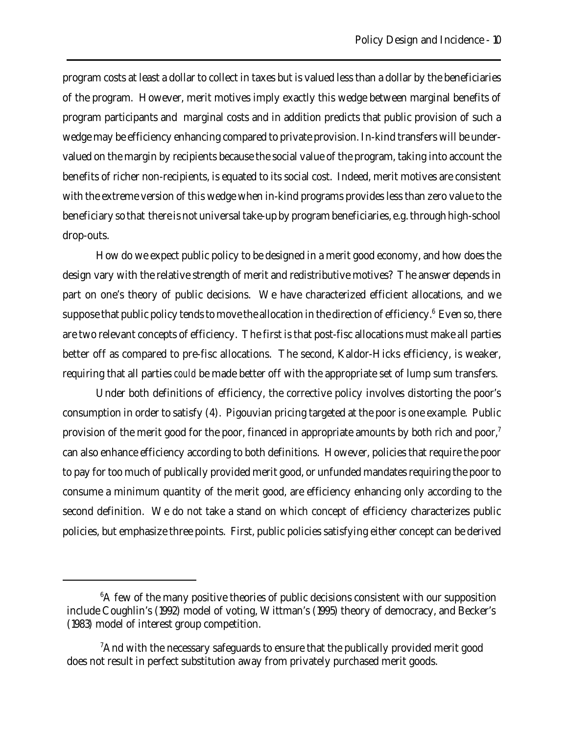program costs at least a dollar to collect in taxes but is valued less than a dollar by the beneficiaries of the program. However, merit motives imply exactly this wedge between marginal benefits of program participants and marginal costs and in addition predicts that public provision of such a wedge may be efficiency enhancing compared to private provision. In-kind transfers will be under-valued on the margin by recipients because the social value of the program, taking into account the benefits of richer non-recipients, is equated to its social cost. Indeed, merit motives are consistent with the extreme version of this wedge when in-kind programs provides less than zero value to the beneficiary so that there is not universal take-up by program beneficiaries, e.g. through high-school drop-outs.

How do we expect public policy to be designed in a merit good economy, and how does the design vary with the relative strength of merit and redistributive motives? The answer depends in part on one's theory of public decisions. We have characterized efficient allocations, and we suppose that public policy tends to move the allocation in the direction of efficiency.[6] Even so, there are two relevant concepts of efficiency. The first is that post-fisc allocations must make all parties better off as compared to pre-fisc allocations. The second, Kaldor-Hicks efficiency, is weaker, requiring that all parties *could* be made better off with the appropriate set of lump sum transfers.

Under both definitions of efficiency, the corrective policy involves distorting the poor's consumption in order to satisfy (4). Pigouvian pricing targeted at the poor is one example. Public provision of the merit good for the poor, financed in appropriate amounts by both rich and poor,[7] can also enhance efficiency according to both definitions. However, policies that require the poor to pay for too much of publically provided merit good, or unfunded mandates requiring the poor to consume a minimum quantity of the merit good, are efficiency enhancing only according to the second definition. We do not take a stand on which concept of efficiency characterizes public policies, but emphasize three points. First, public policies satisfying either concept can be derived

---

[6] A few of the many positive theories of public decisions consistent with our supposition include Coughlin's (1992) model of voting, Wittman's (1995) theory of democracy, and Becker's (1983) model of interest group competition.

[7] And with the necessary safeguards to ensure that the publically provided merit good does not result in perfect substitution away from privately purchased merit goods.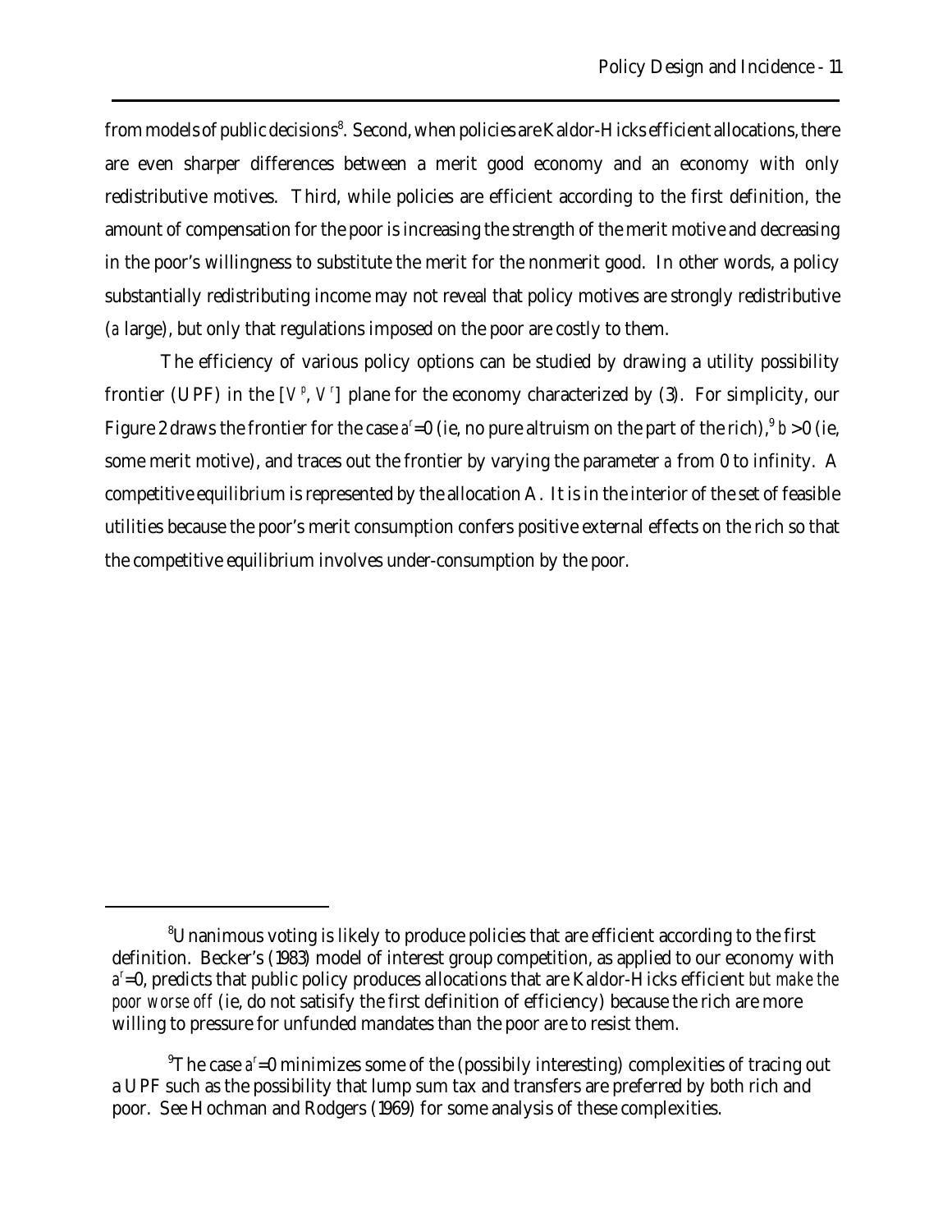from models of public decisions[8]. Second, when policies are Kaldor-Hicks efficient allocations, there are even sharper differences between a merit good economy and an economy with only redistributive motives. Third, while policies are efficient according to the first definition, the amount of compensation for the poor is increasing the strength of the merit motive and decreasing in the poor's willingness to substitute the merit for the nonmerit good. In other words, a policy substantially redistributing income may not reveal that policy motives are strongly redistributive ($a$ large), but only that regulations imposed on the poor are costly to them.

The efficiency of various policy options can be studied by drawing a utility possibility frontier (UPF) in the [$V^p$, $V^r$] plane for the economy characterized by (3). For simplicity, our Figure 2 draws the frontier for the case $a^r$=0 (ie, no pure altruism on the part of the rich),[9] $b$ >0 (ie, some merit motive), and traces out the frontier by varying the parameter $a$ from 0 to infinity. A competitive equilibrium is represented by the allocation A. It is in the interior of the set of feasible utilities because the poor's merit consumption confers positive external effects on the rich so that the competitive equilibrium involves under-consumption by the poor.

---

[8]Unanimous voting is likely to produce policies that are efficient according to the first definition. Becker's (1983) model of interest group competition, as applied to our economy with $a^r$=0, predicts that public policy produces allocations that are Kaldor-Hicks efficient *but make the poor worse off* (ie, do not satisify the first definition of efficiency) because the rich are more willing to pressure for unfunded mandates than the poor are to resist them.

[9]The case $a^r$=0 minimizes some of the (possibily interesting) complexities of tracing out a UPF such as the possibility that lump sum tax and transfers are preferred by both rich and poor. See Hochman and Rodgers (1969) for some analysis of these complexities.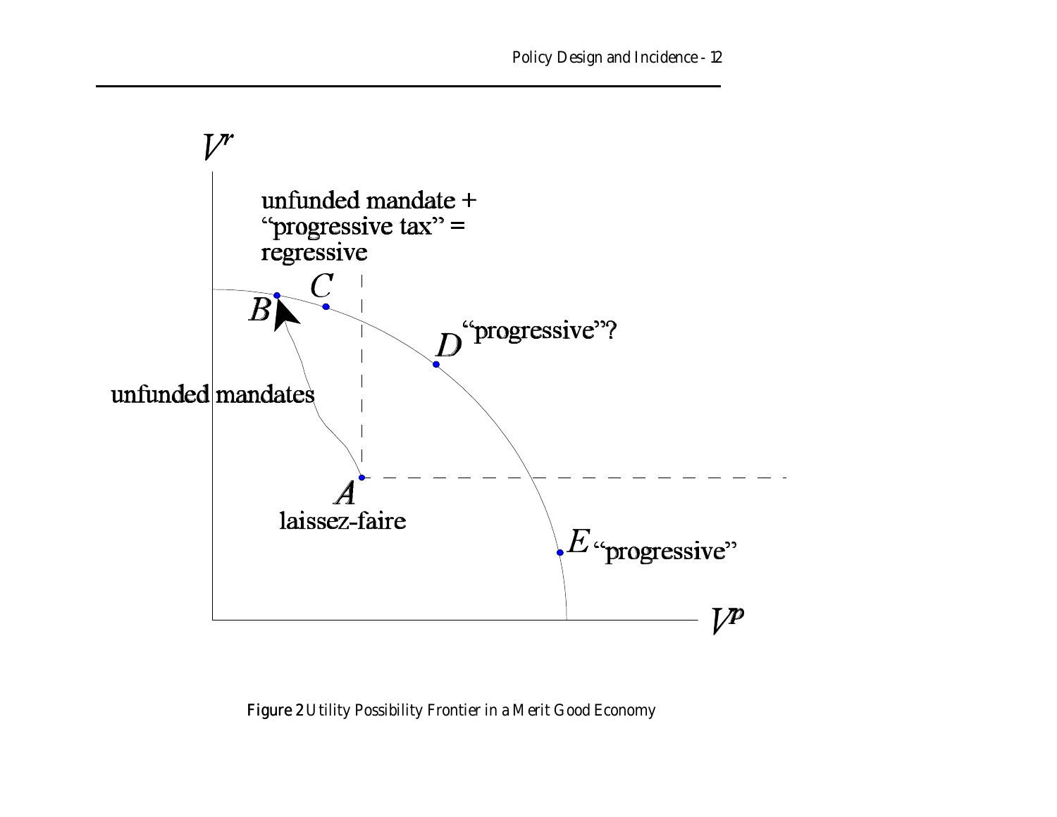**Figure 2** Utility Possibility Frontier in a Merit Good Economy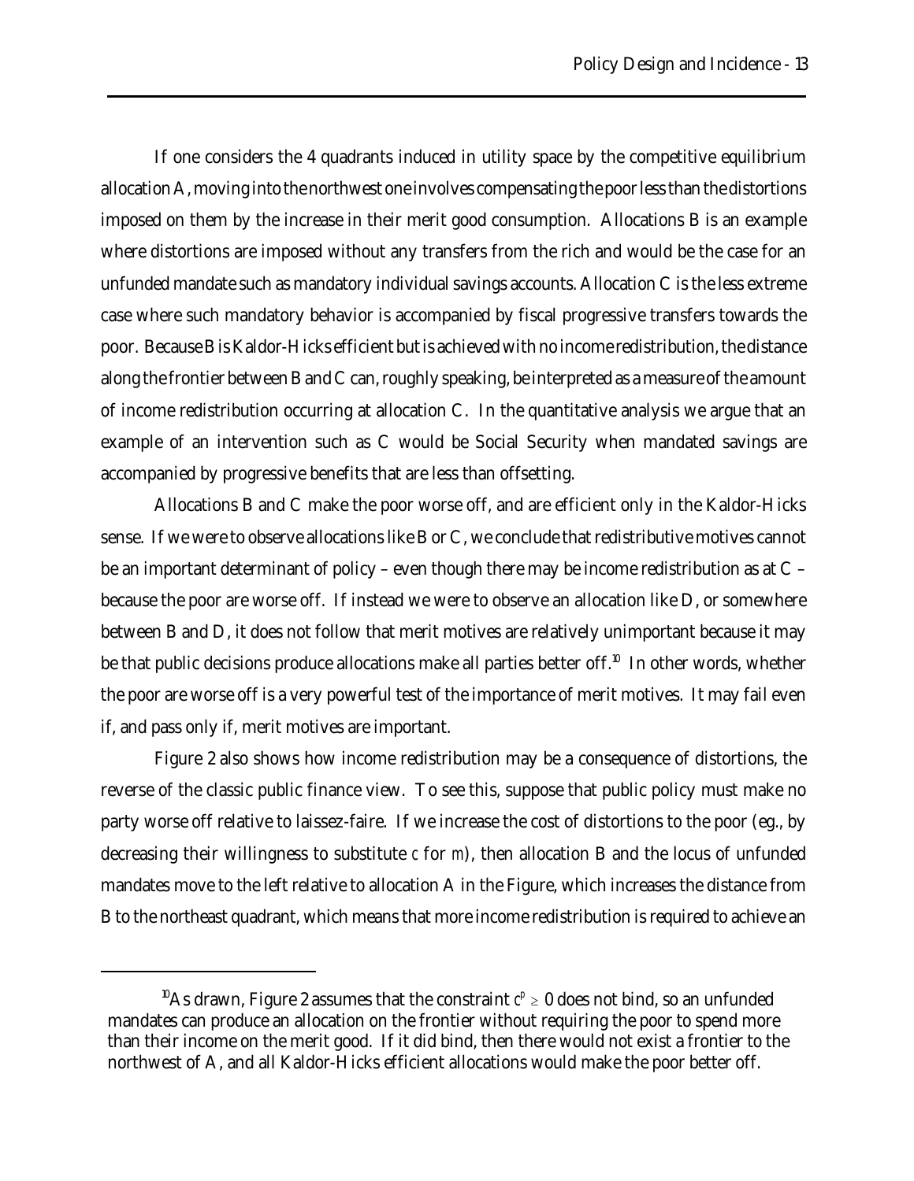If one considers the 4 quadrants induced in utility space by the competitive equilibrium allocation A, moving into the northwest one involves compensating the poor less than the distortions imposed on them by the increase in their merit good consumption. Allocations B is an example where distortions are imposed without any transfers from the rich and would be the case for an unfunded mandate such as mandatory individual savings accounts. Allocation C is the less extreme case where such mandatory behavior is accompanied by fiscal progressive transfers towards the poor. Because B is Kaldor-Hicks efficient but is achieved with no income redistribution, the distance along the frontier between B and C can, roughly speaking, be interpreted as a measure of the amount of income redistribution occurring at allocation C. In the quantitative analysis we argue that an example of an intervention such as C would be Social Security when mandated savings are accompanied by progressive benefits that are less than offsetting.

Allocations B and C make the poor worse off, and are efficient only in the Kaldor-Hicks sense. If we were to observe allocations like B or C, we conclude that redistributive motives cannot be an important determinant of policy – even though there may be income redistribution as at C – because the poor are worse off. If instead we were to observe an allocation like D, or somewhere between B and D, it does not follow that merit motives are relatively unimportant because it may be that public decisions produce allocations make all parties better off.[10] In other words, whether the poor are worse off is a very powerful test of the importance of merit motives. It may fail even if, and pass only if, merit motives are important.

Figure 2 also shows how income redistribution may be a consequence of distortions, the reverse of the classic public finance view. To see this, suppose that public policy must make no party worse off relative to laissez-faire. If we increase the cost of distortions to the poor (eg., by decreasing their willingness to substitute $c$ for $m$), then allocation B and the locus of unfunded mandates move to the left relative to allocation A in the Figure, which increases the distance from B to the northeast quadrant, which means that more income redistribution is required to achieve an

[10] As drawn, Figure 2 assumes that the constraint $c^p \geq 0$ does not bind, so an unfunded mandates can produce an allocation on the frontier without requiring the poor to spend more than their income on the merit good. If it did bind, then there would not exist a frontier to the northwest of A, and all Kaldor-Hicks efficient allocations would make the poor better off.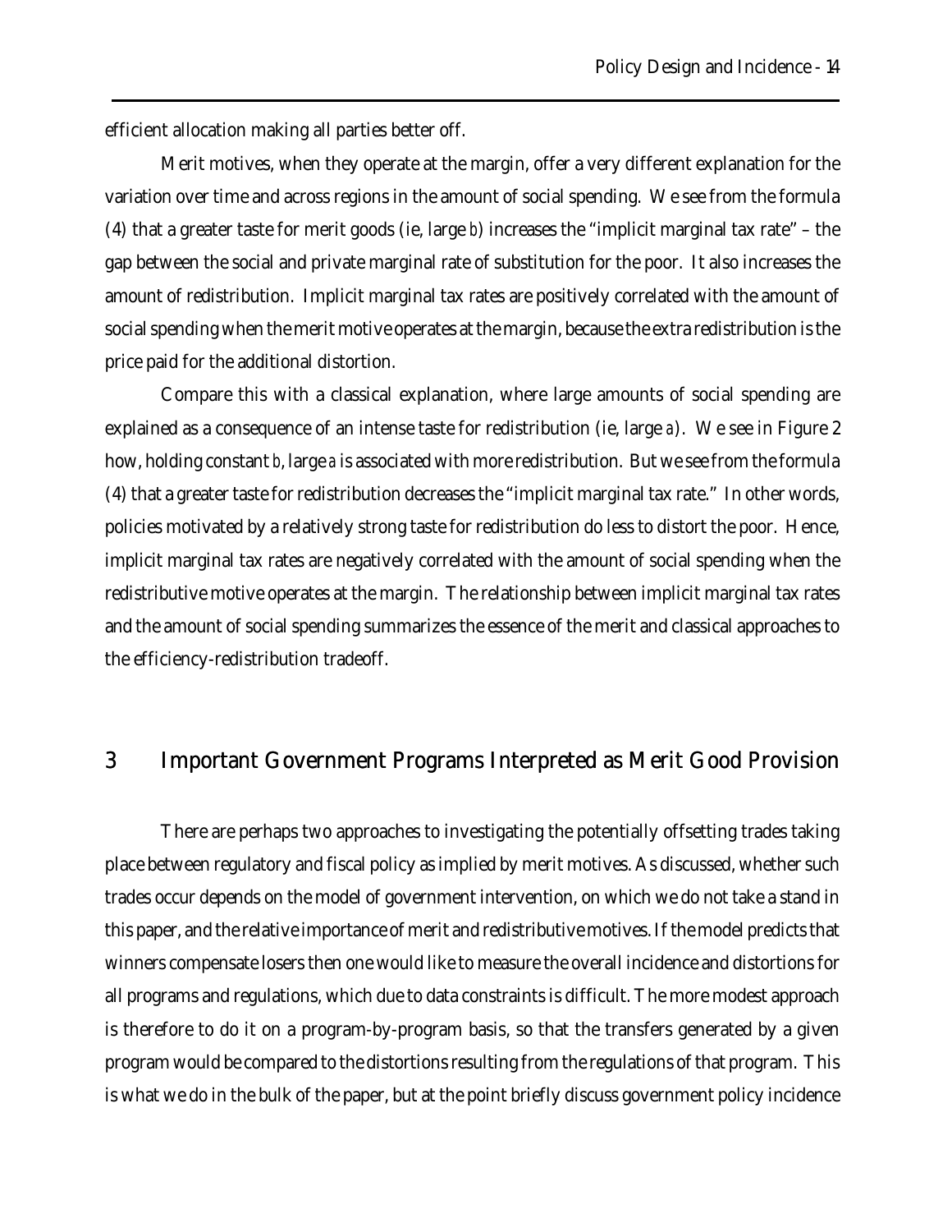efficient allocation making all parties better off.

Merit motives, when they operate at the margin, offer a very different explanation for the variation over time and across regions in the amount of social spending. We see from the formula (4) that a greater taste for merit goods (ie, large $b$) increases the "implicit marginal tax rate" – the gap between the social and private marginal rate of substitution for the poor. It also increases the amount of redistribution. Implicit marginal tax rates are positively correlated with the amount of social spending when the merit motive operates at the margin, because the extra redistribution is the price paid for the additional distortion.

Compare this with a classical explanation, where large amounts of social spending are explained as a consequence of an intense taste for redistribution (ie, large $a$). We see in Figure 2 how, holding constant $b$, large $a$ is associated with more redistribution. But we see from the formula (4) that a greater taste for redistribution decreases the "implicit marginal tax rate." In other words, policies motivated by a relatively strong taste for redistribution do less to distort the poor. Hence, implicit marginal tax rates are negatively correlated with the amount of social spending when the redistributive motive operates at the margin. The relationship between implicit marginal tax rates and the amount of social spending summarizes the essence of the merit and classical approaches to the efficiency-redistribution tradeoff.

## 3 Important Government Programs Interpreted as Merit Good Provision

There are perhaps two approaches to investigating the potentially offsetting trades taking place between regulatory and fiscal policy as implied by merit motives. As discussed, whether such trades occur depends on the model of government intervention, on which we do not take a stand in this paper, and the relative importance of merit and redistributive motives. If the model predicts that winners compensate losers then one would like to measure the overall incidence and distortions for all programs and regulations, which due to data constraints is difficult. The more modest approach is therefore to do it on a program-by-program basis, so that the transfers generated by a given program would be compared to the distortions resulting from the regulations of that program. This is what we do in the bulk of the paper, but at the point briefly discuss government policy incidence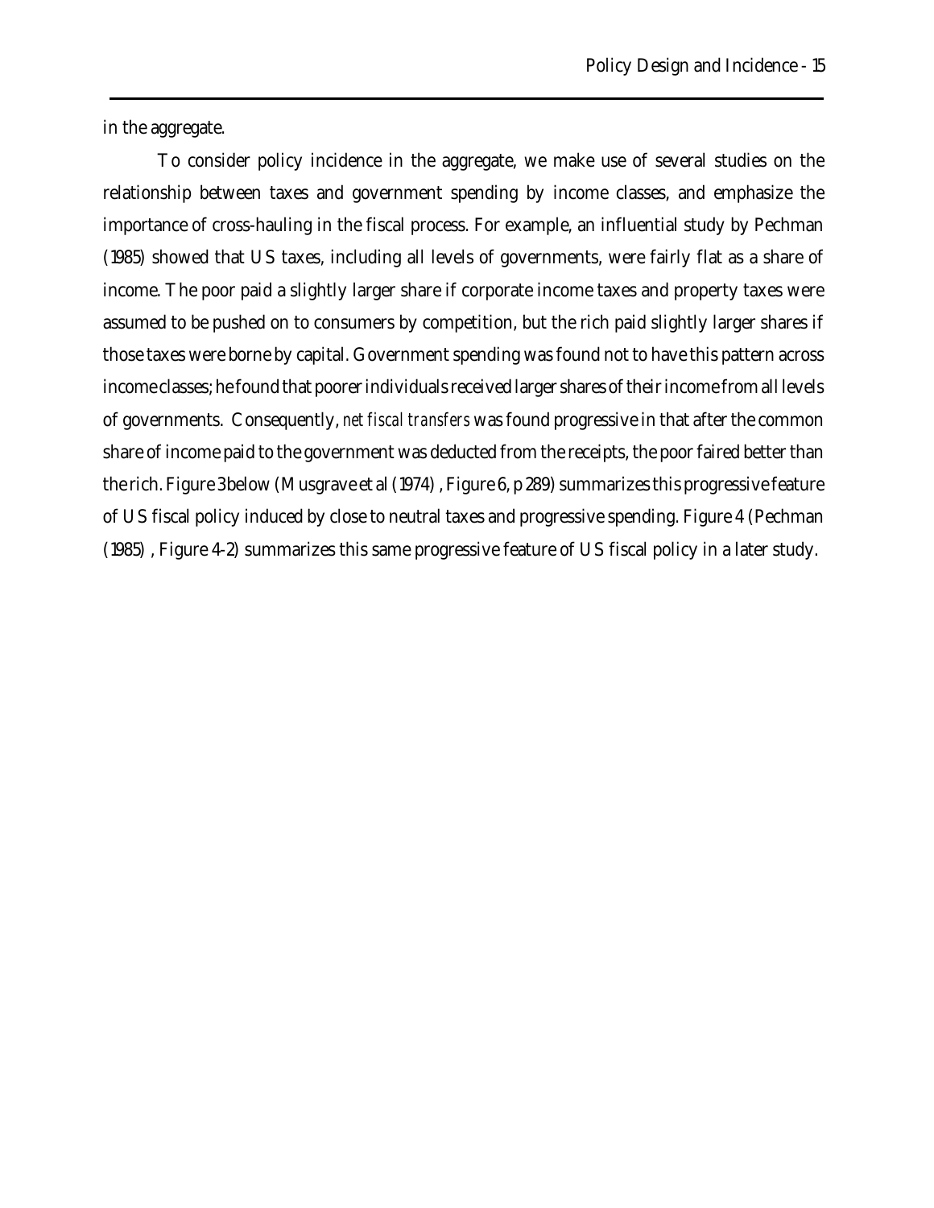in the aggregate.

To consider policy incidence in the aggregate, we make use of several studies on the relationship between taxes and government spending by income classes, and emphasize the importance of cross-hauling in the fiscal process. For example, an influential study by Pechman (1985) showed that US taxes, including all levels of governments, were fairly flat as a share of income. The poor paid a slightly larger share if corporate income taxes and property taxes were assumed to be pushed on to consumers by competition, but the rich paid slightly larger shares if those taxes were borne by capital. Government spending was found not to have this pattern across income classes; he found that poorer individuals received larger shares of their income from all levels of governments. Consequently, *net fiscal transfers* was found progressive in that after the common share of income paid to the government was deducted from the receipts, the poor faired better than the rich. Figure 3below (Musgrave et al (1974) , Figure 6, p 289) summarizes this progressive feature of US fiscal policy induced by close to neutral taxes and progressive spending. Figure 4 (Pechman (1985) , Figure 4-2) summarizes this same progressive feature of US fiscal policy in a later study.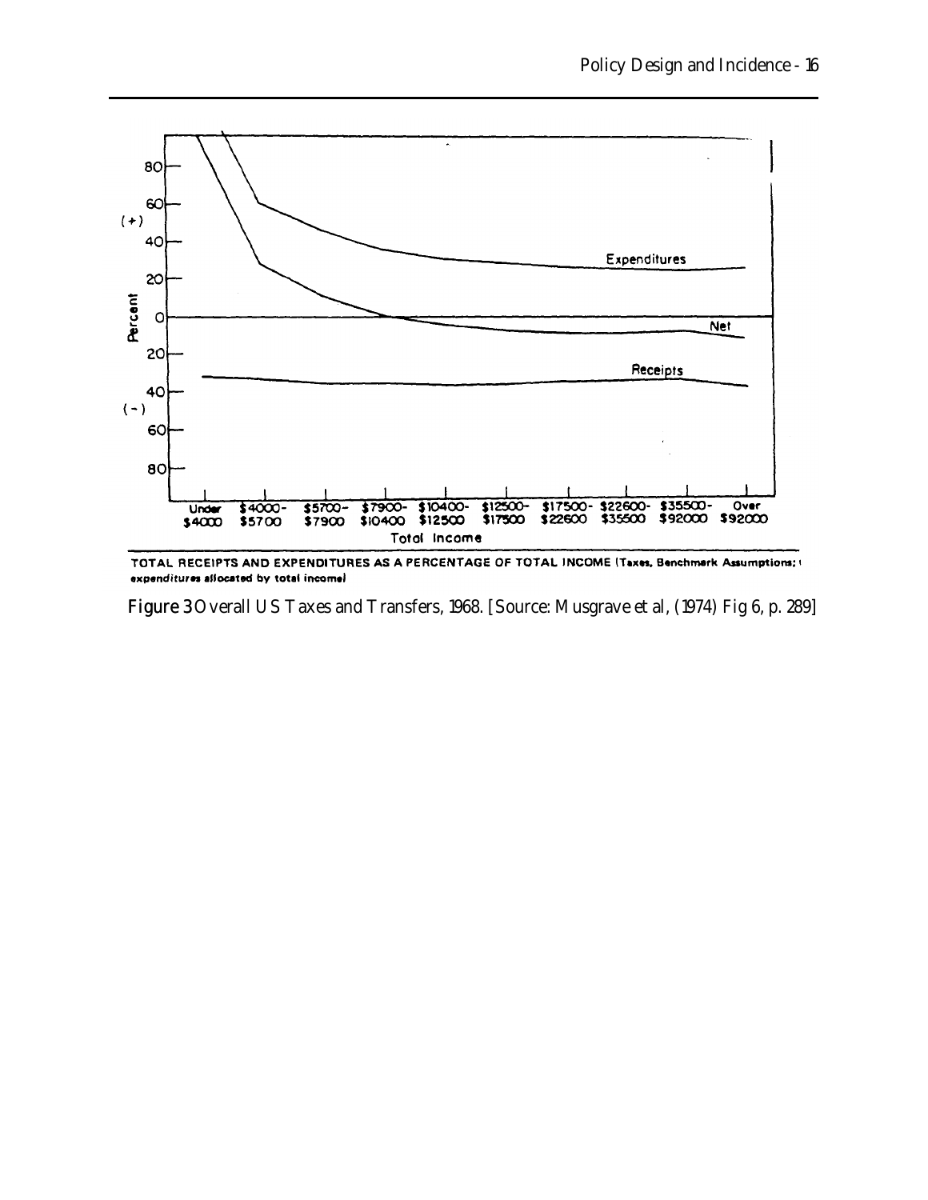TOTAL RECEIPTS AND EXPENDITURES AS A PERCENTAGE OF TOTAL INCOME (Taxes, Benchmark Assumptions; expenditures allocated by total income)

**Figure 3** Overall US Taxes and Transfers, 1968. [Source: Musgrave et al, (1974) Fig 6, p. 289]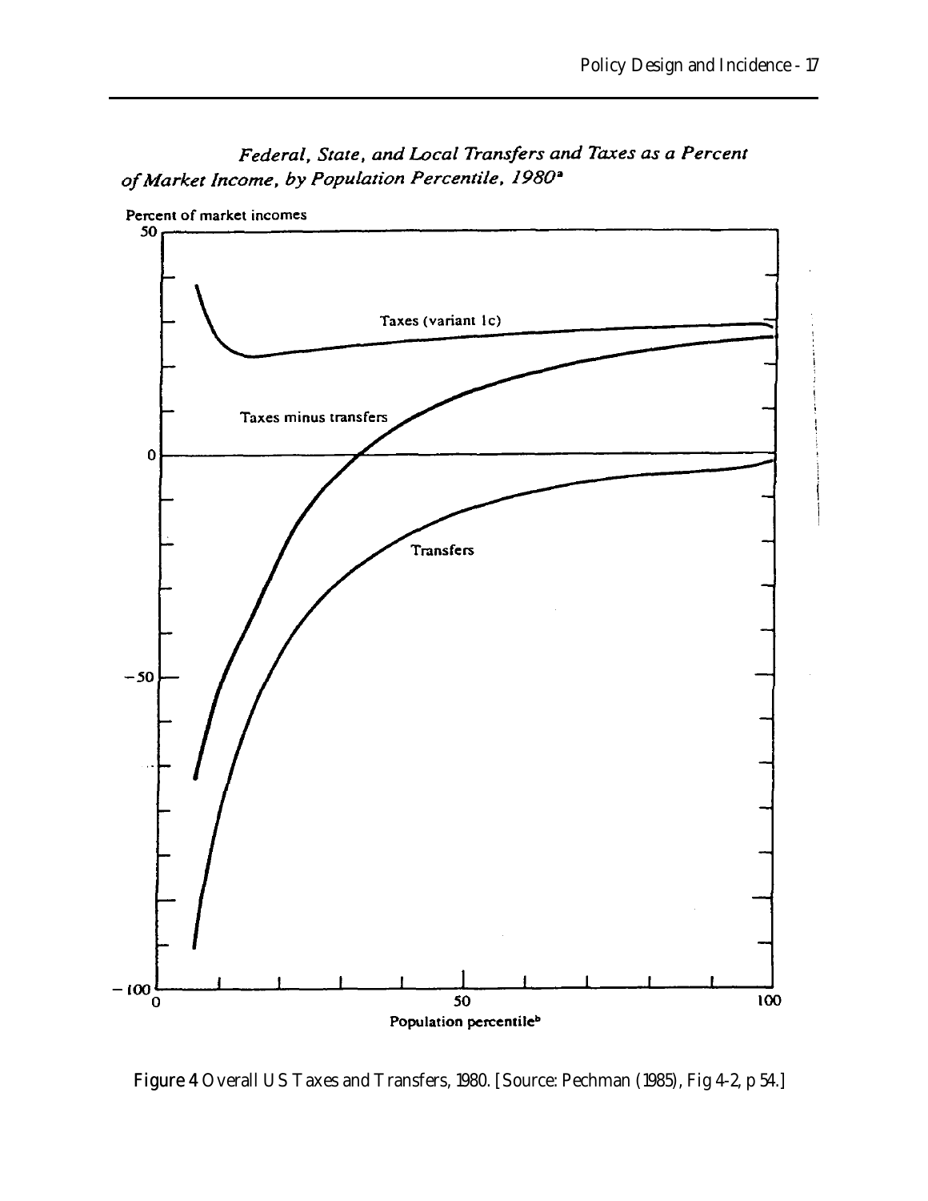*Federal, State, and Local Transfers and Taxes as a Percent of Market Income, by Population Percentile, 1980*[a]

Percent of market incomes

Taxes (variant 1c)

Taxes minus transfers

Transfers

Population percentile[b]

**Figure 4** Overall US Taxes and Transfers, 1980. [Source: Pechman (1985), Fig 4-2, p 54.]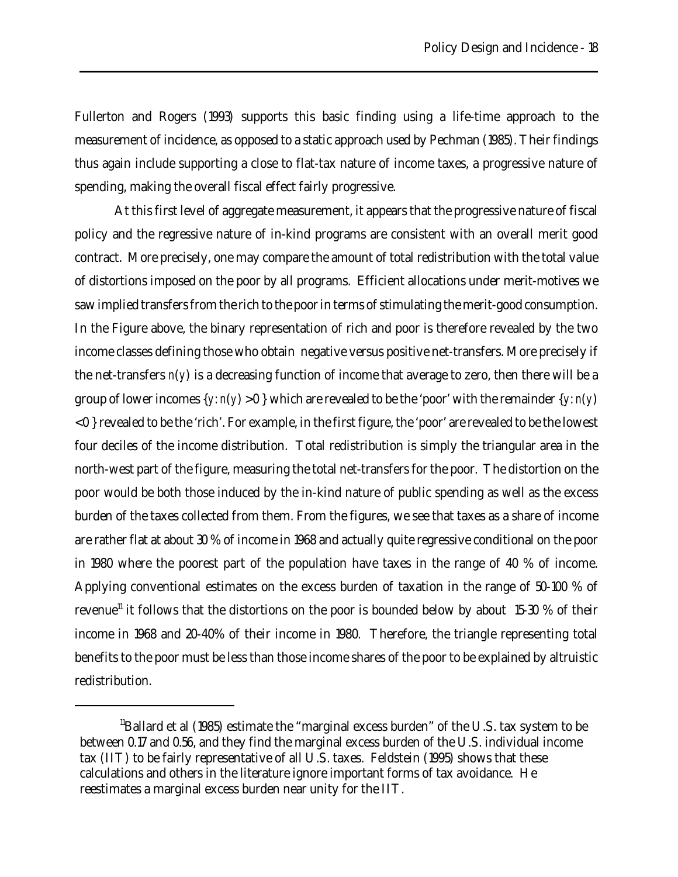Fullerton and Rogers (1993) supports this basic finding using a life-time approach to the measurement of incidence, as opposed to a static approach used by Pechman (1985). Their findings thus again include supporting a close to flat-tax nature of income taxes, a progressive nature of spending, making the overall fiscal effect fairly progressive.

At this first level of aggregate measurement, it appears that the progressive nature of fiscal policy and the regressive nature of in-kind programs are consistent with an overall merit good contract. More precisely, one may compare the amount of total redistribution with the total value of distortions imposed on the poor by all programs. Efficient allocations under merit-motives we saw implied transfers from the rich to the poor in terms of stimulating the merit-good consumption. In the Figure above, the binary representation of rich and poor is therefore revealed by the two income classes defining those who obtain negative versus positive net-transfers. More precisely if the net-transfers $n(y)$ is a decreasing function of income that average to zero, then there will be a group of lower incomes $\{y: n(y) > 0\}$ which are revealed to be the 'poor' with the remainder $\{y: n(y) < 0\}$ revealed to be the 'rich'. For example, in the first figure, the 'poor' are revealed to be the lowest four deciles of the income distribution. Total redistribution is simply the triangular area in the north-west part of the figure, measuring the total net-transfers for the poor. The distortion on the poor would be both those induced by the in-kind nature of public spending as well as the excess burden of the taxes collected from them. From the figures, we see that taxes as a share of income are rather flat at about 30 % of income in 1968 and actually quite regressive conditional on the poor in 1980 where the poorest part of the population have taxes in the range of 40 % of income. Applying conventional estimates on the excess burden of taxation in the range of 50-100 % of revenue[11] it follows that the distortions on the poor is bounded below by about 15-30 % of their income in 1968 and 20-40% of their income in 1980. Therefore, the triangle representing total benefits to the poor must be less than those income shares of the poor to be explained by altruistic redistribution.

[11] Ballard et al (1985) estimate the "marginal excess burden" of the U.S. tax system to be between 0.17 and 0.56, and they find the marginal excess burden of the U.S. individual income tax (IIT) to be fairly representative of all U.S. taxes. Feldstein (1995) shows that these calculations and others in the literature ignore important forms of tax avoidance. He reestimates a marginal excess burden near unity for the IIT.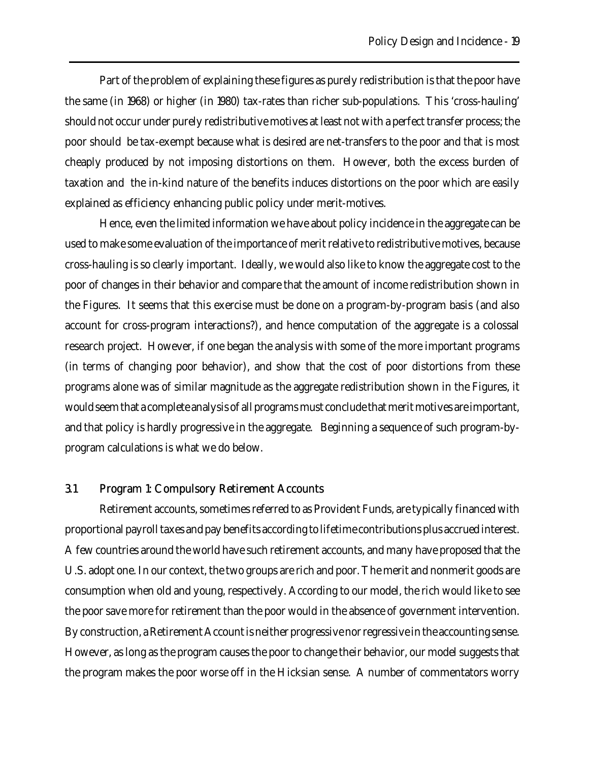Part of the problem of explaining these figures as purely redistribution is that the poor have the same (in 1968) or higher (in 1980) tax-rates than richer sub-populations. This 'cross-hauling' should not occur under purely redistributive motives at least not with a perfect transfer process; the poor should be tax-exempt because what is desired are net-transfers to the poor and that is most cheaply produced by not imposing distortions on them. However, both the excess burden of taxation and the in-kind nature of the benefits induces distortions on the poor which are easily explained as efficiency enhancing public policy under merit-motives.

Hence, even the limited information we have about policy incidence in the aggregate can be used to make some evaluation of the importance of merit relative to redistributive motives, because cross-hauling is so clearly important. Ideally, we would also like to know the aggregate cost to the poor of changes in their behavior and compare that the amount of income redistribution shown in the Figures. It seems that this exercise must be done on a program-by-program basis (and also account for cross-program interactions?), and hence computation of the aggregate is a colossal research project. However, if one began the analysis with some of the more important programs (in terms of changing poor behavior), and show that the cost of poor distortions from these programs alone was of similar magnitude as the aggregate redistribution shown in the Figures, it would seem that a complete analysis of all programs must conclude that merit motives are important, and that policy is hardly progressive in the aggregate. Beginning a sequence of such program-by-program calculations is what we do below.

### 3.1 Program 1: Compulsory Retirement Accounts

Retirement accounts, sometimes referred to as Provident Funds, are typically financed with proportional payroll taxes and pay benefits according to lifetime contributions plus accrued interest. A few countries around the world have such retirement accounts, and many have proposed that the U.S. adopt one. In our context, the two groups are rich and poor. The merit and nonmerit goods are consumption when old and young, respectively. According to our model, the rich would like to see the poor save more for retirement than the poor would in the absence of government intervention. By construction, a Retirement Account is neither progressive nor regressive in the accounting sense. However, as long as the program causes the poor to change their behavior, our model suggests that the program makes the poor worse off in the Hicksian sense. A number of commentators worry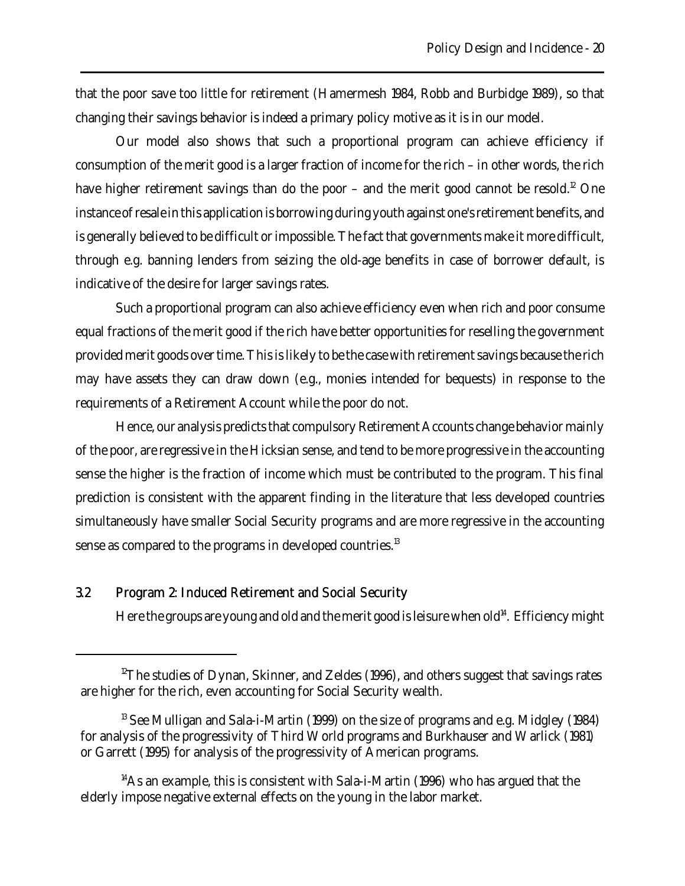that the poor save too little for retirement (Hamermesh 1984, Robb and Burbidge 1989), so that changing their savings behavior is indeed a primary policy motive as it is in our model.

Our model also shows that such a proportional program can achieve efficiency if consumption of the merit good is a larger fraction of income for the rich – in other words, the rich have higher retirement savings than do the poor – and the merit good cannot be resold.[12] One instance of resale in this application is borrowing during youth against one's retirement benefits, and is generally believed to be difficult or impossible. The fact that governments make it more difficult, through e.g. banning lenders from seizing the old-age benefits in case of borrower default, is indicative of the desire for larger savings rates.

Such a proportional program can also achieve efficiency even when rich and poor consume equal fractions of the merit good if the rich have better opportunities for reselling the government provided merit goods over time. This is likely to be the case with retirement savings because the rich may have assets they can draw down (e.g., monies intended for bequests) in response to the requirements of a Retirement Account while the poor do not.

Hence, our analysis predicts that compulsory Retirement Accounts change behavior mainly of the poor, are regressive in the Hicksian sense, and tend to be more progressive in the accounting sense the higher is the fraction of income which must be contributed to the program. This final prediction is consistent with the apparent finding in the literature that less developed countries simultaneously have smaller Social Security programs and are more regressive in the accounting sense as compared to the programs in developed countries.[13]

### 3.2 Program 2: Induced Retirement and Social Security

Here the groups are young and old and the merit good is leisure when old[14]. Efficiency might

---

[12] The studies of Dynan, Skinner, and Zeldes (1996), and others suggest that savings rates are higher for the rich, even accounting for Social Security wealth.

[13] See Mulligan and Sala-i-Martin (1999) on the size of programs and e.g. Midgley (1984) for analysis of the progressivity of Third World programs and Burkhauser and Warlick (1981) or Garrett (1995) for analysis of the progressivity of American programs.

[14] As an example, this is consistent with Sala-i-Martin (1996) who has argued that the elderly impose negative external effects on the young in the labor market.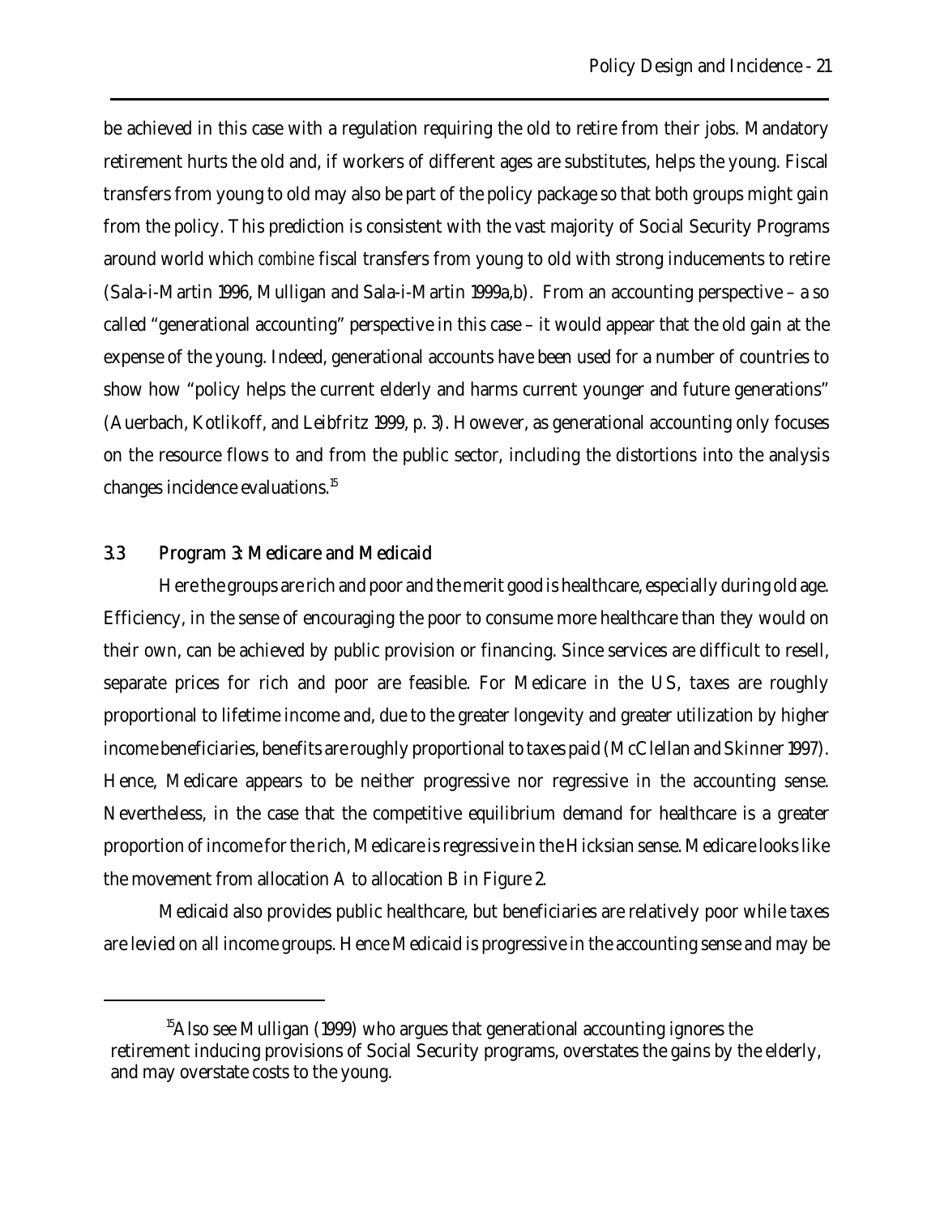be achieved in this case with a regulation requiring the old to retire from their jobs. Mandatory retirement hurts the old and, if workers of different ages are substitutes, helps the young. Fiscal transfers from young to old may also be part of the policy package so that both groups might gain from the policy. This prediction is consistent with the vast majority of Social Security Programs around world which *combine* fiscal transfers from young to old with strong inducements to retire (Sala-i-Martin 1996, Mulligan and Sala-i-Martin 1999a,b). From an accounting perspective – a so called "generational accounting" perspective in this case – it would appear that the old gain at the expense of the young. Indeed, generational accounts have been used for a number of countries to show how "policy helps the current elderly and harms current younger and future generations" (Auerbach, Kotlikoff, and Leibfritz 1999, p. 3). However, as generational accounting only focuses on the resource flows to and from the public sector, including the distortions into the analysis changes incidence evaluations.[15]

### 3.3 Program 3: Medicare and Medicaid

Here the groups are rich and poor and the merit good is healthcare, especially during old age. Efficiency, in the sense of encouraging the poor to consume more healthcare than they would on their own, can be achieved by public provision or financing. Since services are difficult to resell, separate prices for rich and poor are feasible. For Medicare in the US, taxes are roughly proportional to lifetime income and, due to the greater longevity and greater utilization by higher income beneficiaries, benefits are roughly proportional to taxes paid (McClellan and Skinner 1997). Hence, Medicare appears to be neither progressive nor regressive in the accounting sense. Nevertheless, in the case that the competitive equilibrium demand for healthcare is a greater proportion of income for the rich, Medicare is regressive in the Hicksian sense. Medicare looks like the movement from allocation A to allocation B in Figure 2.

Medicaid also provides public healthcare, but beneficiaries are relatively poor while taxes are levied on all income groups. Hence Medicaid is progressive in the accounting sense and may be

[15] Also see Mulligan (1999) who argues that generational accounting ignores the retirement inducing provisions of Social Security programs, overstates the gains by the elderly, and may overstate costs to the young.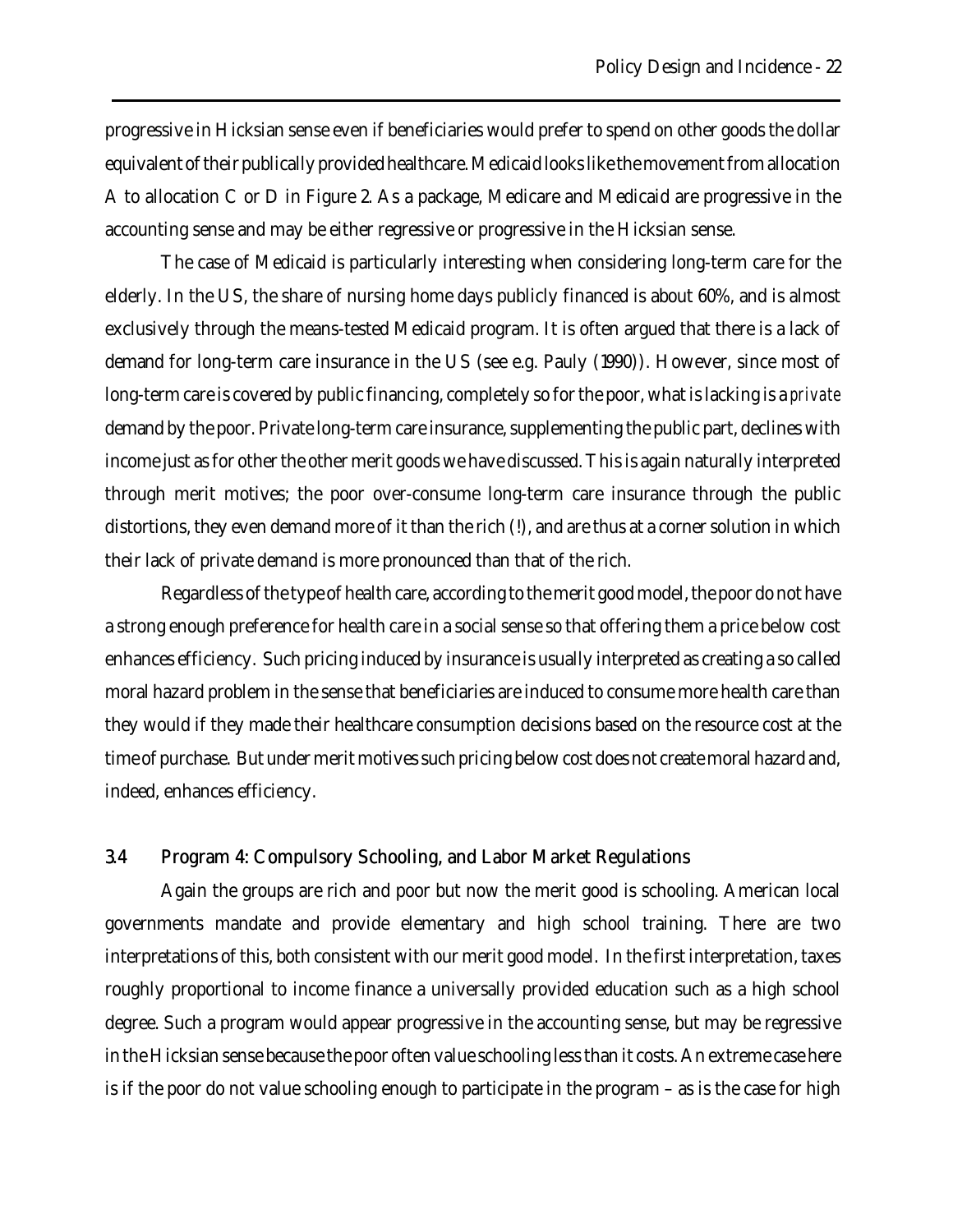progressive in Hicksian sense even if beneficiaries would prefer to spend on other goods the dollar equivalent of their publically provided healthcare. Medicaid looks like the movement from allocation A to allocation C or D in Figure 2. As a package, Medicare and Medicaid are progressive in the accounting sense and may be either regressive or progressive in the Hicksian sense.

The case of Medicaid is particularly interesting when considering long-term care for the elderly. In the US, the share of nursing home days publicly financed is about 60%, and is almost exclusively through the means-tested Medicaid program. It is often argued that there is a lack of demand for long-term care insurance in the US (see e.g. Pauly (1990)). However, since most of long-term care is covered by public financing, completely so for the poor, what is lacking is a *private* demand by the poor. Private long-term care insurance, supplementing the public part, declines with income just as for other the other merit goods we have discussed. This is again naturally interpreted through merit motives; the poor over-consume long-term care insurance through the public distortions, they even demand more of it than the rich (!), and are thus at a corner solution in which their lack of private demand is more pronounced than that of the rich.

Regardless of the type of health care, according to the merit good model, the poor do not have a strong enough preference for health care in a social sense so that offering them a price below cost enhances efficiency. Such pricing induced by insurance is usually interpreted as creating a so called moral hazard problem in the sense that beneficiaries are induced to consume more health care than they would if they made their healthcare consumption decisions based on the resource cost at the time of purchase. But under merit motives such pricing below cost does not create moral hazard and, indeed, enhances efficiency.

## 3.4 Program 4: Compulsory Schooling, and Labor Market Regulations

Again the groups are rich and poor but now the merit good is schooling. American local governments mandate and provide elementary and high school training. There are two interpretations of this, both consistent with our merit good model. In the first interpretation, taxes roughly proportional to income finance a universally provided education such as a high school degree. Such a program would appear progressive in the accounting sense, but may be regressive in the Hicksian sense because the poor often value schooling less than it costs. An extreme case here is if the poor do not value schooling enough to participate in the program – as is the case for high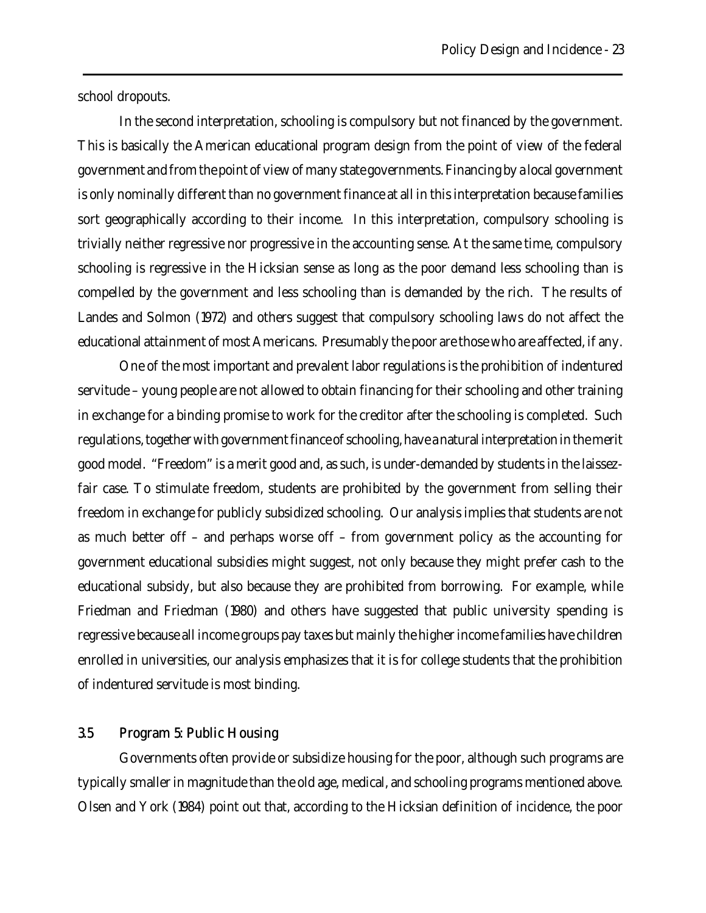school dropouts.

In the second interpretation, schooling is compulsory but not financed by the government. This is basically the American educational program design from the point of view of the federal government and from the point of view of many state governments. Financing by a local government is only nominally different than no government finance at all in this interpretation because families sort geographically according to their income. In this interpretation, compulsory schooling is trivially neither regressive nor progressive in the accounting sense. At the same time, compulsory schooling is regressive in the Hicksian sense as long as the poor demand less schooling than is compelled by the government and less schooling than is demanded by the rich. The results of Landes and Solmon (1972) and others suggest that compulsory schooling laws do not affect the educational attainment of most Americans. Presumably the poor are those who are affected, if any.

One of the most important and prevalent labor regulations is the prohibition of indentured servitude – young people are not allowed to obtain financing for their schooling and other training in exchange for a binding promise to work for the creditor after the schooling is completed. Such regulations, together with government finance of schooling, have a natural interpretation in the merit good model. "Freedom" is a merit good and, as such, is under-demanded by students in the laissez-fair case. To stimulate freedom, students are prohibited by the government from selling their freedom in exchange for publicly subsidized schooling. Our analysis implies that students are not as much better off – and perhaps worse off – from government policy as the accounting for government educational subsidies might suggest, not only because they might prefer cash to the educational subsidy, but also because they are prohibited from borrowing. For example, while Friedman and Friedman (1980) and others have suggested that public university spending is regressive because all income groups pay taxes but mainly the higher income families have children enrolled in universities, our analysis emphasizes that it is for college students that the prohibition of indentured servitude is most binding.

### 3.5 Program 5: Public Housing

Governments often provide or subsidize housing for the poor, although such programs are typically smaller in magnitude than the old age, medical, and schooling programs mentioned above. Olsen and York (1984) point out that, according to the Hicksian definition of incidence, the poor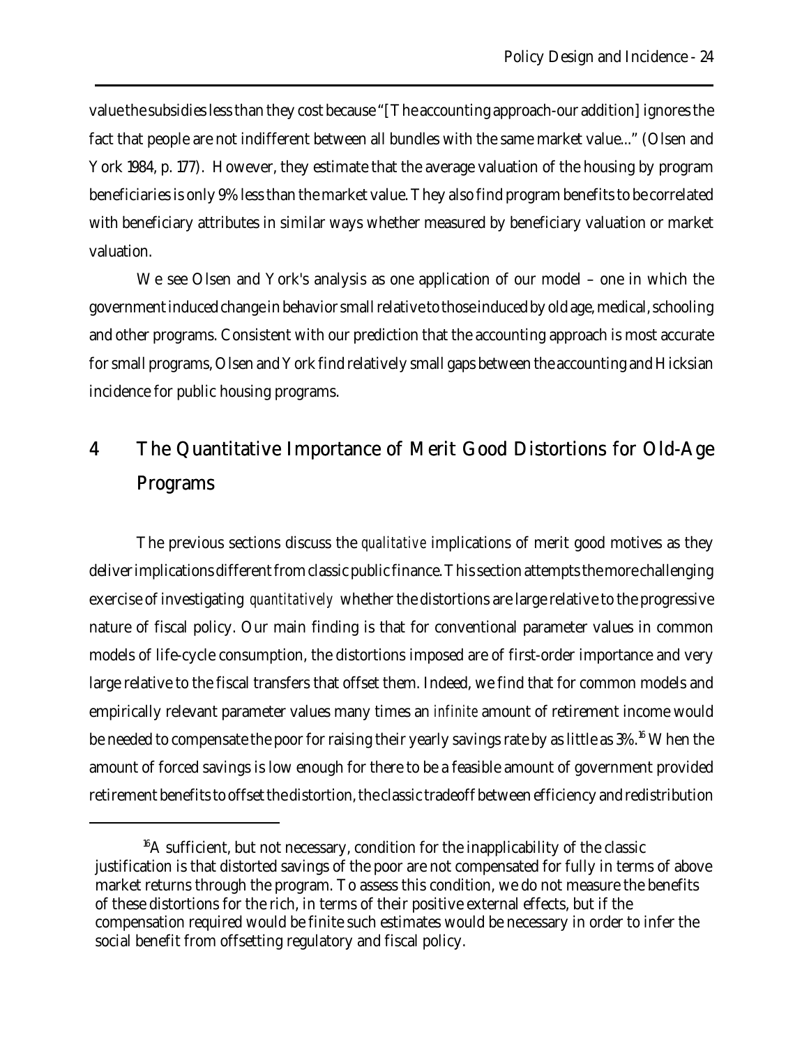value the subsidies less than they cost because "[The accounting approach-our addition] ignores the fact that people are not indifferent between all bundles with the same market value..." (Olsen and York 1984, p. 177). However, they estimate that the average valuation of the housing by program beneficiaries is only 9% less than the market value. They also find program benefits to be correlated with beneficiary attributes in similar ways whether measured by beneficiary valuation or market valuation.

We see Olsen and York's analysis as one application of our model – one in which the government induced change in behavior small relative to those induced by old age, medical, schooling and other programs. Consistent with our prediction that the accounting approach is most accurate for small programs, Olsen and York find relatively small gaps between the accounting and Hicksian incidence for public housing programs.

# 4 The Quantitative Importance of Merit Good Distortions for Old-Age Programs

The previous sections discuss the *qualitative* implications of merit good motives as they deliver implications different from classic public finance. This section attempts the more challenging exercise of investigating *quantitatively* whether the distortions are large relative to the progressive nature of fiscal policy. Our main finding is that for conventional parameter values in common models of life-cycle consumption, the distortions imposed are of first-order importance and very large relative to the fiscal transfers that offset them. Indeed, we find that for common models and empirically relevant parameter values many times an *infinite* amount of retirement income would be needed to compensate the poor for raising their yearly savings rate by as little as 3%.[16] When the amount of forced savings is low enough for there to be a feasible amount of government provided retirement benefits to offset the distortion, the classic tradeoff between efficiency and redistribution

[16] A sufficient, but not necessary, condition for the inapplicability of the classic justification is that distorted savings of the poor are not compensated for fully in terms of above market returns through the program. To assess this condition, we do not measure the benefits of these distortions for the rich, in terms of their positive external effects, but if the compensation required would be finite such estimates would be necessary in order to infer the social benefit from offsetting regulatory and fiscal policy.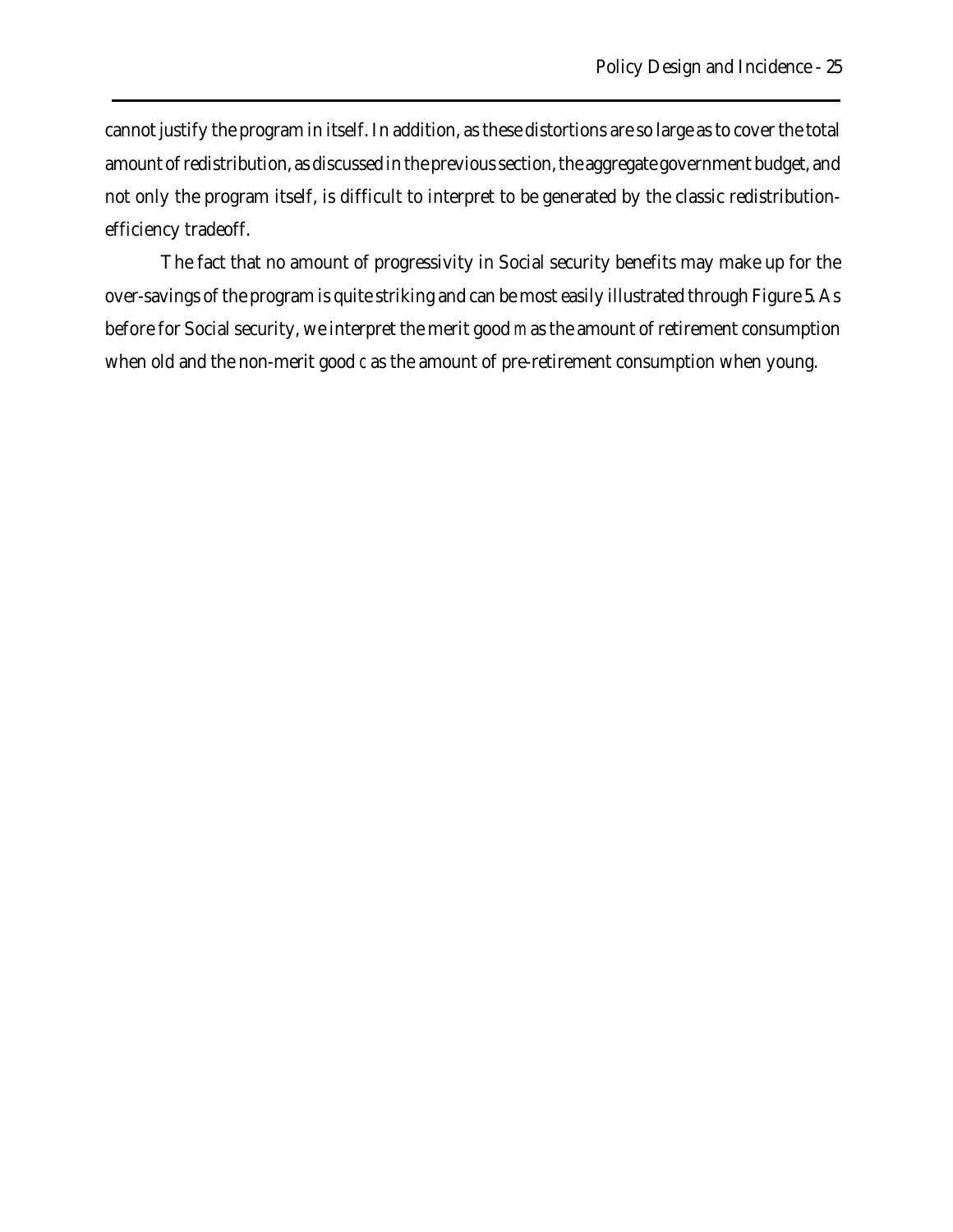cannot justify the program in itself. In addition, as these distortions are so large as to cover the total amount of redistribution, as discussed in the previous section, the aggregate government budget, and not only the program itself, is difficult to interpret to be generated by the classic redistribution-efficiency tradeoff.

The fact that no amount of progressivity in Social security benefits may make up for the over-savings of the program is quite striking and can be most easily illustrated through Figure 5. As before for Social security, we interpret the merit good $m$ as the amount of retirement consumption when old and the non-merit good $c$ as the amount of pre-retirement consumption when young.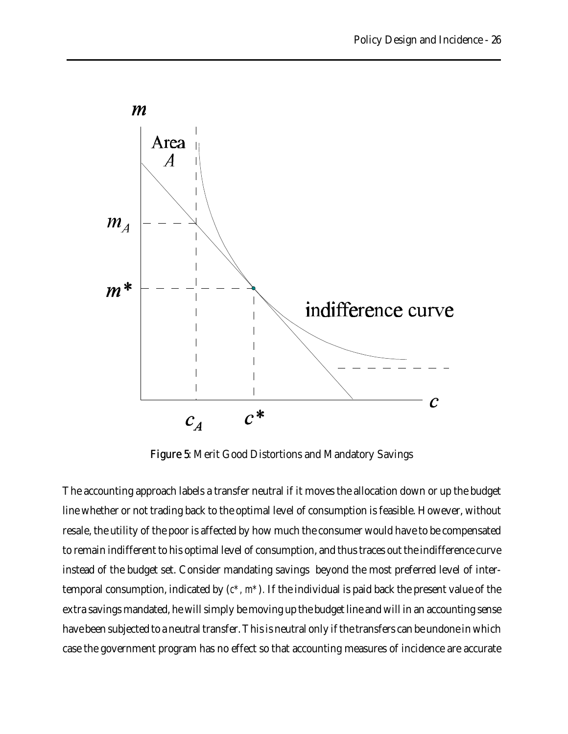**Figure 5**: Merit Good Distortions and Mandatory Savings

The accounting approach labels a transfer neutral if it moves the allocation down or up the budget line whether or not trading back to the optimal level of consumption is feasible. However, without resale, the utility of the poor is affected by how much the consumer would have to be compensated to remain indifferent to his optimal level of consumption, and thus traces out the indifference curve instead of the budget set. Consider mandating savings beyond the most preferred level of inter-temporal consumption, indicated by $(c^*, m^*)$. If the individual is paid back the present value of the extra savings mandated, he will simply be moving up the budget line and will in an accounting sense have been subjected to a neutral transfer. This is neutral only if the transfers can be undone in which case the government program has no effect so that accounting measures of incidence are accurate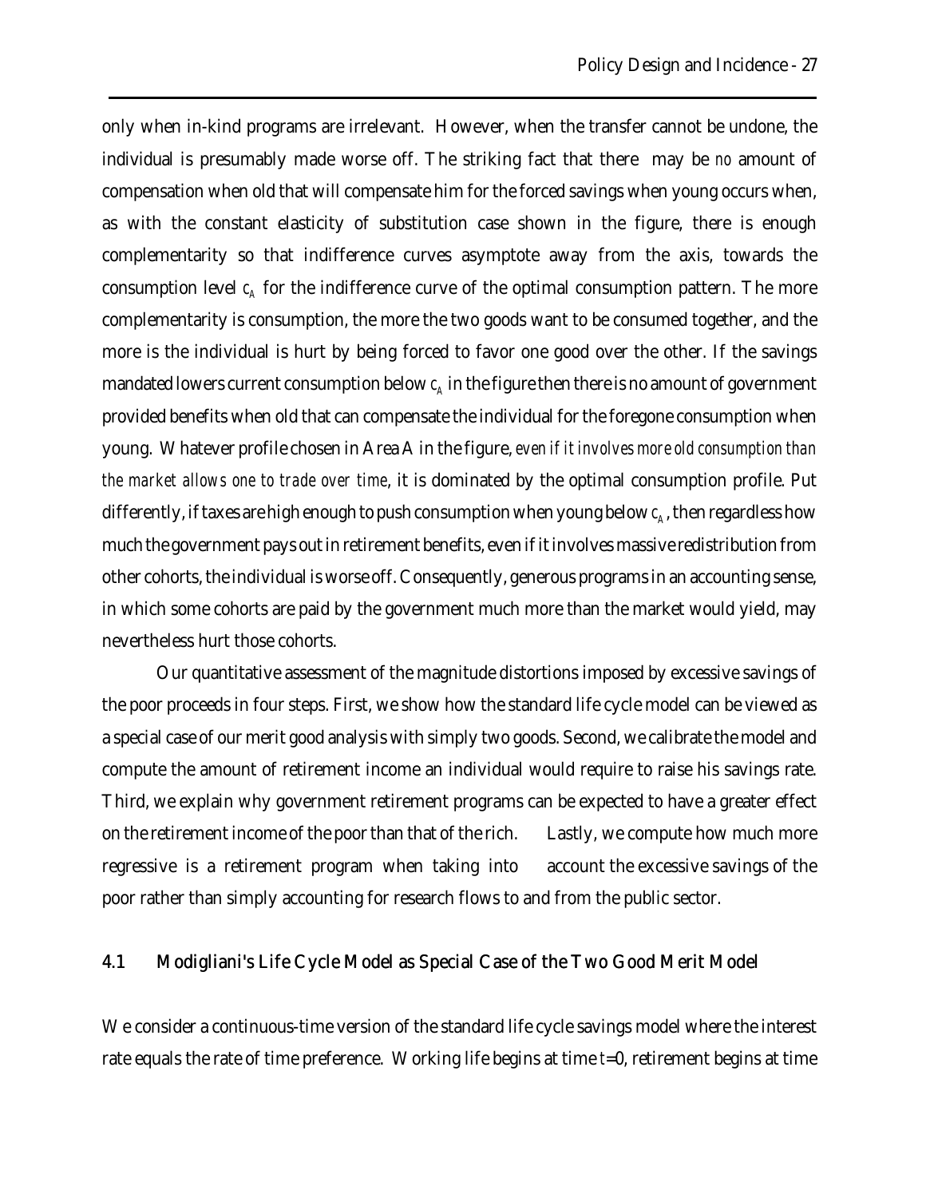only when in-kind programs are irrelevant. However, when the transfer cannot be undone, the individual is presumably made worse off. The striking fact that there may be *no* amount of compensation when old that will compensate him for the forced savings when young occurs when, as with the constant elasticity of substitution case shown in the figure, there is enough complementarity so that indifference curves asymptote away from the axis, towards the consumption level $c_A$ for the indifference curve of the optimal consumption pattern. The more complementarity is consumption, the more the two goods want to be consumed together, and the more is the individual is hurt by being forced to favor one good over the other. If the savings mandated lowers current consumption below $c_A$ in the figure then there is no amount of government provided benefits when old that can compensate the individual for the foregone consumption when young. Whatever profile chosen in Area A in the figure, *even if it involves more old consumption than the market allows one to trade over time*, it is dominated by the optimal consumption profile. Put differently, if taxes are high enough to push consumption when young below $c_A$, then regardless how much the government pays out in retirement benefits, even if it involves massive redistribution from other cohorts, the individual is worse off. Consequently, generous programs in an accounting sense, in which some cohorts are paid by the government much more than the market would yield, may nevertheless hurt those cohorts.

Our quantitative assessment of the magnitude distortions imposed by excessive savings of the poor proceeds in four steps. First, we show how the standard life cycle model can be viewed as a special case of our merit good analysis with simply two goods. Second, we calibrate the model and compute the amount of retirement income an individual would require to raise his savings rate. Third, we explain why government retirement programs can be expected to have a greater effect on the retirement income of the poor than that of the rich. Lastly, we compute how much more regressive is a retirement program when taking into account the excessive savings of the poor rather than simply accounting for research flows to and from the public sector.

## 4.1 Modigliani's Life Cycle Model as Special Case of the Two Good Merit Model

We consider a continuous-time version of the standard life cycle savings model where the interest rate equals the rate of time preference. Working life begins at time $t$=0, retirement begins at time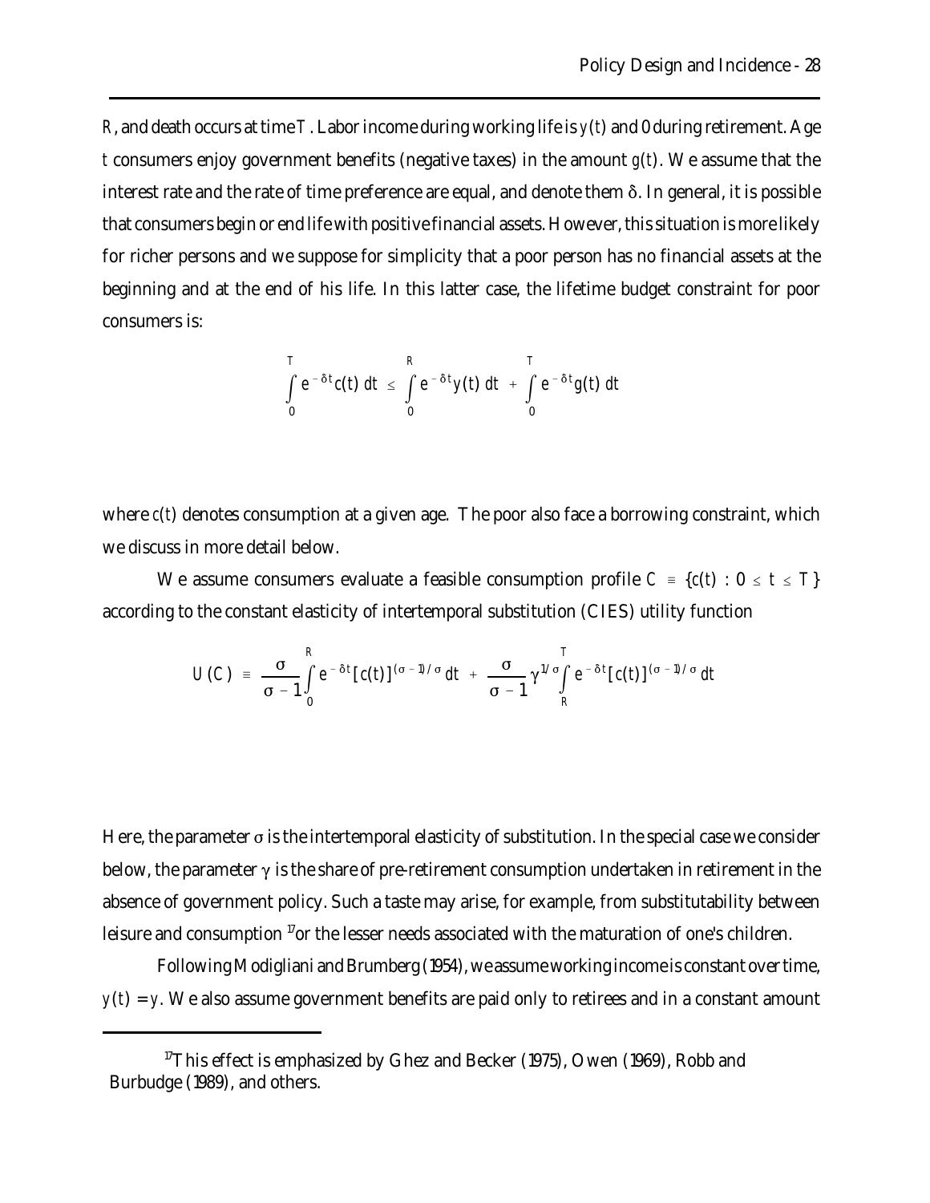$R$, and death occurs at time $T$. Labor income during working life is $y(t)$ and 0 during retirement. Age $t$ consumers enjoy government benefits (negative taxes) in the amount $g(t)$. We assume that the interest rate and the rate of time preference are equal, and denote them $\delta$. In general, it is possible that consumers begin or end life with positive financial assets. However, this situation is more likely for richer persons and we suppose for simplicity that a poor person has no financial assets at the beginning and at the end of his life. In this latter case, the lifetime budget constraint for poor consumers is:

$$\int_0^T e^{-\delta t} c(t)\, dt \;\leq\; \int_0^R e^{-\delta t} y(t)\, dt \;+\; \int_0^T e^{-\delta t} g(t)\, dt$$

where $c(t)$ denotes consumption at a given age. The poor also face a borrowing constraint, which we discuss in more detail below.

We assume consumers evaluate a feasible consumption profile $C \equiv \{c(t) : 0 \leq t \leq T\}$ according to the constant elasticity of intertemporal substitution (CIES) utility function

$$U(C) \;\equiv\; \frac{\sigma}{\sigma - 1} \int_0^R e^{-\delta t} [c(t)]^{(\sigma-1)/\sigma} dt \;+\; \frac{\sigma}{\sigma - 1} \gamma^{1/\sigma} \int_R^T e^{-\delta t} [c(t)]^{(\sigma-1)/\sigma} dt$$

Here, the parameter $\sigma$ is the intertemporal elasticity of substitution. In the special case we consider below, the parameter $\gamma$ is the share of pre-retirement consumption undertaken in retirement in the absence of government policy. Such a taste may arise, for example, from substitutability between leisure and consumption [17] or the lesser needs associated with the maturation of one's children.

Following Modigliani and Brumberg (1954), we assume working income is constant over time, $y(t) = y$. We also assume government benefits are paid only to retirees and in a constant amount

[17] This effect is emphasized by Ghez and Becker (1975), Owen (1969), Robb and Burbudge (1989), and others.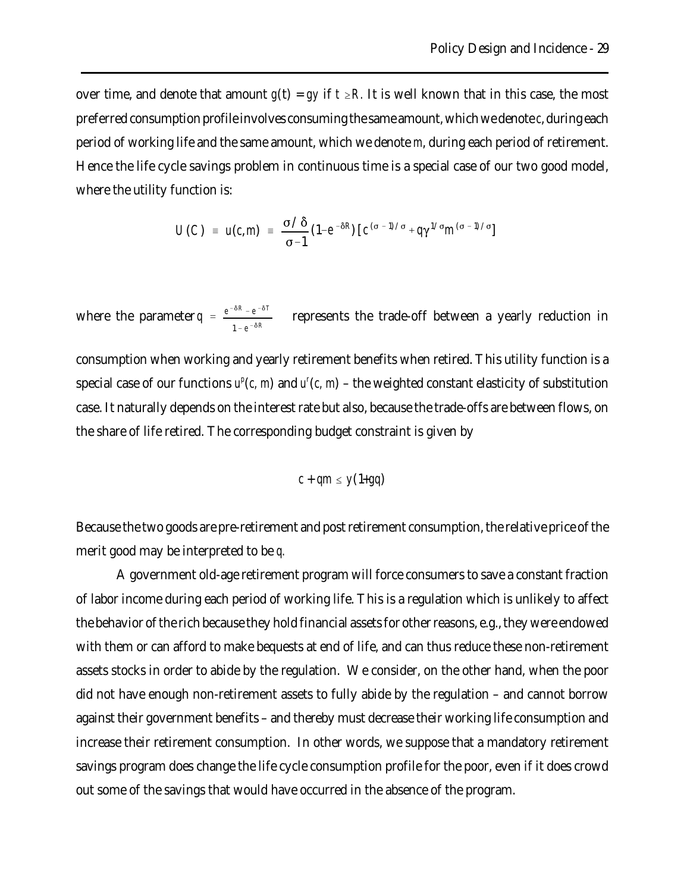over time, and denote that amount $g(t) = gy$ if $t \geq R$. It is well known that in this case, the most preferred consumption profile involves consuming the same amount, which we denote $c$, during each period of working life and the same amount, which we denote $m$, during each period of retirement. Hence the life cycle savings problem in continuous time is a special case of our two good model, where the utility function is:

$$U(C) \equiv u(c,m) \equiv \frac{\sigma/\delta}{\sigma-1}(1-e^{-\delta R})\left[c^{(\sigma-1)/\sigma} + q\gamma^{1/\sigma}m^{(\sigma-1)/\sigma}\right]$$

where the parameter $q = \frac{e^{-\delta R} - e^{-\delta T}}{1 - e^{-\delta R}}$ represents the trade-off between a yearly reduction in consumption when working and yearly retirement benefits when retired. This utility function is a special case of our functions $u^p(c, m)$ and $u^r(c, m)$ – the weighted constant elasticity of substitution case. It naturally depends on the interest rate but also, because the trade-offs are between flows, on the share of life retired. The corresponding budget constraint is given by

$$c + qm \leq y(1+gq)$$

Because the two goods are pre-retirement and post retirement consumption, the relative price of the merit good may be interpreted to be $q$.

A government old-age retirement program will force consumers to save a constant fraction of labor income during each period of working life. This is a regulation which is unlikely to affect the behavior of the rich because they hold financial assets for other reasons, e.g., they were endowed with them or can afford to make bequests at end of life, and can thus reduce these non-retirement assets stocks in order to abide by the regulation. We consider, on the other hand, when the poor did not have enough non-retirement assets to fully abide by the regulation – and cannot borrow against their government benefits – and thereby must decrease their working life consumption and increase their retirement consumption. In other words, we suppose that a mandatory retirement savings program does change the life cycle consumption profile for the poor, even if it does crowd out some of the savings that would have occurred in the absence of the program.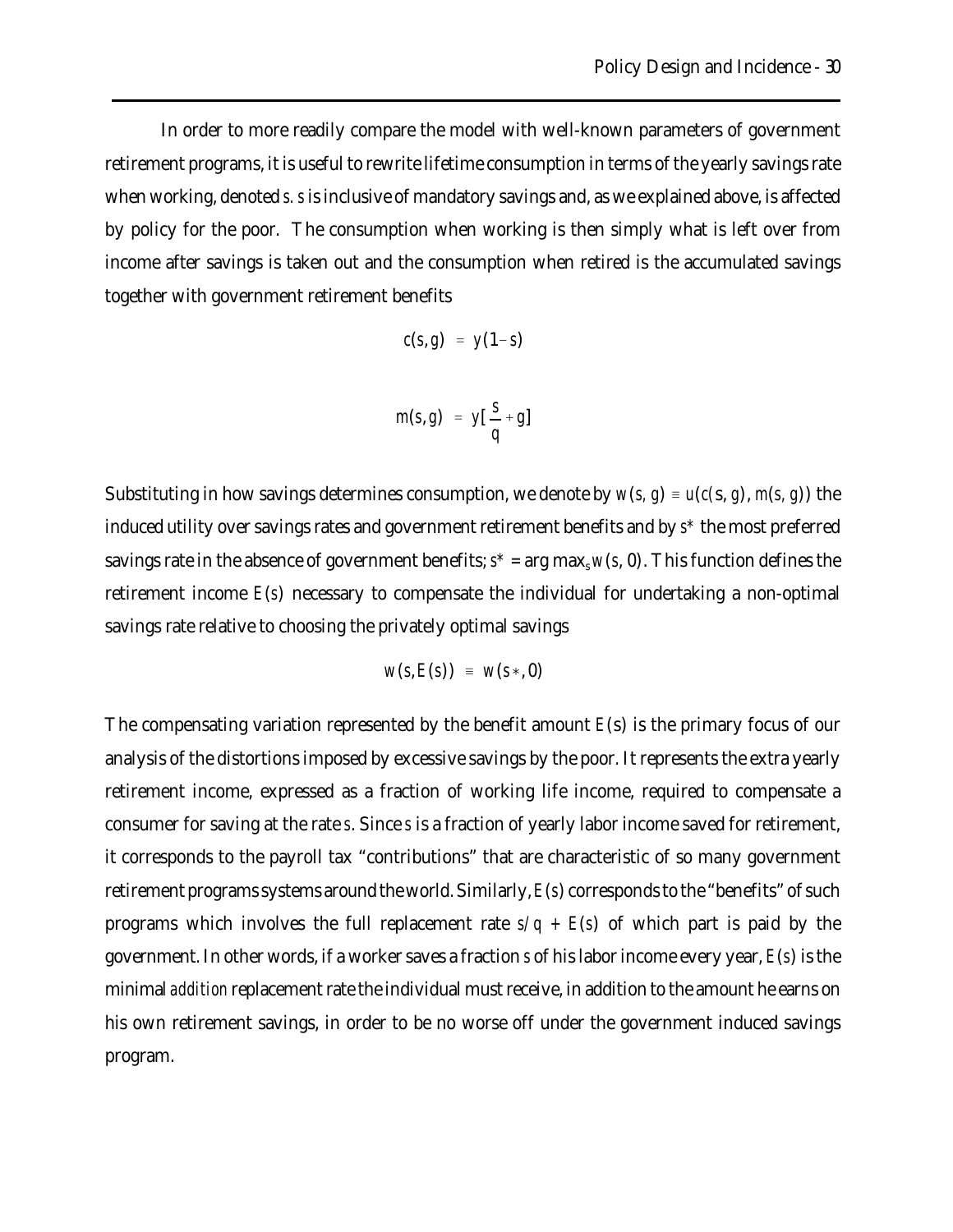In order to more readily compare the model with well-known parameters of government retirement programs, it is useful to rewrite lifetime consumption in terms of the yearly savings rate when working, denoted $s$. $s$ is inclusive of mandatory savings and, as we explained above, is affected by policy for the poor. The consumption when working is then simply what is left over from income after savings is taken out and the consumption when retired is the accumulated savings together with government retirement benefits

$$c(s,g) \;=\; y(1-s)$$

$$m(s,g) \;=\; y[\frac{s}{q}+g]$$

Substituting in how savings determines consumption, we denote by $w(s,\,g) \equiv u(c(s,\,g),\,m(s,\,g))$ the induced utility over savings rates and government retirement benefits and by $s^*$ the most preferred savings rate in the absence of government benefits; $s^* = \arg\max_s w(s,\,0)$. This function defines the retirement income $E(s)$ necessary to compensate the individual for undertaking a non-optimal savings rate relative to choosing the privately optimal savings

$$w(s,E(s)) \;\equiv\; w(s*,0)$$

The compensating variation represented by the benefit amount $E(s)$ is the primary focus of our analysis of the distortions imposed by excessive savings by the poor. It represents the extra yearly retirement income, expressed as a fraction of working life income, required to compensate a consumer for saving at the rate $s$. Since $s$ is a fraction of yearly labor income saved for retirement, it corresponds to the payroll tax "contributions" that are characteristic of so many government retirement programs systems around the world. Similarly, $E(s)$ corresponds to the "benefits" of such programs which involves the full replacement rate $s/q + E(s)$ of which part is paid by the government. In other words, if a worker saves a fraction $s$ of his labor income every year, $E(s)$ is the minimal *addition* replacement rate the individual must receive, in addition to the amount he earns on his own retirement savings, in order to be no worse off under the government induced savings program.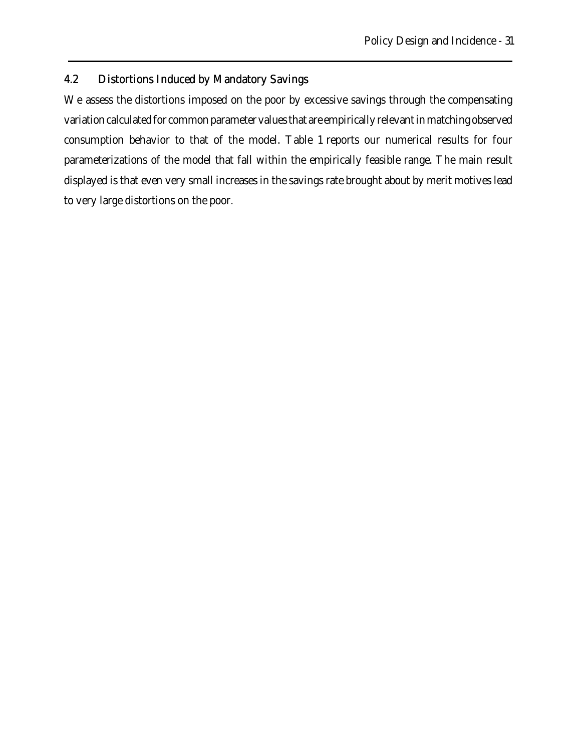## 4.2 Distortions Induced by Mandatory Savings

We assess the distortions imposed on the poor by excessive savings through the compensating variation calculated for common parameter values that are empirically relevant in matching observed consumption behavior to that of the model. Table 1 reports our numerical results for four parameterizations of the model that fall within the empirically feasible range. The main result displayed is that even very small increases in the savings rate brought about by merit motives lead to very large distortions on the poor.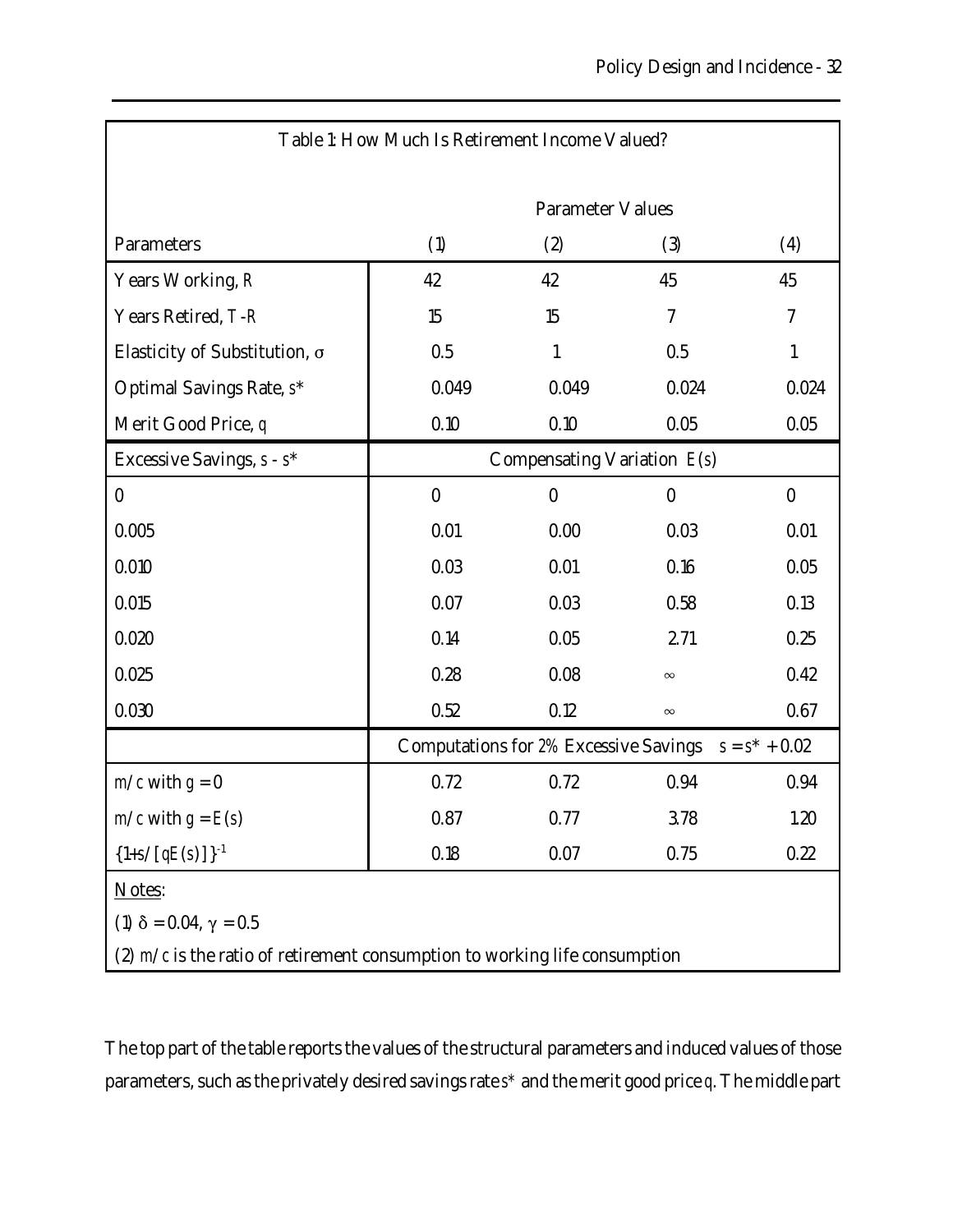| Table 1: How Much Is Retirement Income Valued? | | | | |
|---|---|---|---|---|
| | Parameter Values | | | |
| Parameters | (1) | (2) | (3) | (4) |
| Years Working, $R$ | 42 | 42 | 45 | 45 |
| Years Retired, $T$ - $R$ | 15 | 15 | 7 | 7 |
| Elasticity of Substitution, $\sigma$ | 0.5 | 1 | 0.5 | 1 |
| Optimal Savings Rate, $s$* | 0.049 | 0.049 | 0.024 | 0.024 |
| Merit Good Price, $q$ | 0.10 | 0.10 | 0.05 | 0.05 |
| Excessive Savings, $s$ - $s$* | Compensating Variation $E(s)$ | | | |
| 0 | 0 | 0 | 0 | 0 |
| 0.005 | 0.01 | 0.00 | 0.03 | 0.01 |
| 0.010 | 0.03 | 0.01 | 0.16 | 0.05 |
| 0.015 | 0.07 | 0.03 | 0.58 | 0.13 |
| 0.020 | 0.14 | 0.05 | 2.71 | 0.25 |
| 0.025 | 0.28 | 0.08 | $\infty$ | 0.42 |
| 0.030 | 0.52 | 0.12 | $\infty$ | 0.67 |
| | Computations for 2% Excessive Savings $s = s^* + 0.02$ | | | |
| $m/c$ with $g = 0$ | 0.72 | 0.72 | 0.94 | 0.94 |
| $m/c$ with $g = E(s)$ | 0.87 | 0.77 | 3.78 | 1.20 |
| $\{1+s/[qE(s)]\}^{-1}$ | 0.18 | 0.07 | 0.75 | 0.22 |

Notes:

(1) $\delta = 0.04$, $\gamma = 0.5$

(2) $m/c$ is the ratio of retirement consumption to working life consumption

The top part of the table reports the values of the structural parameters and induced values of those parameters, such as the privately desired savings rate $s$* and the merit good price $q$. The middle part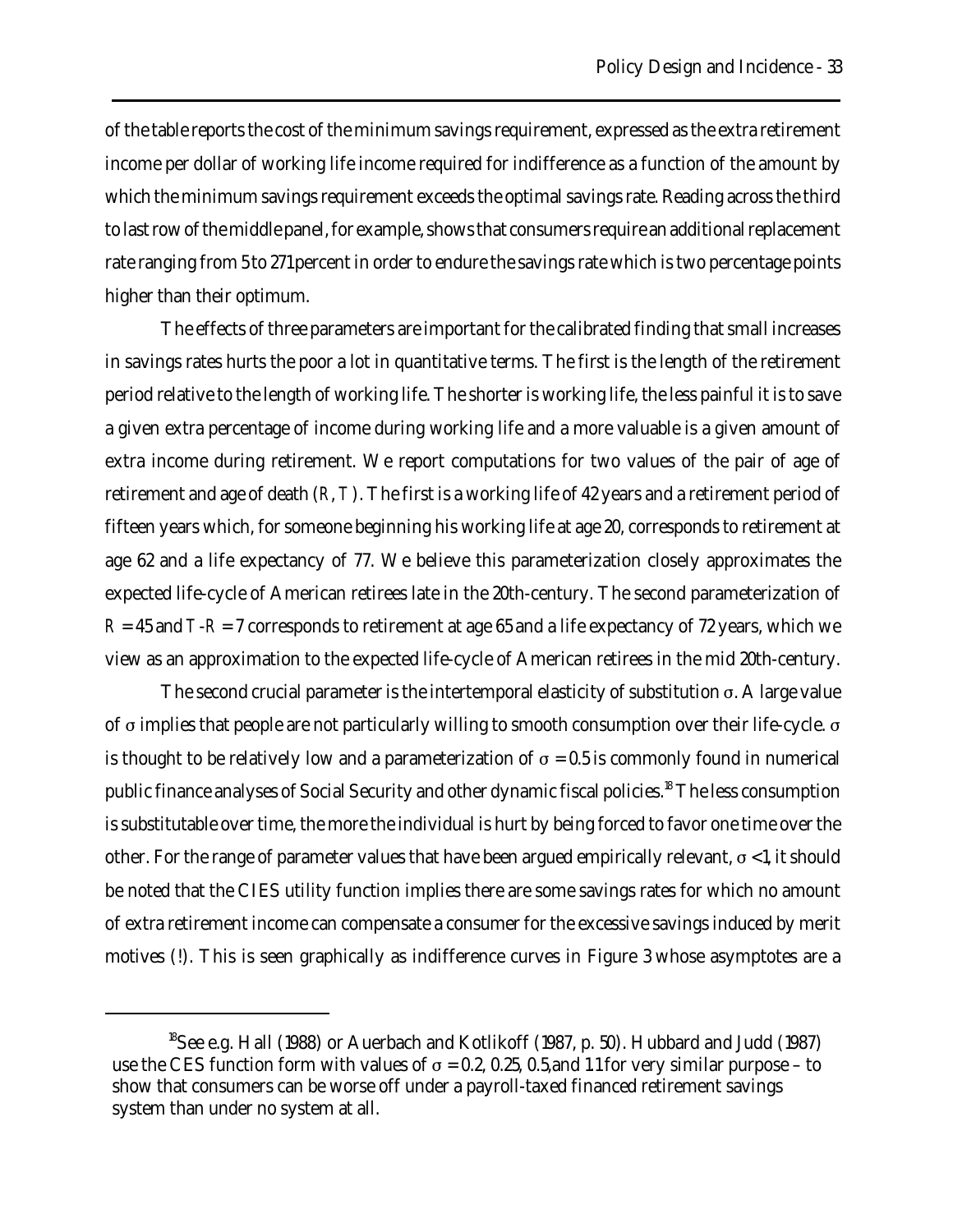of the table reports the cost of the minimum savings requirement, expressed as the extra retirement income per dollar of working life income required for indifference as a function of the amount by which the minimum savings requirement exceeds the optimal savings rate. Reading across the third to last row of the middle panel, for example, shows that consumers require an additional replacement rate ranging from 5 to 271 percent in order to endure the savings rate which is two percentage points higher than their optimum.

The effects of three parameters are important for the calibrated finding that small increases in savings rates hurts the poor a lot in quantitative terms. The first is the length of the retirement period relative to the length of working life. The shorter is working life, the less painful it is to save a given extra percentage of income during working life and a more valuable is a given amount of extra income during retirement. We report computations for two values of the pair of age of retirement and age of death $(R, T)$. The first is a working life of 42 years and a retirement period of fifteen years which, for someone beginning his working life at age 20, corresponds to retirement at age 62 and a life expectancy of 77. We believe this parameterization closely approximates the expected life-cycle of American retirees late in the 20th-century. The second parameterization of $R = 45$ and $T\text{-}R = 7$ corresponds to retirement at age 65 and a life expectancy of 72 years, which we view as an approximation to the expected life-cycle of American retirees in the mid 20th-century.

The second crucial parameter is the intertemporal elasticity of substitution $\sigma$. A large value of $\sigma$ implies that people are not particularly willing to smooth consumption over their life-cycle. $\sigma$ is thought to be relatively low and a parameterization of $\sigma = 0.5$ is commonly found in numerical public finance analyses of Social Security and other dynamic fiscal policies.[18] The less consumption is substitutable over time, the more the individual is hurt by being forced to favor one time over the other. For the range of parameter values that have been argued empirically relevant, $\sigma < 1$, it should be noted that the CIES utility function implies there are some savings rates for which no amount of extra retirement income can compensate a consumer for the excessive savings induced by merit motives (!). This is seen graphically as indifference curves in Figure 3 whose asymptotes are a

[18] See e.g. Hall (1988) or Auerbach and Kotlikoff (1987, p. 50). Hubbard and Judd (1987) use the CES function form with values of $\sigma = 0.2$, 0.25, 0.5, and 1.1 for very similar purpose – to show that consumers can be worse off under a payroll-taxed financed retirement savings system than under no system at all.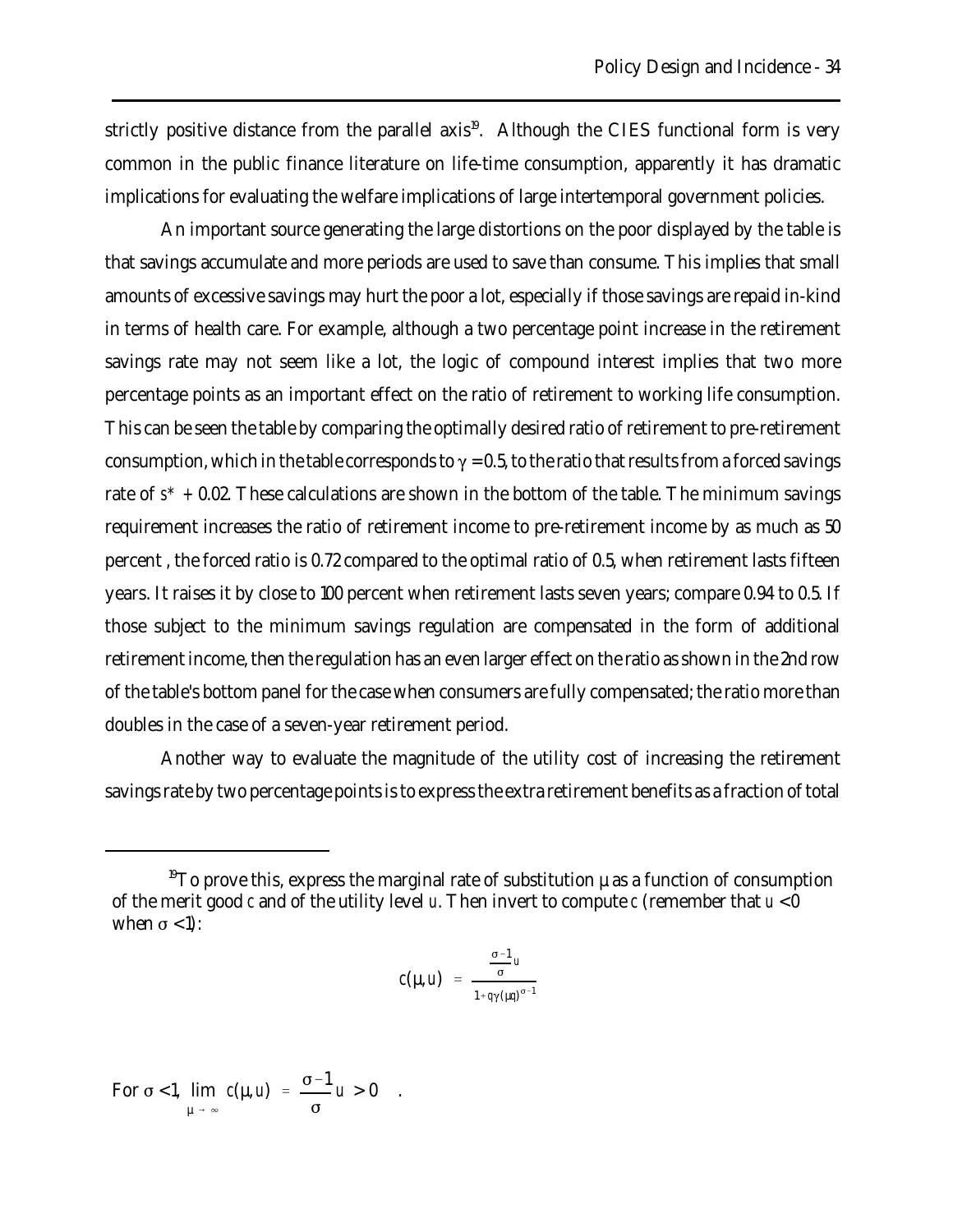strictly positive distance from the parallel axis[19]. Although the CIES functional form is very common in the public finance literature on life-time consumption, apparently it has dramatic implications for evaluating the welfare implications of large intertemporal government policies.

An important source generating the large distortions on the poor displayed by the table is that savings accumulate and more periods are used to save than consume. This implies that small amounts of excessive savings may hurt the poor a lot, especially if those savings are repaid in-kind in terms of health care. For example, although a two percentage point increase in the retirement savings rate may not seem like a lot, the logic of compound interest implies that two more percentage points as an important effect on the ratio of retirement to working life consumption. This can be seen the table by comparing the optimally desired ratio of retirement to pre-retirement consumption, which in the table corresponds to $\gamma = 0.5$, to the ratio that results from a forced savings rate of $s^* + 0.02$. These calculations are shown in the bottom of the table. The minimum savings requirement increases the ratio of retirement income to pre-retirement income by as much as 50 percent , the forced ratio is 0.72 compared to the optimal ratio of 0.5, when retirement lasts fifteen years. It raises it by close to 100 percent when retirement lasts seven years; compare 0.94 to 0.5. If those subject to the minimum savings regulation are compensated in the form of additional retirement income, then the regulation has an even larger effect on the ratio as shown in the 2nd row of the table's bottom panel for the case when consumers are fully compensated; the ratio more than doubles in the case of a seven-year retirement period.

Another way to evaluate the magnitude of the utility cost of increasing the retirement savings rate by two percentage points is to express the extra retirement benefits as a fraction of total

---

[19] To prove this, express the marginal rate of substitution $\mu$ as a function of consumption of the merit good $c$ and of the utility level $u$. Then invert to compute $c$ (remember that $u < 0$ when $\sigma < 1$):

$$c(\mu, u) = \frac{\frac{\sigma - 1}{\sigma} u}{1 + q\gamma(\mu q)^{\sigma - 1}}$$

For $\sigma < 1$, $\lim_{\mu \to \infty} c(\mu, u) = \frac{\sigma - 1}{\sigma} u > 0$ .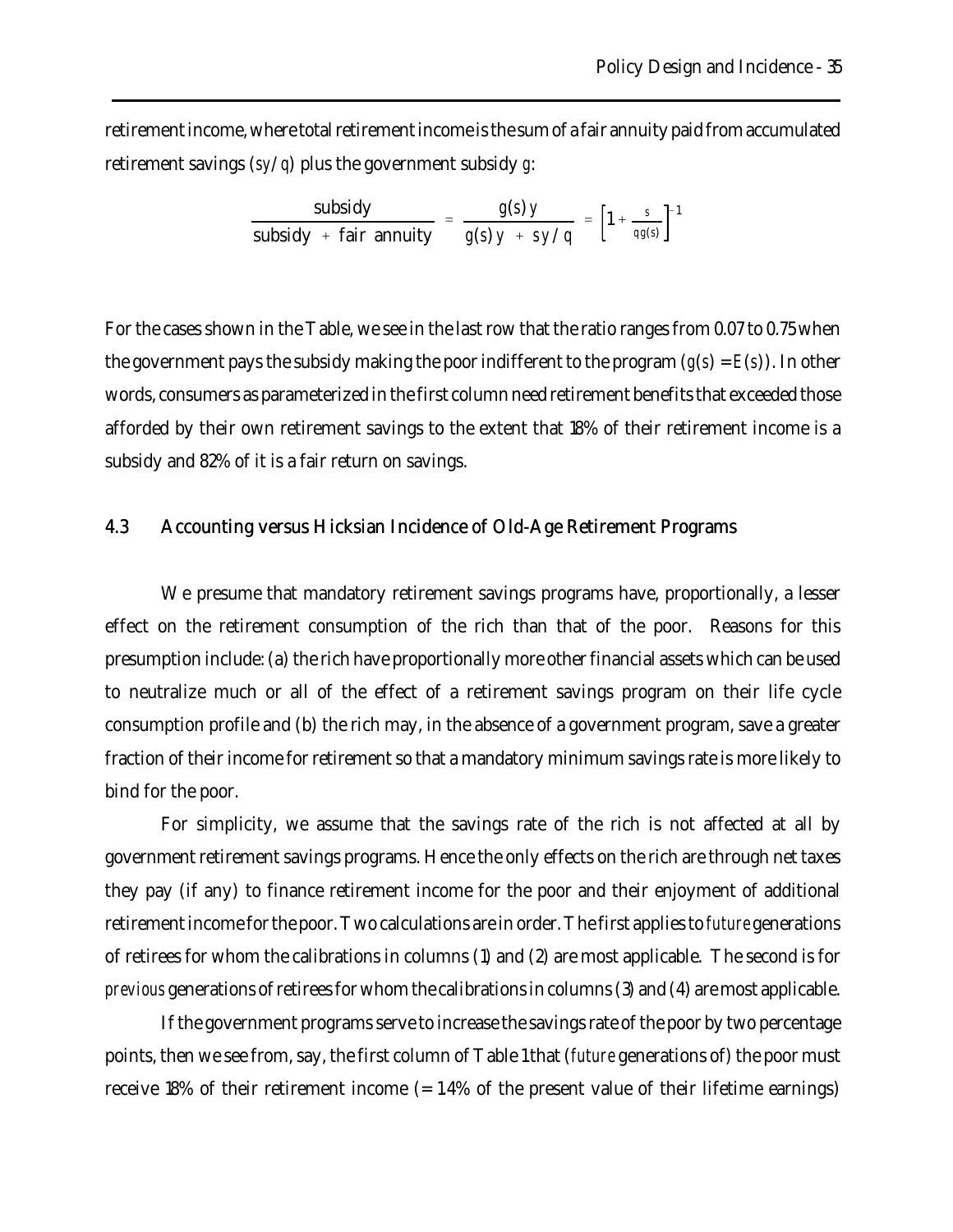retirement income, where total retirement income is the sum of a fair annuity paid from accumulated retirement savings ($sy/q$) plus the government subsidy $g$:

$$\frac{\text{subsidy}}{\text{subsidy} + \text{fair annuity}} = \frac{g(s)\,y}{g(s)\,y + sy/q} = \left[1 + \frac{s}{qg(s)}\right]^{-1}$$

For the cases shown in the Table, we see in the last row that the ratio ranges from 0.07 to 0.75 when the government pays the subsidy making the poor indifferent to the program ($g(s) = E(s)$). In other words, consumers as parameterized in the first column need retirement benefits that exceeded those afforded by their own retirement savings to the extent that 18% of their retirement income is a subsidy and 82% of it is a fair return on savings.

## 4.3 Accounting versus Hicksian Incidence of Old-Age Retirement Programs

We presume that mandatory retirement savings programs have, proportionally, a lesser effect on the retirement consumption of the rich than that of the poor. Reasons for this presumption include: (a) the rich have proportionally more other financial assets which can be used to neutralize much or all of the effect of a retirement savings program on their life cycle consumption profile and (b) the rich may, in the absence of a government program, save a greater fraction of their income for retirement so that a mandatory minimum savings rate is more likely to bind for the poor.

For simplicity, we assume that the savings rate of the rich is not affected at all by government retirement savings programs. Hence the only effects on the rich are through net taxes they pay (if any) to finance retirement income for the poor and their enjoyment of additional retirement income for the poor. Two calculations are in order. The first applies to *future* generations of retirees for whom the calibrations in columns (1) and (2) are most applicable. The second is for *previous* generations of retirees for whom the calibrations in columns (3) and (4) are most applicable.

If the government programs serve to increase the savings rate of the poor by two percentage points, then we see from, say, the first column of Table 1 that (*future* generations of) the poor must receive 18% of their retirement income (= 1.4% of the present value of their lifetime earnings)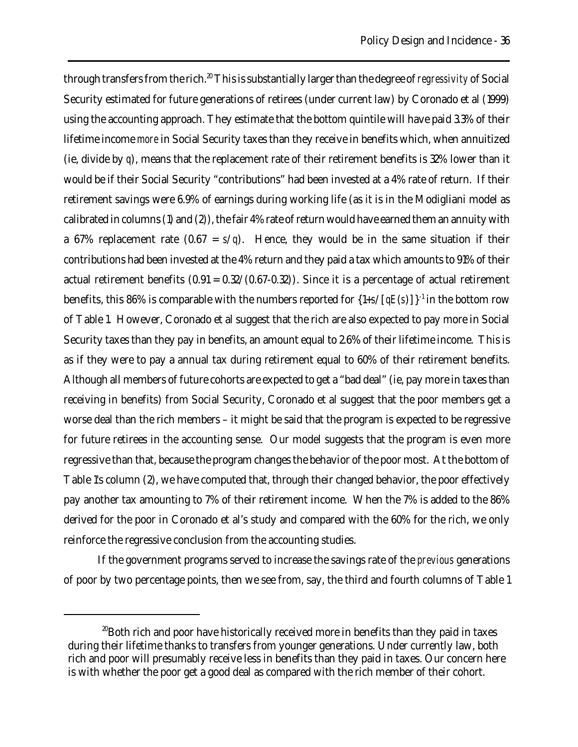through transfers from the rich.[20] This is substantially larger than the degree of *regressivity* of Social Security estimated for future generations of retirees (under current law) by Coronado et al (1999) using the accounting approach. They estimate that the bottom quintile will have paid 3.3% of their lifetime income *more* in Social Security taxes than they receive in benefits which, when annuitized (ie, divide by $q$), means that the replacement rate of their retirement benefits is 32% lower than it would be if their Social Security "contributions" had been invested at a 4% rate of return. If their retirement savings were 6.9% of earnings during working life (as it is in the Modigliani model as calibrated in columns (1) and (2)), the fair 4% rate of return would have earned them an annuity with a 67% replacement rate ($0.67 = s/q$). Hence, they would be in the same situation if their contributions had been invested at the 4% return and they paid a tax which amounts to 91% of their actual retirement benefits ($0.91 = 0.32/(0.67\text{-}0.32)$). Since it is a percentage of actual retirement benefits, this 86% is comparable with the numbers reported for $\{1+s/[qE(s)]\}^{-1}$ in the bottom row of Table 1. However, Coronado et al suggest that the rich are also expected to pay more in Social Security taxes than they pay in benefits, an amount equal to 2.6% of their lifetime income. This is as if they were to pay a annual tax during retirement equal to 60% of their retirement benefits. Although all members of future cohorts are expected to get a "bad deal" (ie, pay more in taxes than receiving in benefits) from Social Security, Coronado et al suggest that the poor members get a worse deal than the rich members – it might be said that the program is expected to be regressive for future retirees in the accounting sense. Our model suggests that the program is even more regressive than that, because the program changes the behavior of the poor most. At the bottom of Table 1's column (2), we have computed that, through their changed behavior, the poor effectively pay another tax amounting to 7% of their retirement income. When the 7% is added to the 86% derived for the poor in Coronado et al's study and compared with the 60% for the rich, we only reinforce the regressive conclusion from the accounting studies.

If the government programs served to increase the savings rate of the *previous* generations of poor by two percentage points, then we see from, say, the third and fourth columns of Table 1

[20] Both rich and poor have historically received more in benefits than they paid in taxes during their lifetime thanks to transfers from younger generations. Under currently law, both rich and poor will presumably receive less in benefits than they paid in taxes. Our concern here is with whether the poor get a good deal as compared with the rich member of their cohort.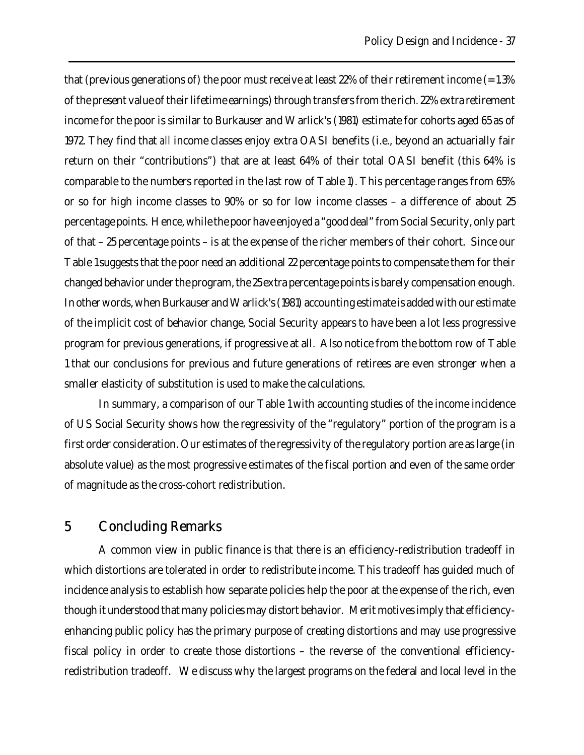that (previous generations of) the poor must receive at least 22% of their retirement income (= 1.3% of the present value of their lifetime earnings) through transfers from the rich. 22% extra retirement income for the poor is similar to Burkauser and Warlick's (1981) estimate for cohorts aged 65 as of 1972. They find that *all* income classes enjoy extra OASI benefits (i.e., beyond an actuarially fair return on their "contributions") that are at least 64% of their total OASI benefit (this 64% is comparable to the numbers reported in the last row of Table 1). This percentage ranges from 65% or so for high income classes to 90% or so for low income classes – a difference of about 25 percentage points. Hence, while the poor have enjoyed a "good deal" from Social Security, only part of that – 25 percentage points – is at the expense of the richer members of their cohort. Since our Table 1 suggests that the poor need an additional 22 percentage points to compensate them for their changed behavior under the program, the 25 extra percentage points is barely compensation enough. In other words, when Burkauser and Warlick's (1981) accounting estimate is added with our estimate of the implicit cost of behavior change, Social Security appears to have been a lot less progressive program for previous generations, if progressive at all. Also notice from the bottom row of Table 1 that our conclusions for previous and future generations of retirees are even stronger when a smaller elasticity of substitution is used to make the calculations.

In summary, a comparison of our Table 1 with accounting studies of the income incidence of US Social Security shows how the regressivity of the "regulatory" portion of the program is a first order consideration. Our estimates of the regressivity of the regulatory portion are as large (in absolute value) as the most progressive estimates of the fiscal portion and even of the same order of magnitude as the cross-cohort redistribution.

## 5 Concluding Remarks

A common view in public finance is that there is an efficiency-redistribution tradeoff in which distortions are tolerated in order to redistribute income. This tradeoff has guided much of incidence analysis to establish how separate policies help the poor at the expense of the rich, even though it understood that many policies may distort behavior. Merit motives imply that efficiency-enhancing public policy has the primary purpose of creating distortions and may use progressive fiscal policy in order to create those distortions – the reverse of the conventional efficiency-redistribution tradeoff. We discuss why the largest programs on the federal and local level in the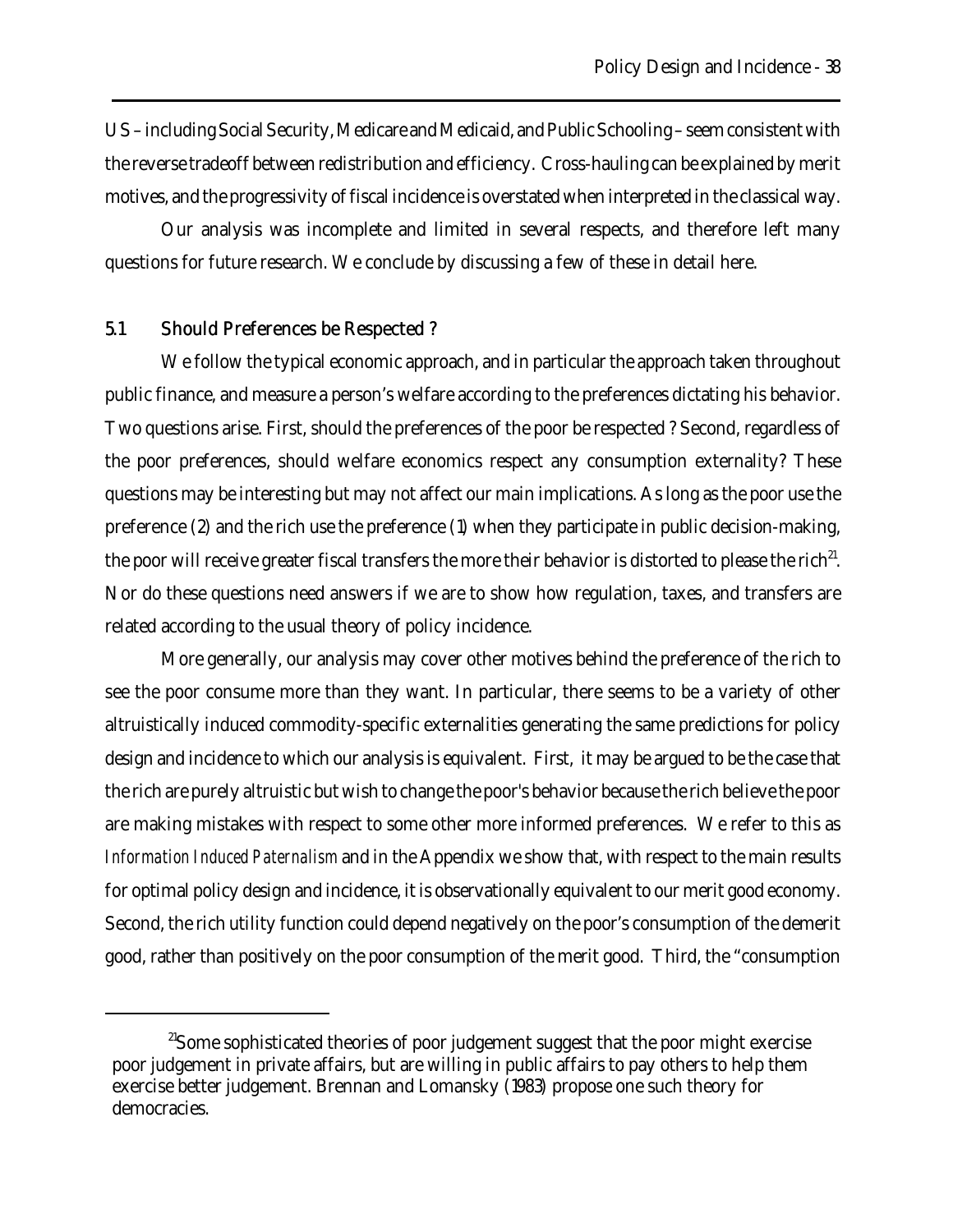US – including Social Security, Medicare and Medicaid, and Public Schooling – seem consistent with the reverse tradeoff between redistribution and efficiency. Cross-hauling can be explained by merit motives, and the progressivity of fiscal incidence is overstated when interpreted in the classical way.

Our analysis was incomplete and limited in several respects, and therefore left many questions for future research. We conclude by discussing a few of these in detail here.

## 5.1 Should Preferences be Respected ?

We follow the typical economic approach, and in particular the approach taken throughout public finance, and measure a person's welfare according to the preferences dictating his behavior. Two questions arise. First, should the preferences of the poor be respected ? Second, regardless of the poor preferences, should welfare economics respect any consumption externality? These questions may be interesting but may not affect our main implications. As long as the poor use the preference (2) and the rich use the preference (1) when they participate in public decision-making, the poor will receive greater fiscal transfers the more their behavior is distorted to please the rich[21]. Nor do these questions need answers if we are to show how regulation, taxes, and transfers are related according to the usual theory of policy incidence.

More generally, our analysis may cover other motives behind the preference of the rich to see the poor consume more than they want. In particular, there seems to be a variety of other altruistically induced commodity-specific externalities generating the same predictions for policy design and incidence to which our analysis is equivalent. First, it may be argued to be the case that the rich are purely altruistic but wish to change the poor's behavior because the rich believe the poor are making mistakes with respect to some other more informed preferences. We refer to this as *Information Induced Paternalism* and in the Appendix we show that, with respect to the main results for optimal policy design and incidence, it is observationally equivalent to our merit good economy. Second, the rich utility function could depend negatively on the poor's consumption of the demerit good, rather than positively on the poor consumption of the merit good. Third, the "consumption

[21] Some sophisticated theories of poor judgement suggest that the poor might exercise poor judgement in private affairs, but are willing in public affairs to pay others to help them exercise better judgement. Brennan and Lomansky (1983) propose one such theory for democracies.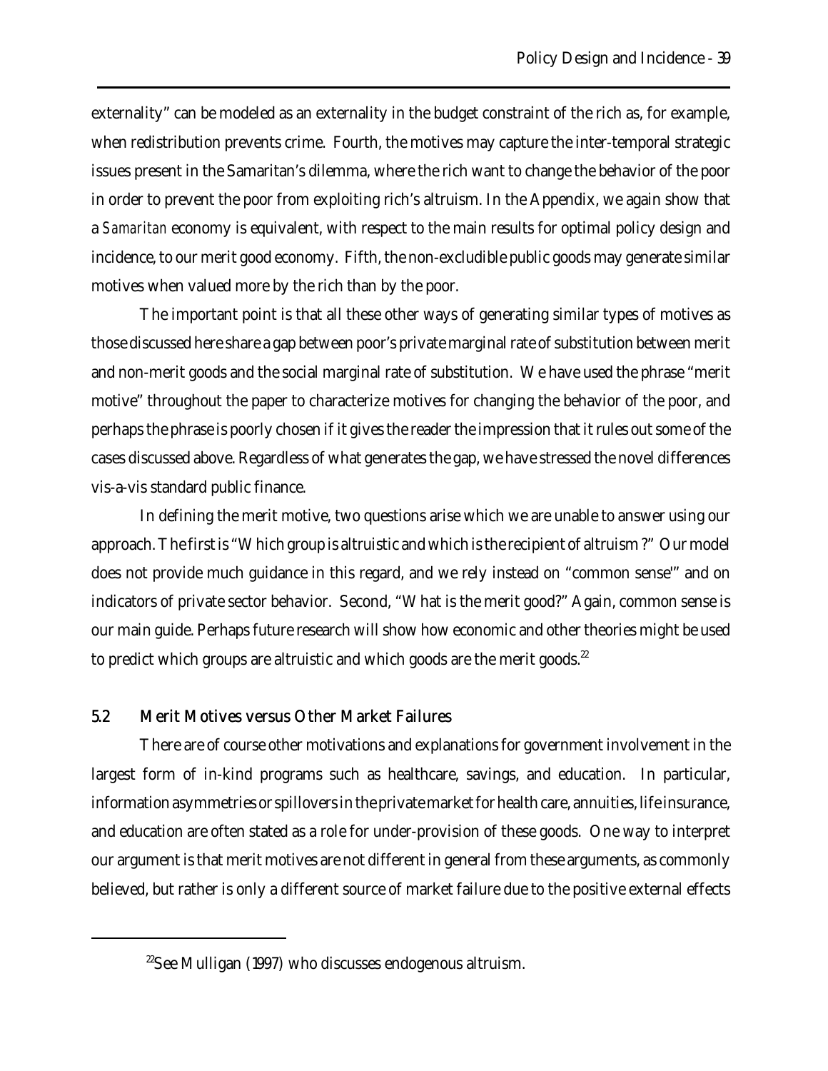externality" can be modeled as an externality in the budget constraint of the rich as, for example, when redistribution prevents crime. Fourth, the motives may capture the inter-temporal strategic issues present in the Samaritan's dilemma, where the rich want to change the behavior of the poor in order to prevent the poor from exploiting rich's altruism. In the Appendix, we again show that a *Samaritan* economy is equivalent, with respect to the main results for optimal policy design and incidence, to our merit good economy. Fifth, the non-excludible public goods may generate similar motives when valued more by the rich than by the poor.

The important point is that all these other ways of generating similar types of motives as those discussed here share a gap between poor's private marginal rate of substitution between merit and non-merit goods and the social marginal rate of substitution. We have used the phrase "merit motive" throughout the paper to characterize motives for changing the behavior of the poor, and perhaps the phrase is poorly chosen if it gives the reader the impression that it rules out some of the cases discussed above. Regardless of what generates the gap, we have stressed the novel differences vis-a-vis standard public finance.

In defining the merit motive, two questions arise which we are unable to answer using our approach. The first is "Which group is altruistic and which is the recipient of altruism?" Our model does not provide much guidance in this regard, and we rely instead on "common sense'" and on indicators of private sector behavior. Second, "What is the merit good?" Again, common sense is our main guide. Perhaps future research will show how economic and other theories might be used to predict which groups are altruistic and which goods are the merit goods.[22]

## 5.2 Merit Motives versus Other Market Failures

There are of course other motivations and explanations for government involvement in the largest form of in-kind programs such as healthcare, savings, and education. In particular, information asymmetries or spillovers in the private market for health care, annuities, life insurance, and education are often stated as a role for under-provision of these goods. One way to interpret our argument is that merit motives are not different in general from these arguments, as commonly believed, but rather is only a different source of market failure due to the positive external effects

[22]See Mulligan (1997) who discusses endogenous altruism.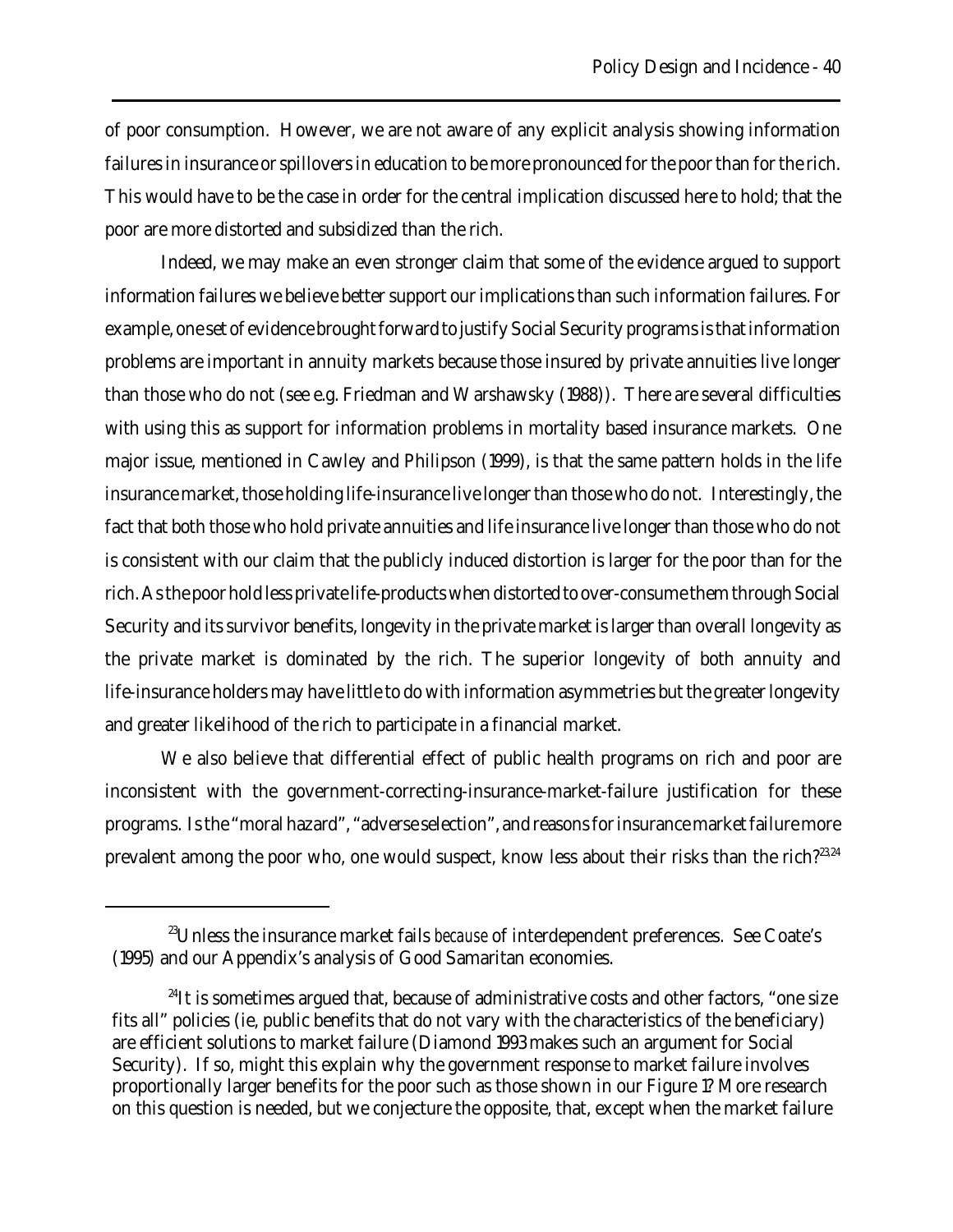of poor consumption. However, we are not aware of any explicit analysis showing information failures in insurance or spillovers in education to be more pronounced for the poor than for the rich. This would have to be the case in order for the central implication discussed here to hold; that the poor are more distorted and subsidized than the rich.

Indeed, we may make an even stronger claim that some of the evidence argued to support information failures we believe better support our implications than such information failures. For example, one set of evidence brought forward to justify Social Security programs is that information problems are important in annuity markets because those insured by private annuities live longer than those who do not (see e.g. Friedman and Warshawsky (1988)). There are several difficulties with using this as support for information problems in mortality based insurance markets. One major issue, mentioned in Cawley and Philipson (1999), is that the same pattern holds in the life insurance market, those holding life-insurance live longer than those who do not. Interestingly, the fact that both those who hold private annuities and life insurance live longer than those who do not is consistent with our claim that the publicly induced distortion is larger for the poor than for the rich. As the poor hold less private life-products when distorted to over-consume them through Social Security and its survivor benefits, longevity in the private market is larger than overall longevity as the private market is dominated by the rich. The superior longevity of both annuity and life-insurance holders may have little to do with information asymmetries but the greater longevity and greater likelihood of the rich to participate in a financial market.

We also believe that differential effect of public health programs on rich and poor are inconsistent with the government-correcting-insurance-market-failure justification for these programs. Is the "moral hazard", "adverse selection", and reasons for insurance market failure more prevalent among the poor who, one would suspect, know less about their risks than the rich?[23,24]

[23] Unless the insurance market fails *because* of interdependent preferences. See Coate's (1995) and our Appendix's analysis of Good Samaritan economies.

[24] It is sometimes argued that, because of administrative costs and other factors, "one size fits all" policies (ie, public benefits that do not vary with the characteristics of the beneficiary) are efficient solutions to market failure (Diamond 1993 makes such an argument for Social Security). If so, might this explain why the government response to market failure involves proportionally larger benefits for the poor such as those shown in our Figure 1? More research on this question is needed, but we conjecture the opposite, that, except when the market failure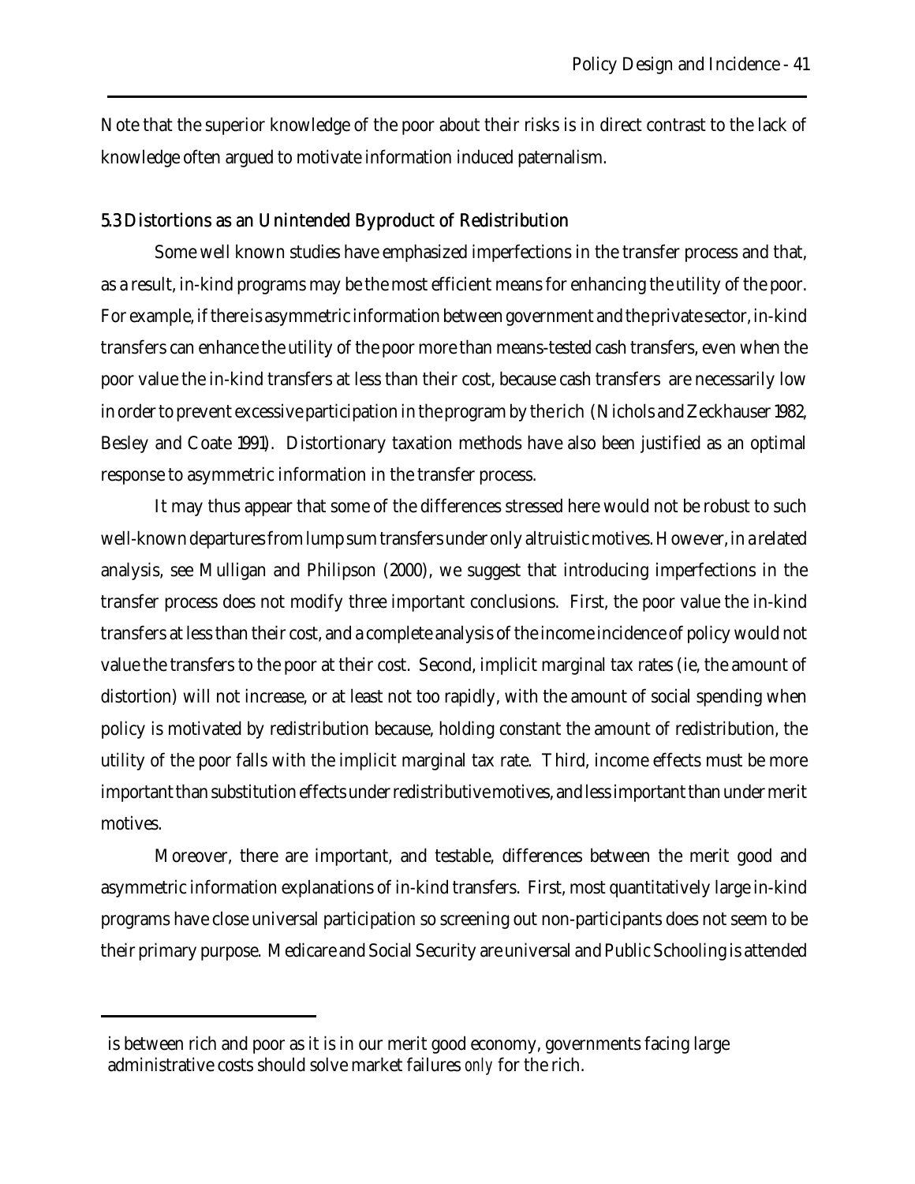Note that the superior knowledge of the poor about their risks is in direct contrast to the lack of knowledge often argued to motivate information induced paternalism.

### 5.3 Distortions as an Unintended Byproduct of Redistribution

Some well known studies have emphasized imperfections in the transfer process and that, as a result, in-kind programs may be the most efficient means for enhancing the utility of the poor. For example, if there is asymmetric information between government and the private sector, in-kind transfers can enhance the utility of the poor more than means-tested cash transfers, even when the poor value the in-kind transfers at less than their cost, because cash transfers are necessarily low in order to prevent excessive participation in the program by the rich (Nichols and Zeckhauser 1982, Besley and Coate 1991). Distortionary taxation methods have also been justified as an optimal response to asymmetric information in the transfer process.

It may thus appear that some of the differences stressed here would not be robust to such well-known departures from lump sum transfers under only altruistic motives. However, in a related analysis, see Mulligan and Philipson (2000), we suggest that introducing imperfections in the transfer process does not modify three important conclusions. First, the poor value the in-kind transfers at less than their cost, and a complete analysis of the income incidence of policy would not value the transfers to the poor at their cost. Second, implicit marginal tax rates (ie, the amount of distortion) will not increase, or at least not too rapidly, with the amount of social spending when policy is motivated by redistribution because, holding constant the amount of redistribution, the utility of the poor falls with the implicit marginal tax rate. Third, income effects must be more important than substitution effects under redistributive motives, and less important than under merit motives.

Moreover, there are important, and testable, differences between the merit good and asymmetric information explanations of in-kind transfers. First, most quantitatively large in-kind programs have close universal participation so screening out non-participants does not seem to be their primary purpose. Medicare and Social Security are universal and Public Schooling is attended

---

is between rich and poor as it is in our merit good economy, governments facing large administrative costs should solve market failures *only* for the rich.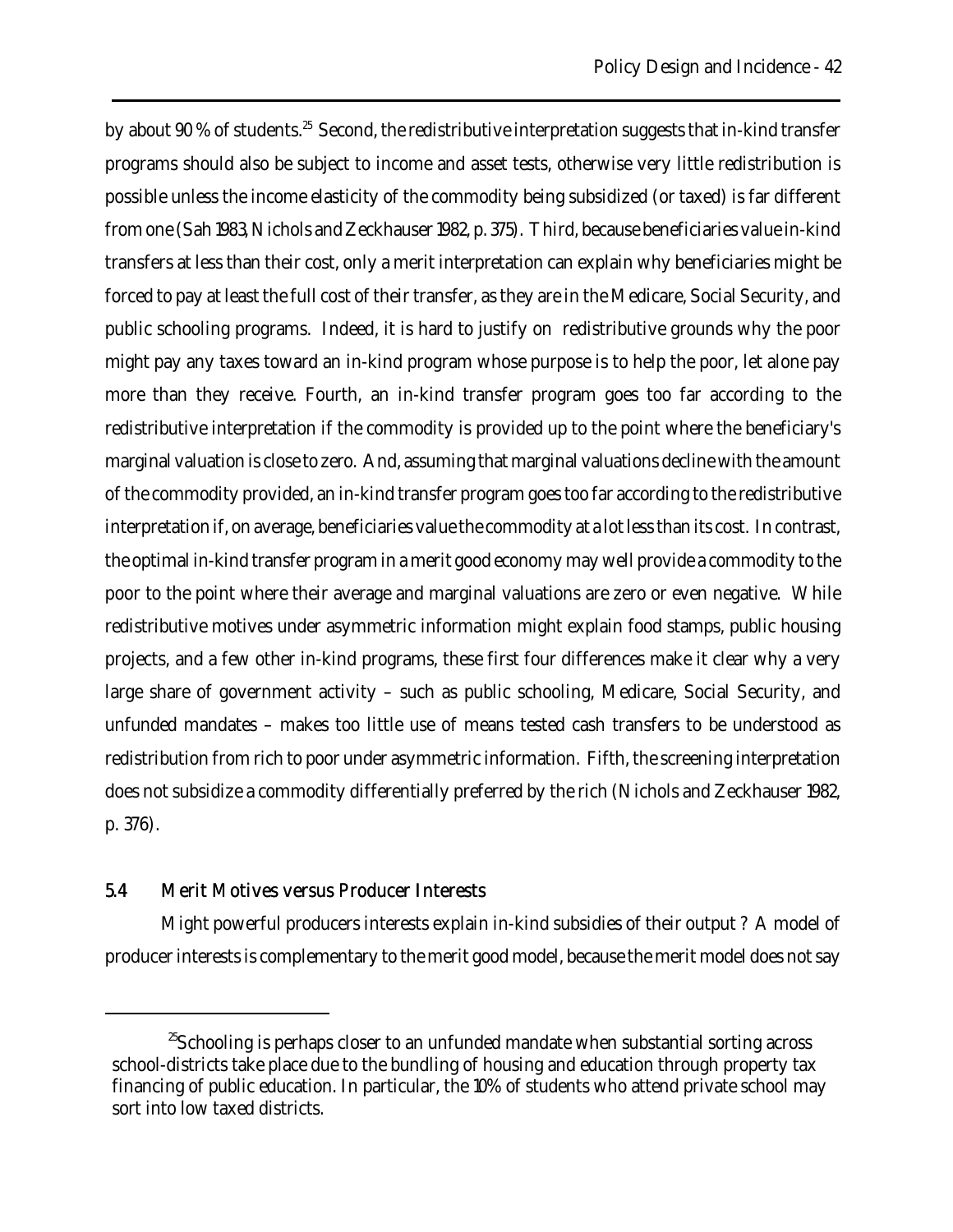by about 90 % of students.[25] Second, the redistributive interpretation suggests that in-kind transfer programs should also be subject to income and asset tests, otherwise very little redistribution is possible unless the income elasticity of the commodity being subsidized (or taxed) is far different from one (Sah 1983, Nichols and Zeckhauser 1982, p. 375). Third, because beneficiaries value in-kind transfers at less than their cost, only a merit interpretation can explain why beneficiaries might be forced to pay at least the full cost of their transfer, as they are in the Medicare, Social Security, and public schooling programs. Indeed, it is hard to justify on redistributive grounds why the poor might pay any taxes toward an in-kind program whose purpose is to help the poor, let alone pay more than they receive. Fourth, an in-kind transfer program goes too far according to the redistributive interpretation if the commodity is provided up to the point where the beneficiary's marginal valuation is close to zero. And, assuming that marginal valuations decline with the amount of the commodity provided, an in-kind transfer program goes too far according to the redistributive interpretation if, on average, beneficiaries value the commodity at a lot less than its cost. In contrast, the optimal in-kind transfer program in a merit good economy may well provide a commodity to the poor to the point where their average and marginal valuations are zero or even negative. While redistributive motives under asymmetric information might explain food stamps, public housing projects, and a few other in-kind programs, these first four differences make it clear why a very large share of government activity – such as public schooling, Medicare, Social Security, and unfunded mandates – makes too little use of means tested cash transfers to be understood as redistribution from rich to poor under asymmetric information. Fifth, the screening interpretation does not subsidize a commodity differentially preferred by the rich (Nichols and Zeckhauser 1982, p. 376).

## 5.4 Merit Motives versus Producer Interests

Might powerful producers interests explain in-kind subsidies of their output ? A model of producer interests is complementary to the merit good model, because the merit model does not say

[25] Schooling is perhaps closer to an unfunded mandate when substantial sorting across school-districts take place due to the bundling of housing and education through property tax financing of public education. In particular, the 10% of students who attend private school may sort into low taxed districts.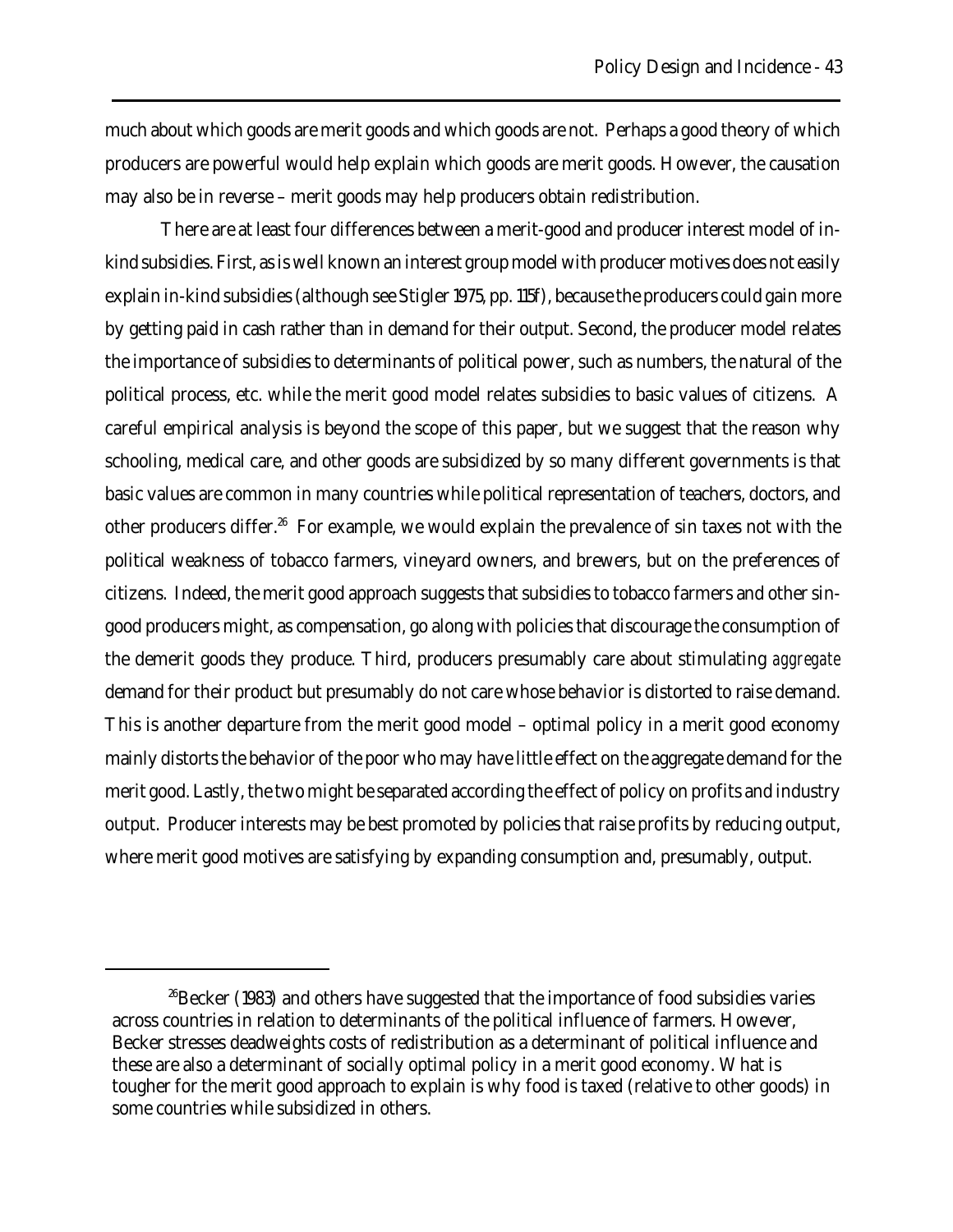much about which goods are merit goods and which goods are not. Perhaps a good theory of which producers are powerful would help explain which goods are merit goods. However, the causation may also be in reverse – merit goods may help producers obtain redistribution.

There are at least four differences between a merit-good and producer interest model of in-kind subsidies. First, as is well known an interest group model with producer motives does not easily explain in-kind subsidies (although see Stigler 1975, pp. 115f), because the producers could gain more by getting paid in cash rather than in demand for their output. Second, the producer model relates the importance of subsidies to determinants of political power, such as numbers, the natural of the political process, etc. while the merit good model relates subsidies to basic values of citizens. A careful empirical analysis is beyond the scope of this paper, but we suggest that the reason why schooling, medical care, and other goods are subsidized by so many different governments is that basic values are common in many countries while political representation of teachers, doctors, and other producers differ.[26] For example, we would explain the prevalence of sin taxes not with the political weakness of tobacco farmers, vineyard owners, and brewers, but on the preferences of citizens. Indeed, the merit good approach suggests that subsidies to tobacco farmers and other sin-good producers might, as compensation, go along with policies that discourage the consumption of the demerit goods they produce. Third, producers presumably care about stimulating *aggregate* demand for their product but presumably do not care whose behavior is distorted to raise demand. This is another departure from the merit good model – optimal policy in a merit good economy mainly distorts the behavior of the poor who may have little effect on the aggregate demand for the merit good. Lastly, the two might be separated according the effect of policy on profits and industry output. Producer interests may be best promoted by policies that raise profits by reducing output, where merit good motives are satisfying by expanding consumption and, presumably, output.

---

[26]Becker (1983) and others have suggested that the importance of food subsidies varies across countries in relation to determinants of the political influence of farmers. However, Becker stresses deadweights costs of redistribution as a determinant of political influence and these are also a determinant of socially optimal policy in a merit good economy. What is tougher for the merit good approach to explain is why food is taxed (relative to other goods) in some countries while subsidized in others.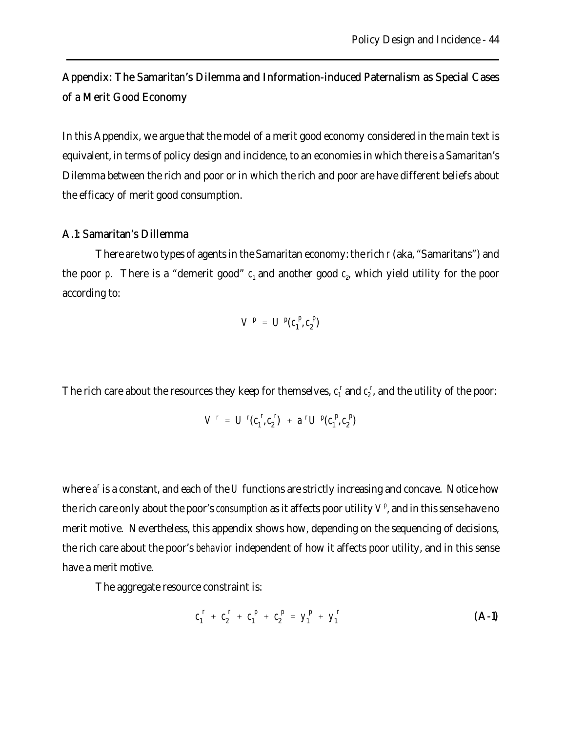## Appendix: The Samaritan's Dilemma and Information-induced Paternalism as Special Cases of a Merit Good Economy

In this Appendix, we argue that the model of a merit good economy considered in the main text is equivalent, in terms of policy design and incidence, to an economies in which there is a Samaritan's Dilemma between the rich and poor or in which the rich and poor are have different beliefs about the efficacy of merit good consumption.

### A.1: Samaritan's Dillemma

There are two types of agents in the Samaritan economy: the rich *r* (aka, "Samaritans") and the poor *p*. There is a "demerit good" $c_1$ and another good $c_2$, which yield utility for the poor according to:

$$V^p = U^p(c_1^p, c_2^p)$$

The rich care about the resources they keep for themselves, $c_1^r$ and $c_2^r$, and the utility of the poor:

$$V^r = U^r(c_1^r, c_2^r) + a^r U^p(c_1^p, c_2^p)$$

where $a^r$ is a constant, and each of the *U* functions are strictly increasing and concave. Notice how the rich care only about the poor's *consumption* as it affects poor utility $V^p$, and in this sense have no merit motive. Nevertheless, this appendix shows how, depending on the sequencing of decisions, the rich care about the poor's *behavior* independent of how it affects poor utility, and in this sense have a merit motive.

The aggregate resource constraint is:

$$c_1^r + c_2^r + c_1^p + c_2^p = y_1^p + y_1^r \tag{A-1}$$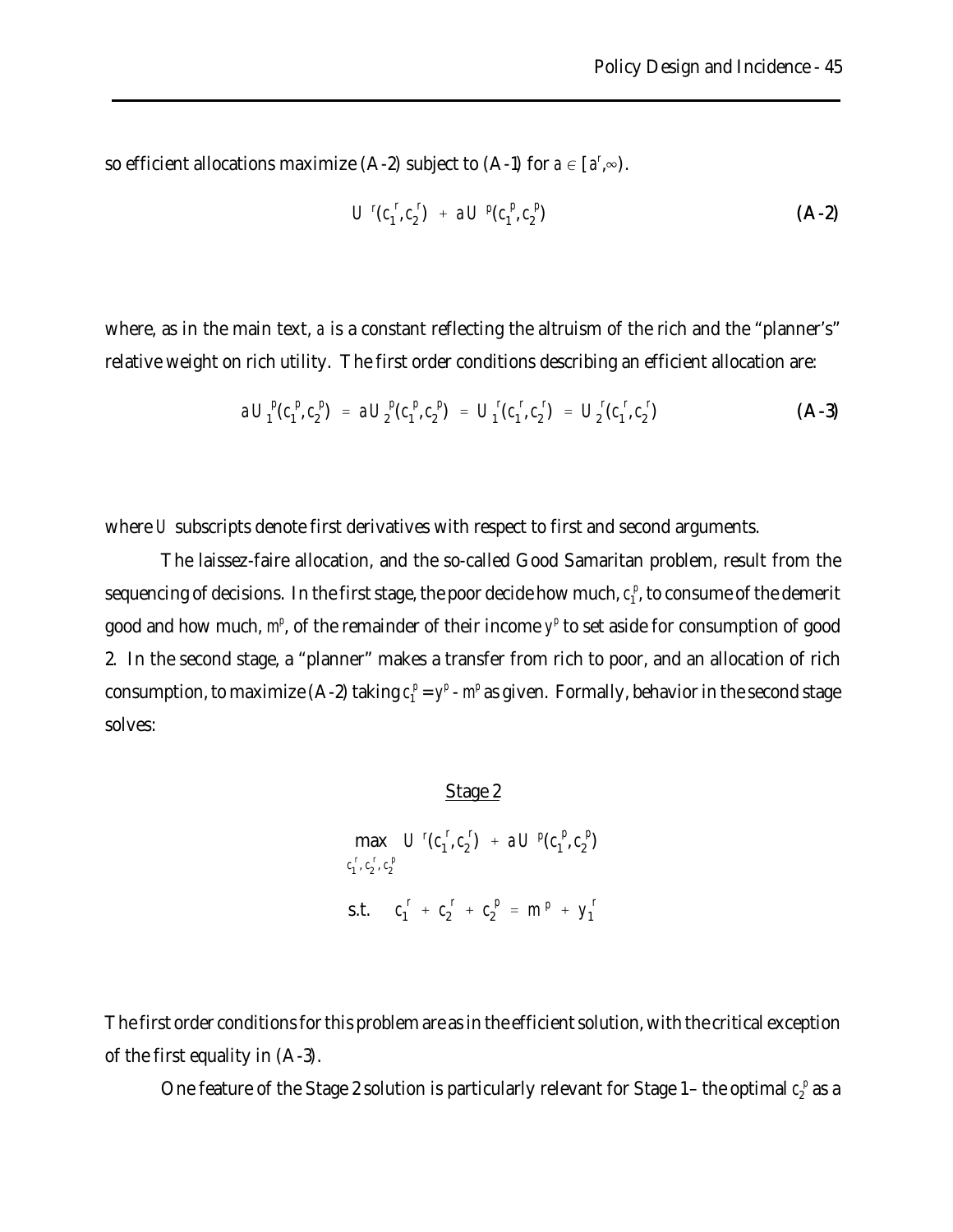so efficient allocations maximize (A-2) subject to (A-1) for $a \in [a^r, \infty)$.

$$U^r(c_1^r, c_2^r) + aU^p(c_1^p, c_2^p) \tag{A-2}$$

where, as in the main text, $a$ is a constant reflecting the altruism of the rich and the "planner's" relative weight on rich utility. The first order conditions describing an efficient allocation are:

$$aU_1^p(c_1^p, c_2^p) = aU_2^p(c_1^p, c_2^p) = U_1^r(c_1^r, c_2^r) = U_2^r(c_1^r, c_2^r) \tag{A-3}$$

where $U$ subscripts denote first derivatives with respect to first and second arguments.

The laissez-faire allocation, and the so-called Good Samaritan problem, result from the sequencing of decisions. In the first stage, the poor decide how much, $c_1^p$, to consume of the demerit good and how much, $m^p$, of the remainder of their income $y^p$ to set aside for consumption of good 2. In the second stage, a "planner" makes a transfer from rich to poor, and an allocation of rich consumption, to maximize (A-2) taking $c_1^p = y^p - m^p$ as given. Formally, behavior in the second stage solves:

<u>Stage 2</u>

$$\max_{c_1^r, c_2^r, c_2^p} \; U^r(c_1^r, c_2^r) + aU^p(c_1^p, c_2^p)$$

$$\text{s.t.} \quad c_1^r + c_2^r + c_2^p = m^p + y_1^r$$

The first order conditions for this problem are as in the efficient solution, with the critical exception of the first equality in (A-3).

One feature of the Stage 2 solution is particularly relevant for Stage 1– the optimal $c_2^p$ as a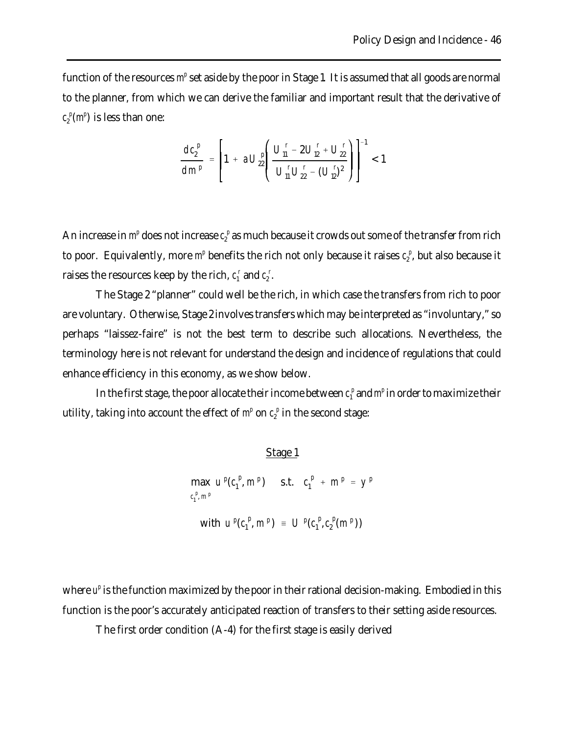function of the resources $m^p$ set aside by the poor in Stage 1. It is assumed that all goods are normal to the planner, from which we can derive the familiar and important result that the derivative of $c_2^p(m^p)$ is less than one:

$$\frac{dc_2^p}{dm^p} = \left[1 + aU_{22}^p\left(\frac{U_{11}^r - 2U_{12}^r + U_{22}^r}{U_{11}^r U_{22}^r - (U_{12}^r)^2}\right)\right]^{-1} < 1$$

An increase in $m^p$ does not increase $c_2^p$ as much because it crowds out some of the transfer from rich to poor. Equivalently, more $m^p$ benefits the rich not only because it raises $c_2^p$, but also because it raises the resources keep by the rich, $c_1^r$ and $c_2^r$.

The Stage 2 "planner" could well be the rich, in which case the transfers from rich to poor are voluntary. Otherwise, Stage 2 involves transfers which may be interpreted as "involuntary," so perhaps "laissez-faire" is not the best term to describe such allocations. Nevertheless, the terminology here is not relevant for understand the design and incidence of regulations that could enhance efficiency in this economy, as we show below.

In the first stage, the poor allocate their income between $c_1^p$ and $m^p$ in order to maximize their utility, taking into account the effect of $m^p$ on $c_2^p$ in the second stage:

Stage 1

$$\max_{c_1^p,\, m^p} \; u^p(c_1^p, m^p) \quad \text{s.t.} \quad c_1^p + m^p = y^p$$

$$\text{with } \; u^p(c_1^p, m^p) \equiv U^p(c_1^p, c_2^p(m^p))$$

where $u^p$ is the function maximized by the poor in their rational decision-making. Embodied in this function is the poor's accurately anticipated reaction of transfers to their setting aside resources.

The first order condition (A-4) for the first stage is easily derived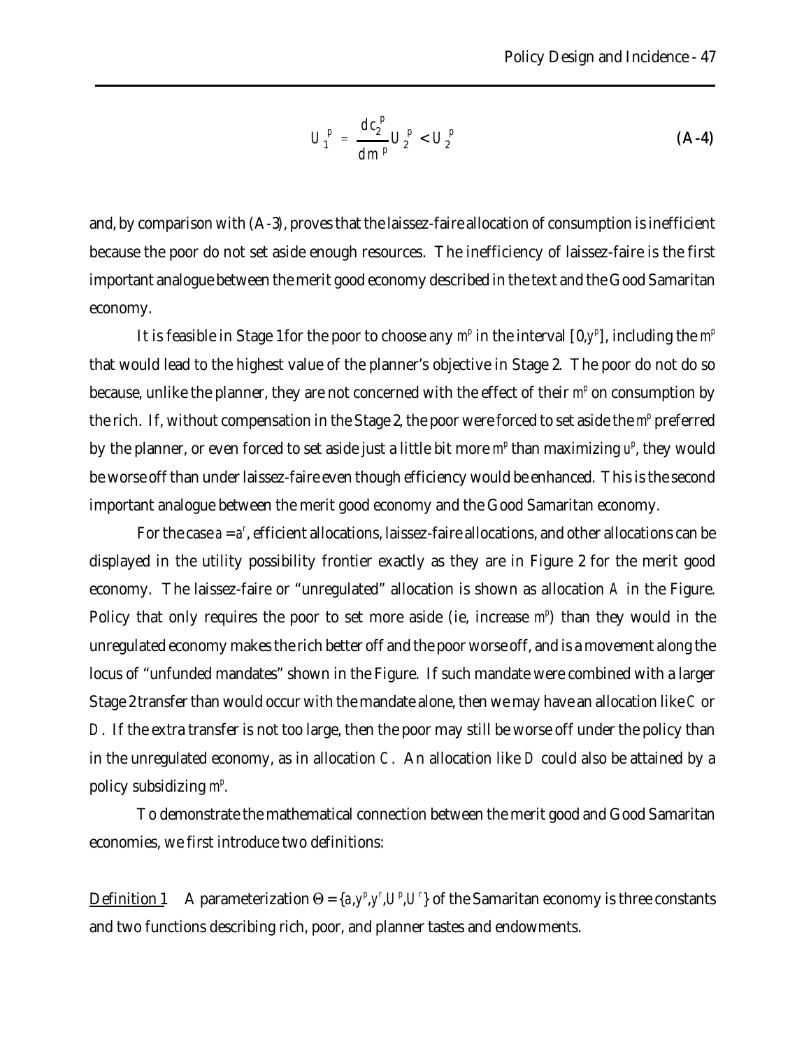$$U_1^p = \frac{dc_2^p}{dm^p} U_2^p < U_2^p \tag{A-4}$$

and, by comparison with (A-3), proves that the laissez-faire allocation of consumption is inefficient because the poor do not set aside enough resources. The inefficiency of laissez-faire is the first important analogue between the merit good economy described in the text and the Good Samaritan economy.

It is feasible in Stage 1 for the poor to choose any $m^p$ in the interval $[0,y^p]$, including the $m^p$ that would lead to the highest value of the planner's objective in Stage 2. The poor do not do so because, unlike the planner, they are not concerned with the effect of their $m^p$ on consumption by the rich. If, without compensation in the Stage 2, the poor were forced to set aside the $m^p$ preferred by the planner, or even forced to set aside just a little bit more $m^p$ than maximizing $u^p$, they would be worse off than under laissez-faire even though efficiency would be enhanced. This is the second important analogue between the merit good economy and the Good Samaritan economy.

For the case $a = a^r$, efficient allocations, laissez-faire allocations, and other allocations can be displayed in the utility possibility frontier exactly as they are in Figure 2 for the merit good economy. The laissez-faire or "unregulated" allocation is shown as allocation *A* in the Figure. Policy that only requires the poor to set more aside (ie, increase $m^p$) than they would in the unregulated economy makes the rich better off and the poor worse off, and is a movement along the locus of "unfunded mandates" shown in the Figure. If such mandate were combined with a larger Stage 2 transfer than would occur with the mandate alone, then we may have an allocation like *C* or *D*. If the extra transfer is not too large, then the poor may still be worse off under the policy than in the unregulated economy, as in allocation *C*. An allocation like *D* could also be attained by a policy subsidizing $m^p$.

To demonstrate the mathematical connection between the merit good and Good Samaritan economies, we first introduce two definitions:

<u>Definition 1</u> A parameterization $\Theta = \{a, y^p, y^r, U^p, U^r\}$ of the Samaritan economy is three constants and two functions describing rich, poor, and planner tastes and endowments.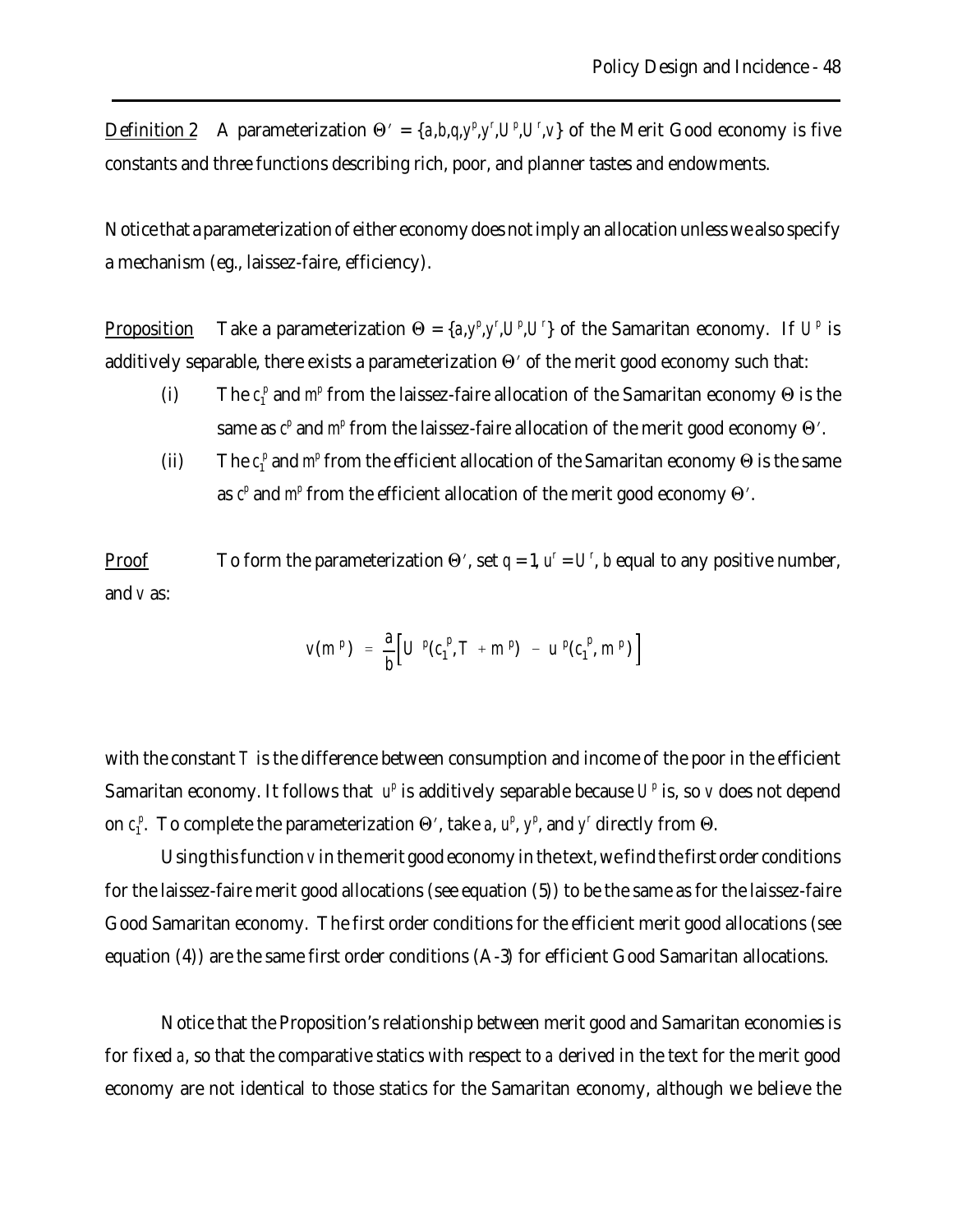<u>Definition 2</u> A parameterization $\Theta' = \{a,b,q,y^p,y^r,U^p,U^r,v\}$ of the Merit Good economy is five constants and three functions describing rich, poor, and planner tastes and endowments.

Notice that a parameterization of either economy does not imply an allocation unless we also specify a mechanism (eg., laissez-faire, efficiency).

<u>Proposition</u> Take a parameterization $\Theta = \{a,y^p,y^r,U^p,U^r\}$ of the Samaritan economy. If $U^p$ is additively separable, there exists a parameterization $\Theta'$ of the merit good economy such that:

(i) The $c_1^p$ and $m^p$ from the laissez-faire allocation of the Samaritan economy $\Theta$ is the same as $c^p$ and $m^p$ from the laissez-faire allocation of the merit good economy $\Theta'$.

(ii) The $c_1^p$ and $m^p$ from the efficient allocation of the Samaritan economy $\Theta$ is the same as $c^p$ and $m^p$ from the efficient allocation of the merit good economy $\Theta'$.

<u>Proof</u> To form the parameterization $\Theta'$, set $q = 1$, $u^r = U^r$, $b$ equal to any positive number, and $v$ as:

$$v(m^p) = \frac{a}{b}\Big[U^p(c_1^p, T + m^p) - u^p(c_1^p, m^p)\Big]$$

with the constant $T$ is the difference between consumption and income of the poor in the efficient Samaritan economy. It follows that $u^p$ is additively separable because $U^p$ is, so $v$ does not depend on $c_1^p$. To complete the parameterization $\Theta'$, take $a$, $u^p$, $y^p$, and $y^r$ directly from $\Theta$.

Using this function $v$ in the merit good economy in the text, we find the first order conditions for the laissez-faire merit good allocations (see equation (5)) to be the same as for the laissez-faire Good Samaritan economy. The first order conditions for the efficient merit good allocations (see equation (4)) are the same first order conditions (A-3) for efficient Good Samaritan allocations.

Notice that the Proposition's relationship between merit good and Samaritan economies is for fixed $a$, so that the comparative statics with respect to $a$ derived in the text for the merit good economy are not identical to those statics for the Samaritan economy, although we believe the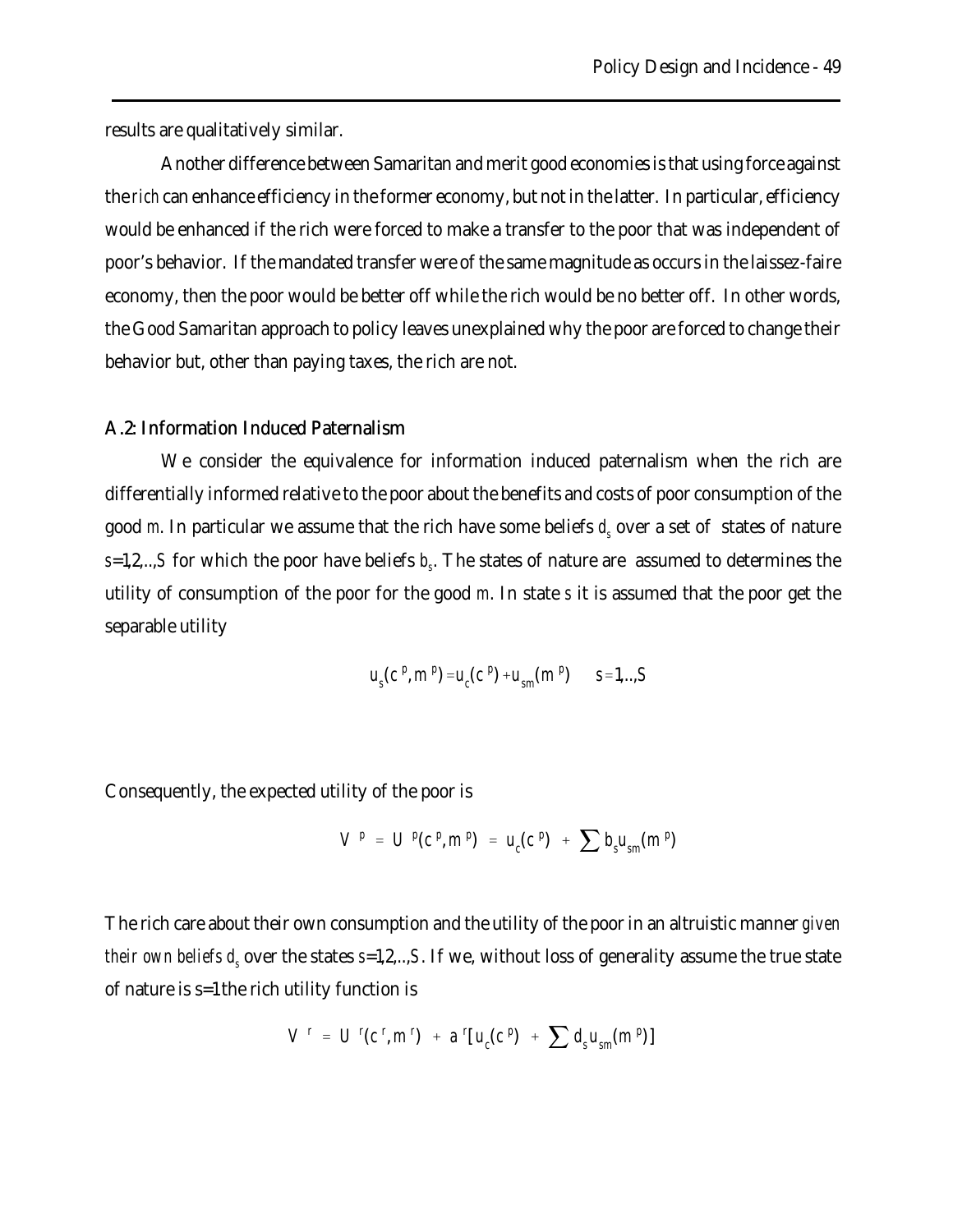results are qualitatively similar.

Another difference between Samaritan and merit good economies is that using force against the *rich* can enhance efficiency in the former economy, but not in the latter. In particular, efficiency would be enhanced if the rich were forced to make a transfer to the poor that was independent of poor's behavior. If the mandated transfer were of the same magnitude as occurs in the laissez-faire economy, then the poor would be better off while the rich would be no better off. In other words, the Good Samaritan approach to policy leaves unexplained why the poor are forced to change their behavior but, other than paying taxes, the rich are not.

### A.2: Information Induced Paternalism

We consider the equivalence for information induced paternalism when the rich are differentially informed relative to the poor about the benefits and costs of poor consumption of the good $m$. In particular we assume that the rich have some beliefs $d_s$ over a set of states of nature $s=1,2,..,S$ for which the poor have beliefs $b_s$. The states of nature are assumed to determines the utility of consumption of the poor for the good $m$. In state $s$ it is assumed that the poor get the separable utility

$$u_s(c^p, m^p) = u_c(c^p) + u_{sm}(m^p) \qquad s=1,..,S$$

Consequently, the expected utility of the poor is

$$V^p = U^p(c^p, m^p) = u_c(c^p) + \sum b_s u_{sm}(m^p)$$

The rich care about their own consumption and the utility of the poor in an altruistic manner *given their own beliefs* $d_s$ over the states $s=1,2,..,S$. If we, without loss of generality assume the true state of nature is s=1 the rich utility function is

$$V^r = U^r(c^r, m^r) + a^r[u_c(c^p) + \sum d_s u_{sm}(m^p)]$$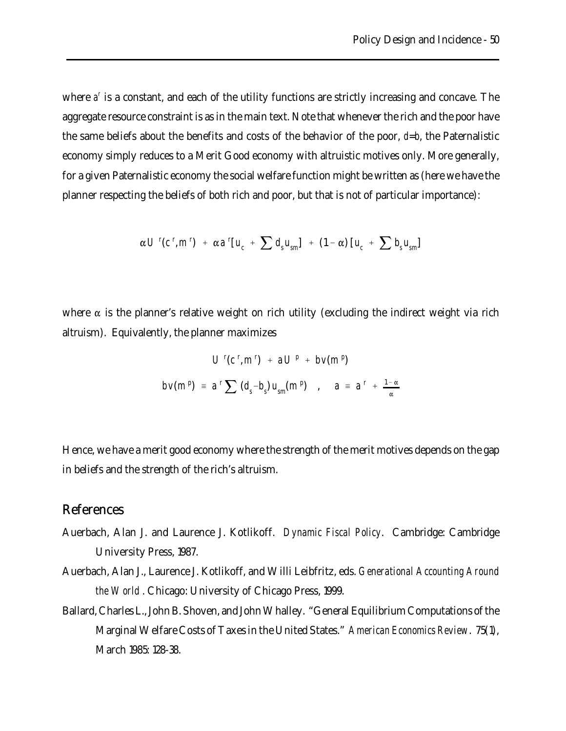where $a^r$ is a constant, and each of the utility functions are strictly increasing and concave. The aggregate resource constraint is as in the main text. Note that whenever the rich and the poor have the same beliefs about the benefits and costs of the behavior of the poor, $d$=$b$, the Paternalistic economy simply reduces to a Merit Good economy with altruistic motives only. More generally, for a given Paternalistic economy the social welfare function might be written as (here we have the planner respecting the beliefs of both rich and poor, but that is not of particular importance):

$$\alpha U^r(c^r, m^r) + \alpha a^r [u_c + \sum d_s u_{sm}] + (1-\alpha)[u_c + \sum b_s u_{sm}]$$

where $\alpha$ is the planner's relative weight on rich utility (excluding the indirect weight via rich altruism). Equivalently, the planner maximizes

$$U^r(c^r, m^r) + aU^p + bv(m^p)$$

$$bv(m^p) \equiv a^r \sum (d_s - b_s) u_{sm}(m^p) \quad , \quad a \equiv a^r + \frac{1-\alpha}{\alpha}$$

Hence, we have a merit good economy where the strength of the merit motives depends on the gap in beliefs and the strength of the rich's altruism.

## References

Auerbach, Alan J. and Laurence J. Kotlikoff. *Dynamic Fiscal Policy*. Cambridge: Cambridge University Press, 1987.

Auerbach, Alan J., Laurence J. Kotlikoff, and Willi Leibfritz, eds. *Generational Accounting Around the World*. Chicago: University of Chicago Press, 1999.

Ballard, Charles L., John B. Shoven, and John Whalley. "General Equilibrium Computations of the Marginal Welfare Costs of Taxes in the United States." *American Economics Review*. 75(1), March 1985: 128-38.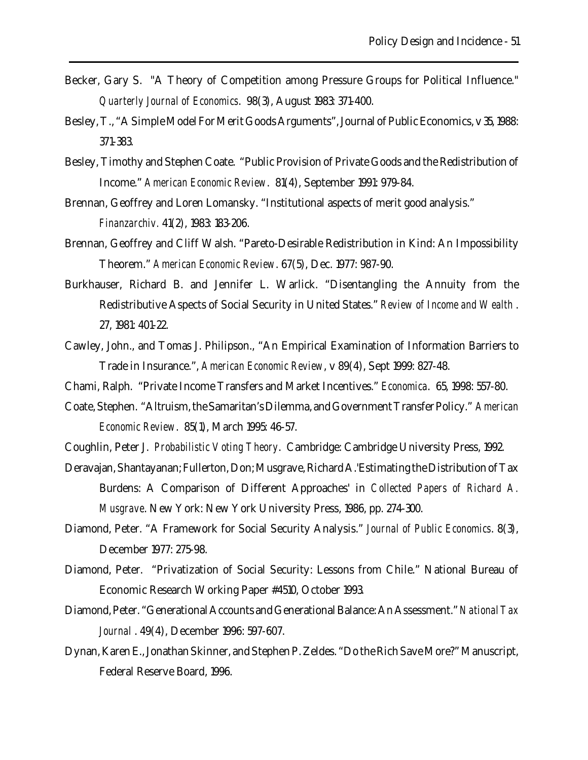Becker, Gary S. "A Theory of Competition among Pressure Groups for Political Influence." *Quarterly Journal of Economics*. 98(3), August 1983: 371-400.

Besley, T., "A Simple Model For Merit Goods Arguments", Journal of Public Economics, v 35, 1988: 371-383.

Besley, Timothy and Stephen Coate. "Public Provision of Private Goods and the Redistribution of Income." *American Economic Review*. 81(4), September 1991: 979-84.

Brennan, Geoffrey and Loren Lomansky. "Institutional aspects of merit good analysis." *Finanzarchiv*. 41(2), 1983: 183-206.

Brennan, Geoffrey and Cliff Walsh. "Pareto-Desirable Redistribution in Kind: An Impossibility Theorem." *American Economic Review*. 67(5), Dec. 1977: 987-90.

Burkhauser, Richard B. and Jennifer L. Warlick. "Disentangling the Annuity from the Redistributive Aspects of Social Security in United States." *Review of Income and Wealth*. 27, 1981: 401-22.

Cawley, John., and Tomas J. Philipson., "An Empirical Examination of Information Barriers to Trade in Insurance.", *American Economic Review*, v 89(4), Sept 1999: 827-48.

Chami, Ralph. "Private Income Transfers and Market Incentives." *Economica*. 65, 1998: 557-80.

Coate, Stephen. "Altruism, the Samaritan's Dilemma, and Government Transfer Policy." *American Economic Review*. 85(1), March 1995: 46-57.

Coughlin, Peter J. *Probabilistic Voting Theory*. Cambridge: Cambridge University Press, 1992.

Deravajan, Shantayanan; Fullerton, Don; Musgrave, Richard A. 'Estimating the Distribution of Tax Burdens: A Comparison of Different Approaches' in *Collected Papers of Richard A. Musgrave*. New York: New York University Press, 1986, pp. 274-300.

Diamond, Peter. "A Framework for Social Security Analysis." *Journal of Public Economics*. 8(3), December 1977: 275-98.

Diamond, Peter. "Privatization of Social Security: Lessons from Chile." National Bureau of Economic Research Working Paper #4510, October 1993.

Diamond, Peter. "Generational Accounts and Generational Balance: An Assessment." *National Tax Journal*. 49(4), December 1996: 597-607.

Dynan, Karen E., Jonathan Skinner, and Stephen P. Zeldes. "Do the Rich Save More?" Manuscript, Federal Reserve Board, 1996.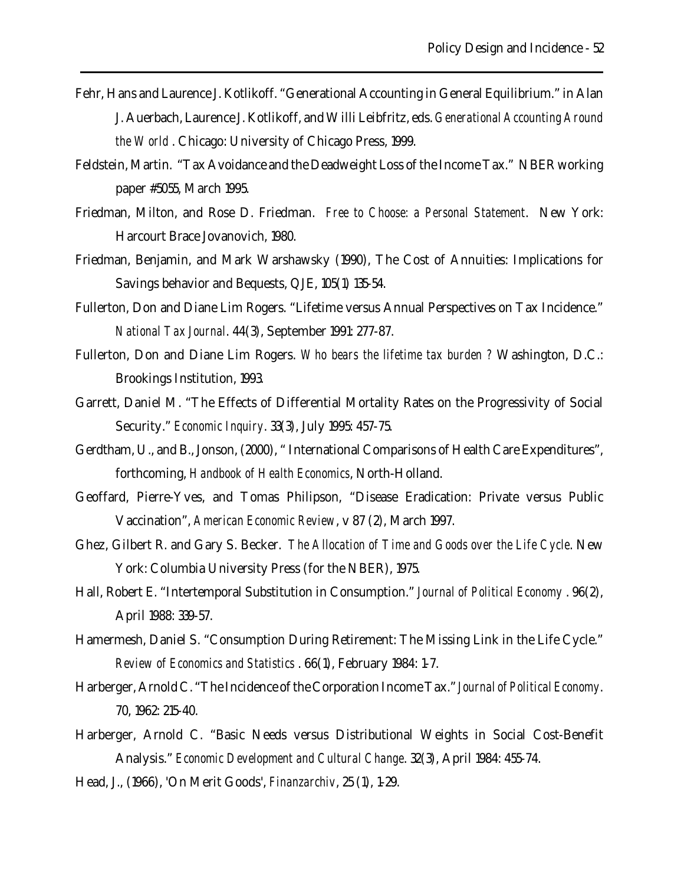Fehr, Hans and Laurence J. Kotlikoff. "Generational Accounting in General Equilibrium." in Alan J. Auerbach, Laurence J. Kotlikoff, and Willi Leibfritz, eds. *Generational Accounting Around the World* . Chicago: University of Chicago Press, 1999.

Feldstein, Martin. "Tax Avoidance and the Deadweight Loss of the Income Tax." NBER working paper #5055, March 1995.

Friedman, Milton, and Rose D. Friedman. *Free to Choose: a Personal Statement*. New York: Harcourt Brace Jovanovich, 1980.

Friedman, Benjamin, and Mark Warshawsky (1990), The Cost of Annuities: Implications for Savings behavior and Bequests, QJE, 105(1) 135-54.

Fullerton, Don and Diane Lim Rogers. "Lifetime versus Annual Perspectives on Tax Incidence." *National Tax Journal*. 44(3), September 1991: 277-87.

Fullerton, Don and Diane Lim Rogers. *Who bears the lifetime tax burden ?* Washington, D.C.: Brookings Institution, 1993.

Garrett, Daniel M. "The Effects of Differential Mortality Rates on the Progressivity of Social Security." *Economic Inquiry*. 33(3), July 1995: 457-75.

Gerdtham, U., and B., Jonson, (2000), " International Comparisons of Health Care Expenditures", forthcoming, *Handbook of Health Economics*, North-Holland.

Geoffard, Pierre-Yves, and Tomas Philipson, "Disease Eradication: Private versus Public Vaccination", *American Economic Review*, v 87 (2), March 1997.

Ghez, Gilbert R. and Gary S. Becker. *The Allocation of Time and Goods over the Life Cycle*. New York: Columbia University Press (for the NBER), 1975.

Hall, Robert E. "Intertemporal Substitution in Consumption." *Journal of Political Economy* . 96(2), April 1988: 339-57.

Hamermesh, Daniel S. "Consumption During Retirement: The Missing Link in the Life Cycle." *Review of Economics and Statistics* . 66(1), February 1984: 1-7.

Harberger, Arnold C. "The Incidence of the Corporation Income Tax." *Journal of Political Economy*. 70, 1962: 215-40.

Harberger, Arnold C. "Basic Needs versus Distributional Weights in Social Cost-Benefit Analysis." *Economic Development and Cultural Change*. 32(3), April 1984: 455-74.

Head, J., (1966), 'On Merit Goods', *Finanzarchiv*, 25 (1), 1-29.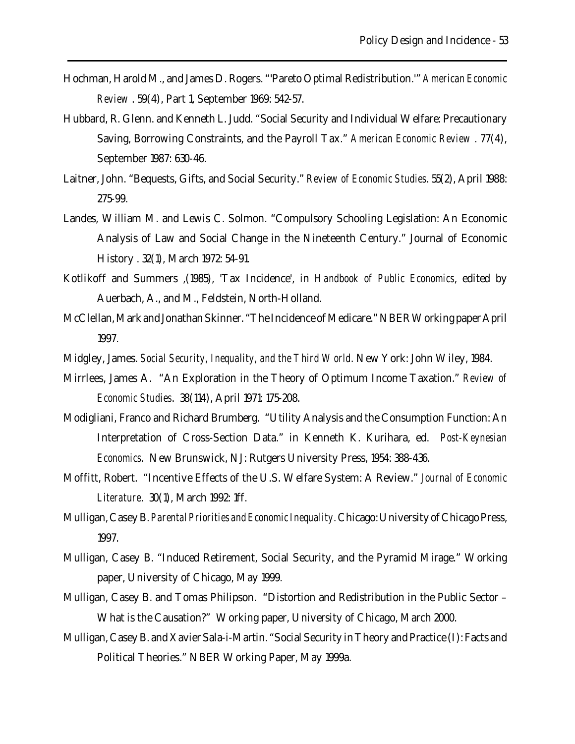Hochman, Harold M., and James D. Rogers. "'Pareto Optimal Redistribution.'" *American Economic Review* . 59(4), Part 1, September 1969: 542-57.

Hubbard, R. Glenn. and Kenneth L. Judd. "Social Security and Individual Welfare: Precautionary Saving, Borrowing Constraints, and the Payroll Tax." *American Economic Review* . 77(4), September 1987: 630-46.

Laitner, John. "Bequests, Gifts, and Social Security." *Review of Economic Studies*. 55(2), April 1988: 275-99.

Landes, William M. and Lewis C. Solmon. "Compulsory Schooling Legislation: An Economic Analysis of Law and Social Change in the Nineteenth Century." Journal of Economic History . 32(1), March 1972: 54-91.

Kotlikoff and Summers ,(1985), 'Tax Incidence', in *Handbook of Public Economics*, edited by Auerbach, A., and M., Feldstein, North-Holland.

McClellan, Mark and Jonathan Skinner. "The Incidence of Medicare." NBER Working paper April 1997.

Midgley, James. *Social Security, Inequality, and the Third World*. New York: John Wiley, 1984.

Mirrlees, James A. "An Exploration in the Theory of Optimum Income Taxation." *Review of Economic Studies*. 38(114), April 1971: 175-208.

Modigliani, Franco and Richard Brumberg. "Utility Analysis and the Consumption Function: An Interpretation of Cross-Section Data." in Kenneth K. Kurihara, ed. *Post-Keynesian Economics*. New Brunswick, NJ: Rutgers University Press, 1954: 388-436.

Moffitt, Robert. "Incentive Effects of the U.S. Welfare System: A Review." *Journal of Economic Literature*. 30(1), March 1992: 1ff.

Mulligan, Casey B. *Parental Priorities and Economic Inequality*. Chicago: University of Chicago Press, 1997.

Mulligan, Casey B. "Induced Retirement, Social Security, and the Pyramid Mirage." Working paper, University of Chicago, May 1999.

Mulligan, Casey B. and Tomas Philipson. "Distortion and Redistribution in the Public Sector – What is the Causation?" Working paper, University of Chicago, March 2000.

Mulligan, Casey B. and Xavier Sala-i-Martin. "Social Security in Theory and Practice (I): Facts and Political Theories." NBER Working Paper, May 1999a.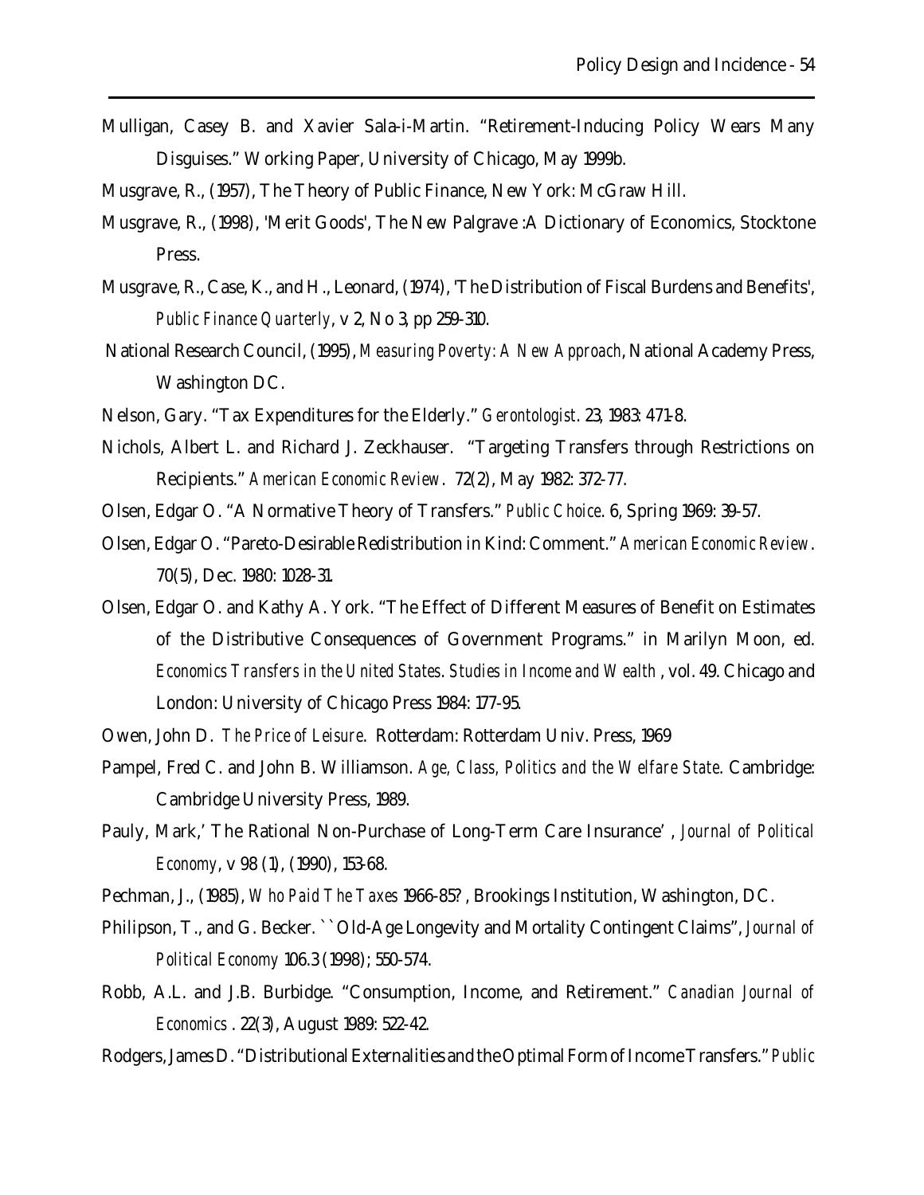Mulligan, Casey B. and Xavier Sala-i-Martin. "Retirement-Inducing Policy Wears Many Disguises." Working Paper, University of Chicago, May 1999b.

Musgrave, R., (1957), The Theory of Public Finance, New York: McGraw Hill.

Musgrave, R., (1998), 'Merit Goods', The New Palgrave :A Dictionary of Economics, Stocktone Press.

Musgrave, R., Case, K., and H., Leonard, (1974), 'The Distribution of Fiscal Burdens and Benefits', *Public Finance Quarterly*, v 2, No 3, pp 259-310.

National Research Council, (1995), *Measuring Poverty: A New Approach*, National Academy Press, Washington DC.

Nelson, Gary. "Tax Expenditures for the Elderly." *Gerontologist*. 23, 1983: 471-8.

Nichols, Albert L. and Richard J. Zeckhauser. "Targeting Transfers through Restrictions on Recipients." *American Economic Review*. 72(2), May 1982: 372-77.

Olsen, Edgar O. "A Normative Theory of Transfers." *Public Choice*. 6, Spring 1969: 39-57.

Olsen, Edgar O. "Pareto-Desirable Redistribution in Kind: Comment." *American Economic Review*. 70(5), Dec. 1980: 1028-31.

Olsen, Edgar O. and Kathy A. York. "The Effect of Different Measures of Benefit on Estimates of the Distributive Consequences of Government Programs." in Marilyn Moon, ed. *Economics Transfers in the United States*. *Studies in Income and Wealth* , vol. 49. Chicago and London: University of Chicago Press 1984: 177-95.

Owen, John D. *The Price of Leisure*. Rotterdam: Rotterdam Univ. Press, 1969

Pampel, Fred C. and John B. Williamson. *Age, Class, Politics and the Welfare State*. Cambridge: Cambridge University Press, 1989.

Pauly, Mark,' The Rational Non-Purchase of Long-Term Care Insurance' , *Journal of Political Economy*, v 98 (1), (1990), 153-68.

Pechman, J., (1985), *Who Paid The Taxes* 1966-85? , Brookings Institution, Washington, DC.

Philipson, T., and G. Becker. ``Old-Age Longevity and Mortality Contingent Claims", *Journal of Political Economy* 106.3 (1998); 550-574.

Robb, A.L. and J.B. Burbidge. "Consumption, Income, and Retirement." *Canadian Journal of Economics* . 22(3), August 1989: 522-42.

Rodgers, James D. "Distributional Externalities and the Optimal Form of Income Transfers." *Public*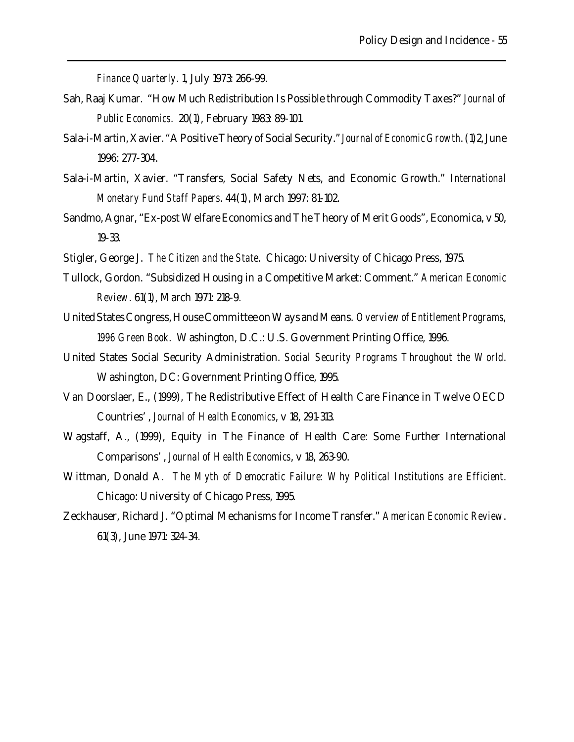*Finance Quarterly*. 1, July 1973: 266-99.

Sah, Raaj Kumar. "How Much Redistribution Is Possible through Commodity Taxes?" *Journal of Public Economics*. 20(1), February 1983: 89-101.

Sala-i-Martin, Xavier. "A Positive Theory of Social Security." *Journal of Economic Growth*. (1)2, June 1996: 277-304.

Sala-i-Martin, Xavier. "Transfers, Social Safety Nets, and Economic Growth." *International Monetary Fund Staff Papers*. 44(1), March 1997: 81-102.

Sandmo, Agnar, "Ex-post Welfare Economics and The Theory of Merit Goods", Economica, v 50, 19-33.

Stigler, George J. *The Citizen and the State*. Chicago: University of Chicago Press, 1975.

Tullock, Gordon. "Subsidized Housing in a Competitive Market: Comment." *American Economic Review*. 61(1), March 1971: 218-9.

United States Congress, House Committee on Ways and Means. *Overview of Entitlement Programs, 1996 Green Book*. Washington, D.C.: U.S. Government Printing Office, 1996.

United States Social Security Administration. *Social Security Programs Throughout the World*. Washington, DC: Government Printing Office, 1995.

Van Doorslaer, E., (1999), The Redistributive Effect of Health Care Finance in Twelve OECD Countries', *Journal of Health Economics*, v 18, 291-313.

Wagstaff, A., (1999), Equity in The Finance of Health Care: Some Further International Comparisons', *Journal of Health Economics*, v 18, 263-90.

Wittman, Donald A. *The Myth of Democratic Failure: Why Political Institutions are Efficient*. Chicago: University of Chicago Press, 1995.

Zeckhauser, Richard J. "Optimal Mechanisms for Income Transfer." *American Economic Review*. 61(3), June 1971: 324-34.